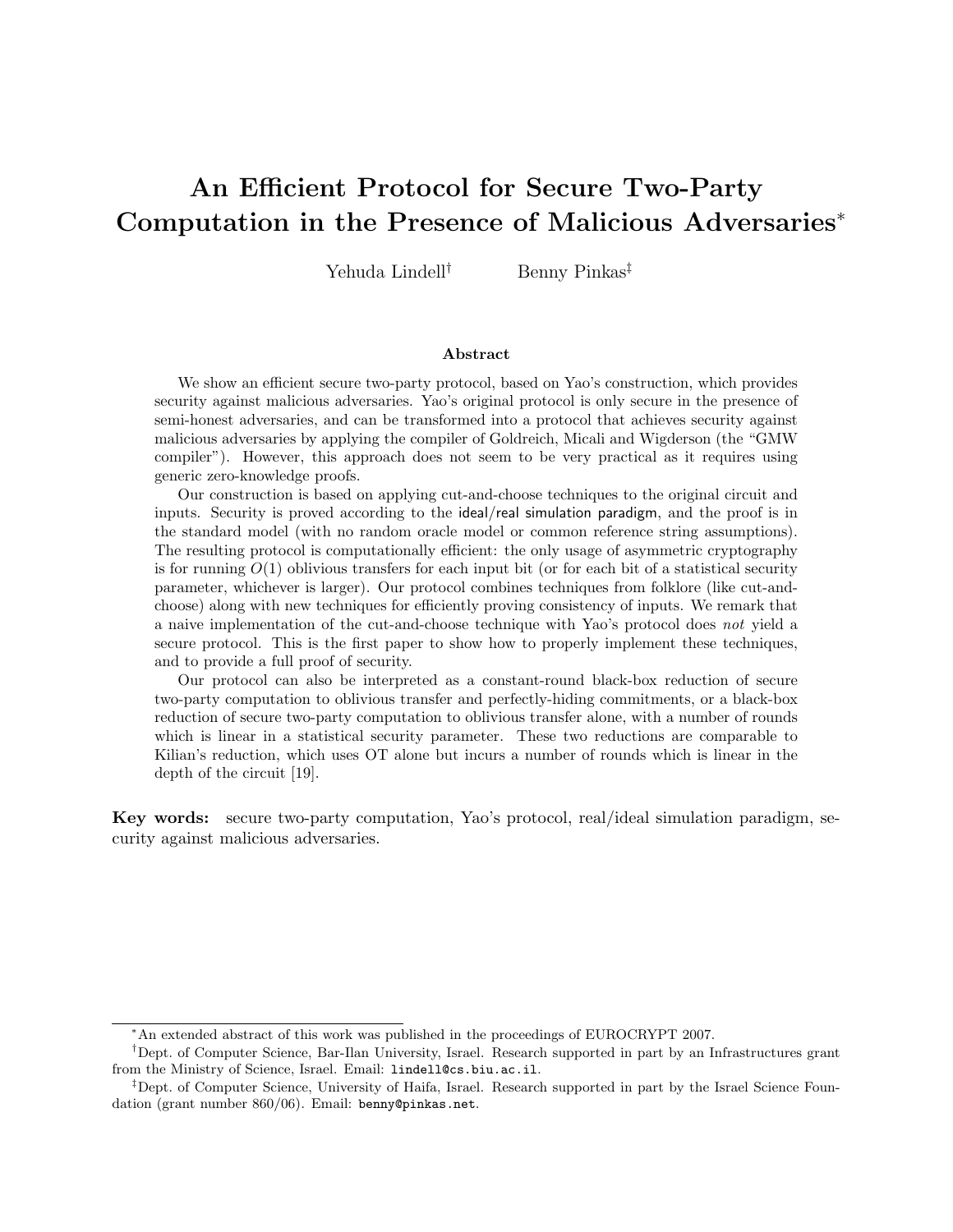# An Efficient Protocol for Secure Two-Party Computation in the Presence of Malicious Adversaries[*]

Yehuda Lindell[†] Benny Pinkas[‡]

### Abstract

We show an efficient secure two-party protocol, based on Yao's construction, which provides security against malicious adversaries. Yao's original protocol is only secure in the presence of semi-honest adversaries, and can be transformed into a protocol that achieves security against malicious adversaries by applying the compiler of Goldreich, Micali and Wigderson (the "GMW compiler"). However, this approach does not seem to be very practical as it requires using generic zero-knowledge proofs.

Our construction is based on applying cut-and-choose techniques to the original circuit and inputs. Security is proved according to the ideal/real simulation paradigm, and the proof is in the standard model (with no random oracle model or common reference string assumptions). The resulting protocol is computationally efficient: the only usage of asymmetric cryptography is for running $O(1)$ oblivious transfers for each input bit (or for each bit of a statistical security parameter, whichever is larger). Our protocol combines techniques from folklore (like cut-and-choose) along with new techniques for efficiently proving consistency of inputs. We remark that a naive implementation of the cut-and-choose technique with Yao's protocol does *not* yield a secure protocol. This is the first paper to show how to properly implement these techniques, and to provide a full proof of security.

Our protocol can also be interpreted as a constant-round black-box reduction of secure two-party computation to oblivious transfer and perfectly-hiding commitments, or a black-box reduction of secure two-party computation to oblivious transfer alone, with a number of rounds which is linear in a statistical security parameter. These two reductions are comparable to Kilian's reduction, which uses OT alone but incurs a number of rounds which is linear in the depth of the circuit [19].

**Key words:** secure two-party computation, Yao's protocol, real/ideal simulation paradigm, security against malicious adversaries.

---

[*] An extended abstract of this work was published in the proceedings of EUROCRYPT 2007.

[†] Dept. of Computer Science, Bar-Ilan University, Israel. Research supported in part by an Infrastructures grant from the Ministry of Science, Israel. Email: lindell@cs.biu.ac.il.

[‡] Dept. of Computer Science, University of Haifa, Israel. Research supported in part by the Israel Science Foundation (grant number 860/06). Email: benny@pinkas.net.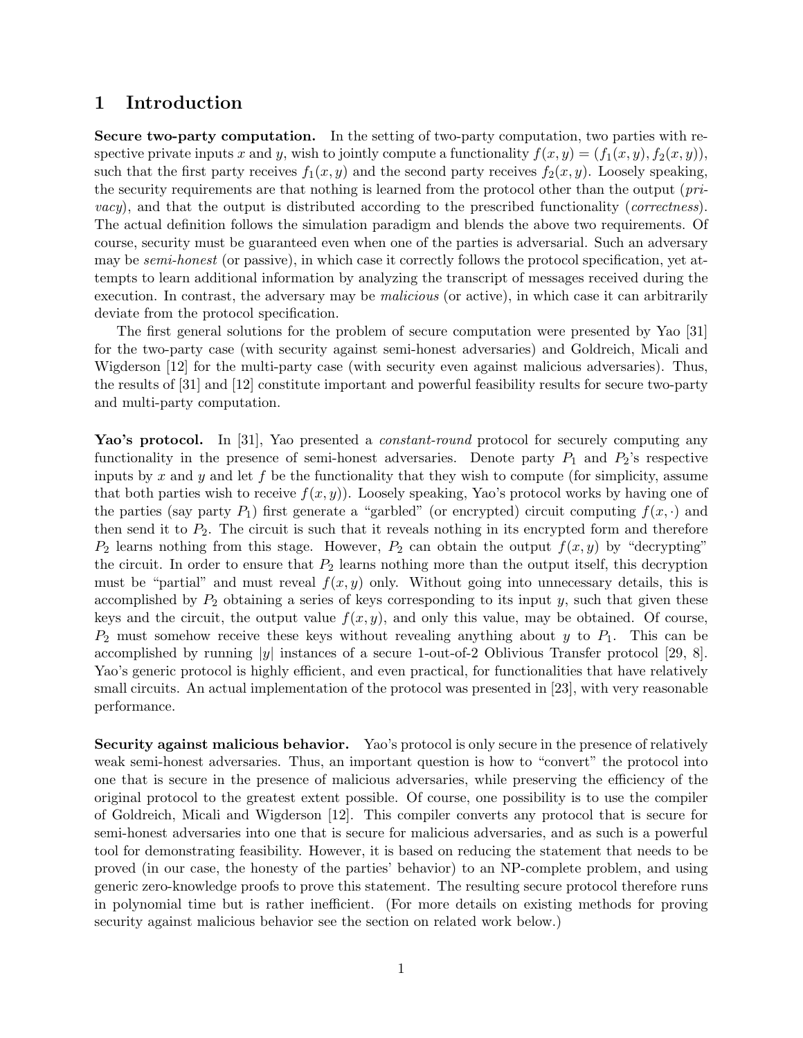# 1 Introduction

**Secure two-party computation.** In the setting of two-party computation, two parties with respective private inputs $x$ and $y$, wish to jointly compute a functionality $f(x, y) = (f_1(x, y), f_2(x, y))$, such that the first party receives $f_1(x, y)$ and the second party receives $f_2(x, y)$. Loosely speaking, the security requirements are that nothing is learned from the protocol other than the output (*privacy*), and that the output is distributed according to the prescribed functionality (*correctness*). The actual definition follows the simulation paradigm and blends the above two requirements. Of course, security must be guaranteed even when one of the parties is adversarial. Such an adversary may be *semi-honest* (or passive), in which case it correctly follows the protocol specification, yet attempts to learn additional information by analyzing the transcript of messages received during the execution. In contrast, the adversary may be *malicious* (or active), in which case it can arbitrarily deviate from the protocol specification.

The first general solutions for the problem of secure computation were presented by Yao [31] for the two-party case (with security against semi-honest adversaries) and Goldreich, Micali and Wigderson [12] for the multi-party case (with security even against malicious adversaries). Thus, the results of [31] and [12] constitute important and powerful feasibility results for secure two-party and multi-party computation.

**Yao's protocol.** In [31], Yao presented a *constant-round* protocol for securely computing any functionality in the presence of semi-honest adversaries. Denote party $P_1$ and $P_2$'s respective inputs by $x$ and $y$ and let $f$ be the functionality that they wish to compute (for simplicity, assume that both parties wish to receive $f(x, y)$). Loosely speaking, Yao's protocol works by having one of the parties (say party $P_1$) first generate a "garbled" (or encrypted) circuit computing $f(x, \cdot)$ and then send it to $P_2$. The circuit is such that it reveals nothing in its encrypted form and therefore $P_2$ learns nothing from this stage. However, $P_2$ can obtain the output $f(x, y)$ by "decrypting" the circuit. In order to ensure that $P_2$ learns nothing more than the output itself, this decryption must be "partial" and must reveal $f(x, y)$ only. Without going into unnecessary details, this is accomplished by $P_2$ obtaining a series of keys corresponding to its input $y$, such that given these keys and the circuit, the output value $f(x, y)$, and only this value, may be obtained. Of course, $P_2$ must somehow receive these keys without revealing anything about $y$ to $P_1$. This can be accomplished by running $|y|$ instances of a secure 1-out-of-2 Oblivious Transfer protocol [29, 8]. Yao's generic protocol is highly efficient, and even practical, for functionalities that have relatively small circuits. An actual implementation of the protocol was presented in [23], with very reasonable performance.

**Security against malicious behavior.** Yao's protocol is only secure in the presence of relatively weak semi-honest adversaries. Thus, an important question is how to "convert" the protocol into one that is secure in the presence of malicious adversaries, while preserving the efficiency of the original protocol to the greatest extent possible. Of course, one possibility is to use the compiler of Goldreich, Micali and Wigderson [12]. This compiler converts any protocol that is secure for semi-honest adversaries into one that is secure for malicious adversaries, and as such is a powerful tool for demonstrating feasibility. However, it is based on reducing the statement that needs to be proved (in our case, the honesty of the parties' behavior) to an NP-complete problem, and using generic zero-knowledge proofs to prove this statement. The resulting secure protocol therefore runs in polynomial time but is rather inefficient. (For more details on existing methods for proving security against malicious behavior see the section on related work below.)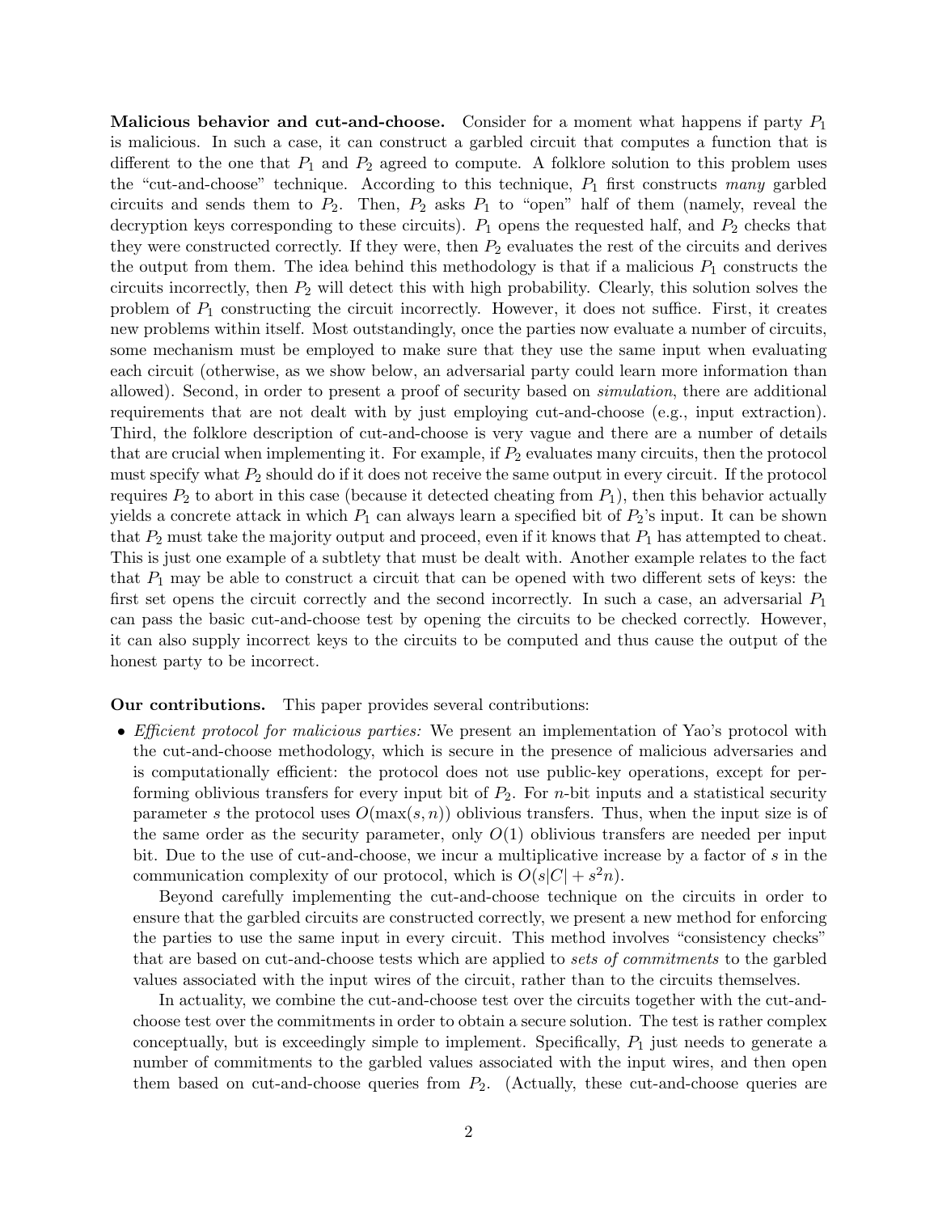**Malicious behavior and cut-and-choose.** Consider for a moment what happens if party $P_1$ is malicious. In such a case, it can construct a garbled circuit that computes a function that is different to the one that $P_1$ and $P_2$ agreed to compute. A folklore solution to this problem uses the "cut-and-choose" technique. According to this technique, $P_1$ first constructs *many* garbled circuits and sends them to $P_2$. Then, $P_2$ asks $P_1$ to "open" half of them (namely, reveal the decryption keys corresponding to these circuits). $P_1$ opens the requested half, and $P_2$ checks that they were constructed correctly. If they were, then $P_2$ evaluates the rest of the circuits and derives the output from them. The idea behind this methodology is that if a malicious $P_1$ constructs the circuits incorrectly, then $P_2$ will detect this with high probability. Clearly, this solution solves the problem of $P_1$ constructing the circuit incorrectly. However, it does not suffice. First, it creates new problems within itself. Most outstandingly, once the parties now evaluate a number of circuits, some mechanism must be employed to make sure that they use the same input when evaluating each circuit (otherwise, as we show below, an adversarial party could learn more information than allowed). Second, in order to present a proof of security based on *simulation*, there are additional requirements that are not dealt with by just employing cut-and-choose (e.g., input extraction). Third, the folklore description of cut-and-choose is very vague and there are a number of details that are crucial when implementing it. For example, if $P_2$ evaluates many circuits, then the protocol must specify what $P_2$ should do if it does not receive the same output in every circuit. If the protocol requires $P_2$ to abort in this case (because it detected cheating from $P_1$), then this behavior actually yields a concrete attack in which $P_1$ can always learn a specified bit of $P_2$'s input. It can be shown that $P_2$ must take the majority output and proceed, even if it knows that $P_1$ has attempted to cheat. This is just one example of a subtlety that must be dealt with. Another example relates to the fact that $P_1$ may be able to construct a circuit that can be opened with two different sets of keys: the first set opens the circuit correctly and the second incorrectly. In such a case, an adversarial $P_1$ can pass the basic cut-and-choose test by opening the circuits to be checked correctly. However, it can also supply incorrect keys to the circuits to be computed and thus cause the output of the honest party to be incorrect.

**Our contributions.** This paper provides several contributions:

- *Efficient protocol for malicious parties:* We present an implementation of Yao's protocol with the cut-and-choose methodology, which is secure in the presence of malicious adversaries and is computationally efficient: the protocol does not use public-key operations, except for performing oblivious transfers for every input bit of $P_2$. For $n$-bit inputs and a statistical security parameter $s$ the protocol uses $O(\max(s, n))$ oblivious transfers. Thus, when the input size is of the same order as the security parameter, only $O(1)$ oblivious transfers are needed per input bit. Due to the use of cut-and-choose, we incur a multiplicative increase by a factor of $s$ in the communication complexity of our protocol, which is $O(s|C| + s^2 n)$.

  Beyond carefully implementing the cut-and-choose technique on the circuits in order to ensure that the garbled circuits are constructed correctly, we present a new method for enforcing the parties to use the same input in every circuit. This method involves "consistency checks" that are based on cut-and-choose tests which are applied to *sets of commitments* to the garbled values associated with the input wires of the circuit, rather than to the circuits themselves.

  In actuality, we combine the cut-and-choose test over the circuits together with the cut-and-choose test over the commitments in order to obtain a secure solution. The test is rather complex conceptually, but is exceedingly simple to implement. Specifically, $P_1$ just needs to generate a number of commitments to the garbled values associated with the input wires, and then open them based on cut-and-choose queries from $P_2$. (Actually, these cut-and-choose queries are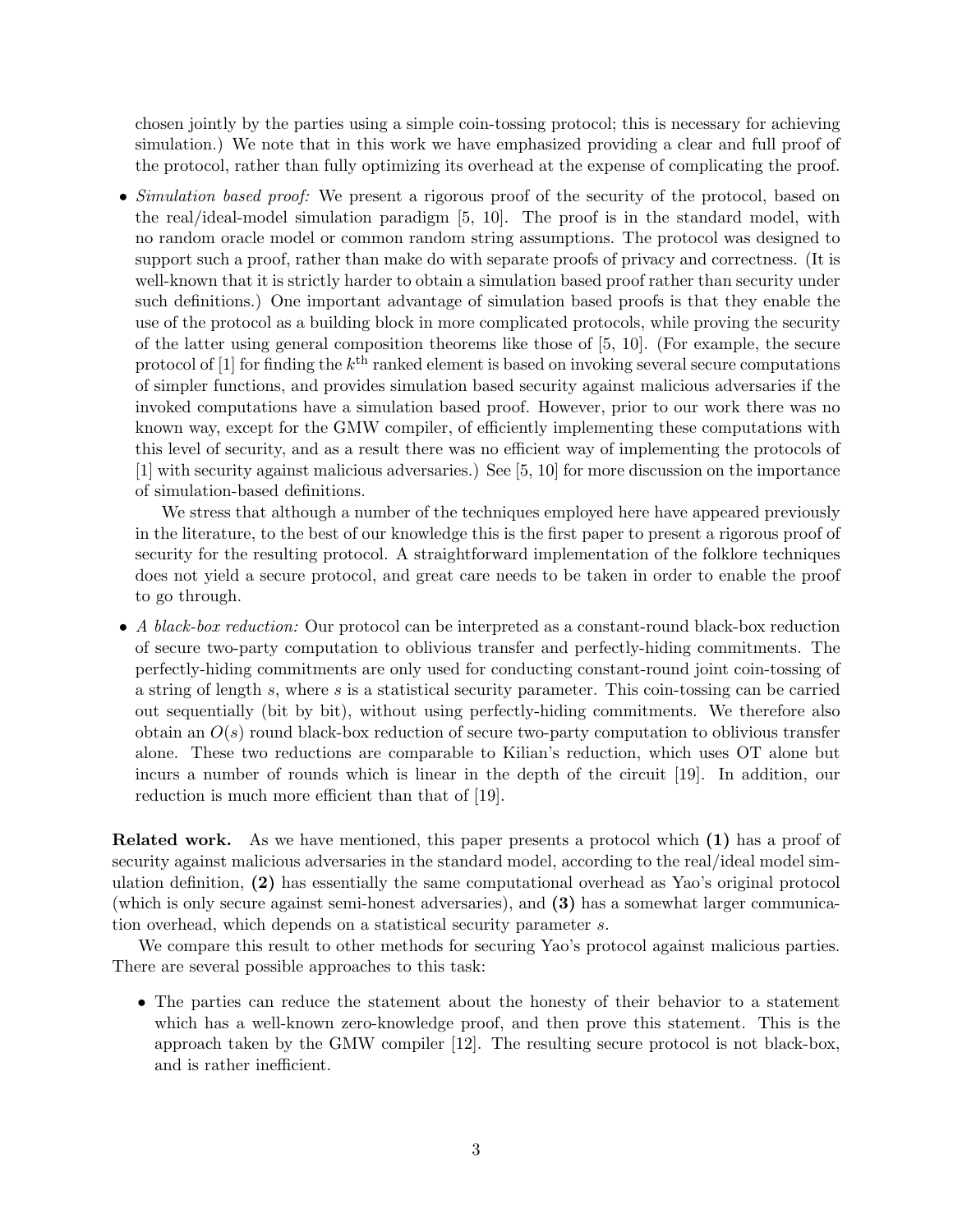chosen jointly by the parties using a simple coin-tossing protocol; this is necessary for achieving simulation.) We note that in this work we have emphasized providing a clear and full proof of the protocol, rather than fully optimizing its overhead at the expense of complicating the proof.

- *Simulation based proof:* We present a rigorous proof of the security of the protocol, based on the real/ideal-model simulation paradigm [5, 10]. The proof is in the standard model, with no random oracle model or common random string assumptions. The protocol was designed to support such a proof, rather than make do with separate proofs of privacy and correctness. (It is well-known that it is strictly harder to obtain a simulation based proof rather than security under such definitions.) One important advantage of simulation based proofs is that they enable the use of the protocol as a building block in more complicated protocols, while proving the security of the latter using general composition theorems like those of [5, 10]. (For example, the secure protocol of [1] for finding the $k^{\text{th}}$ ranked element is based on invoking several secure computations of simpler functions, and provides simulation based security against malicious adversaries if the invoked computations have a simulation based proof. However, prior to our work there was no known way, except for the GMW compiler, of efficiently implementing these computations with this level of security, and as a result there was no efficient way of implementing the protocols of [1] with security against malicious adversaries.) See [5, 10] for more discussion on the importance of simulation-based definitions.

  We stress that although a number of the techniques employed here have appeared previously in the literature, to the best of our knowledge this is the first paper to present a rigorous proof of security for the resulting protocol. A straightforward implementation of the folklore techniques does not yield a secure protocol, and great care needs to be taken in order to enable the proof to go through.

- *A black-box reduction:* Our protocol can be interpreted as a constant-round black-box reduction of secure two-party computation to oblivious transfer and perfectly-hiding commitments. The perfectly-hiding commitments are only used for conducting constant-round joint coin-tossing of a string of length $s$, where $s$ is a statistical security parameter. This coin-tossing can be carried out sequentially (bit by bit), without using perfectly-hiding commitments. We therefore also obtain an $O(s)$ round black-box reduction of secure two-party computation to oblivious transfer alone. These two reductions are comparable to Kilian's reduction, which uses OT alone but incurs a number of rounds which is linear in the depth of the circuit [19]. In addition, our reduction is much more efficient than that of [19].

**Related work.** As we have mentioned, this paper presents a protocol which **(1)** has a proof of security against malicious adversaries in the standard model, according to the real/ideal model simulation definition, **(2)** has essentially the same computational overhead as Yao's original protocol (which is only secure against semi-honest adversaries), and **(3)** has a somewhat larger communication overhead, which depends on a statistical security parameter $s$.

We compare this result to other methods for securing Yao's protocol against malicious parties. There are several possible approaches to this task:

- The parties can reduce the statement about the honesty of their behavior to a statement which has a well-known zero-knowledge proof, and then prove this statement. This is the approach taken by the GMW compiler [12]. The resulting secure protocol is not black-box, and is rather inefficient.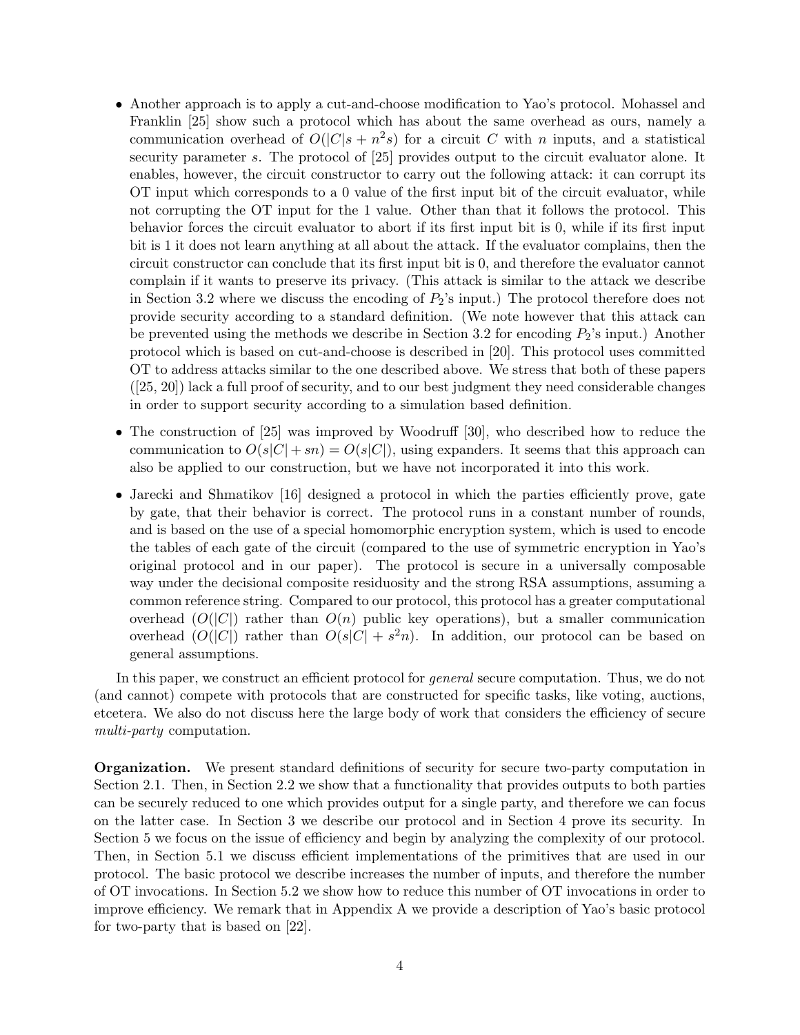- Another approach is to apply a cut-and-choose modification to Yao's protocol. Mohassel and Franklin [25] show such a protocol which has about the same overhead as ours, namely a communication overhead of $O(|C|s + n^2 s)$ for a circuit $C$ with $n$ inputs, and a statistical security parameter $s$. The protocol of [25] provides output to the circuit evaluator alone. It enables, however, the circuit constructor to carry out the following attack: it can corrupt its OT input which corresponds to a 0 value of the first input bit of the circuit evaluator, while not corrupting the OT input for the 1 value. Other than that it follows the protocol. This behavior forces the circuit evaluator to abort if its first input bit is 0, while if its first input bit is 1 it does not learn anything at all about the attack. If the evaluator complains, then the circuit constructor can conclude that its first input bit is 0, and therefore the evaluator cannot complain if it wants to preserve its privacy. (This attack is similar to the attack we describe in Section 3.2 where we discuss the encoding of $P_2$'s input.) The protocol therefore does not provide security according to a standard definition. (We note however that this attack can be prevented using the methods we describe in Section 3.2 for encoding $P_2$'s input.) Another protocol which is based on cut-and-choose is described in [20]. This protocol uses committed OT to address attacks similar to the one described above. We stress that both of these papers ([25, 20]) lack a full proof of security, and to our best judgment they need considerable changes in order to support security according to a simulation based definition.
- The construction of [25] was improved by Woodruff [30], who described how to reduce the communication to $O(s|C| + sn) = O(s|C|)$, using expanders. It seems that this approach can also be applied to our construction, but we have not incorporated it into this work.
- Jarecki and Shmatikov [16] designed a protocol in which the parties efficiently prove, gate by gate, that their behavior is correct. The protocol runs in a constant number of rounds, and is based on the use of a special homomorphic encryption system, which is used to encode the tables of each gate of the circuit (compared to the use of symmetric encryption in Yao's original protocol and in our paper). The protocol is secure in a universally composable way under the decisional composite residuosity and the strong RSA assumptions, assuming a common reference string. Compared to our protocol, this protocol has a greater computational overhead ($O(|C|)$ rather than $O(n)$ public key operations), but a smaller communication overhead ($O(|C|)$ rather than $O(s|C| + s^2 n)$. In addition, our protocol can be based on general assumptions.

In this paper, we construct an efficient protocol for *general* secure computation. Thus, we do not (and cannot) compete with protocols that are constructed for specific tasks, like voting, auctions, etcetera. We also do not discuss here the large body of work that considers the efficiency of secure *multi-party* computation.

**Organization.** We present standard definitions of security for secure two-party computation in Section 2.1. Then, in Section 2.2 we show that a functionality that provides outputs to both parties can be securely reduced to one which provides output for a single party, and therefore we can focus on the latter case. In Section 3 we describe our protocol and in Section 4 prove its security. In Section 5 we focus on the issue of efficiency and begin by analyzing the complexity of our protocol. Then, in Section 5.1 we discuss efficient implementations of the primitives that are used in our protocol. The basic protocol we describe increases the number of inputs, and therefore the number of OT invocations. In Section 5.2 we show how to reduce this number of OT invocations in order to improve efficiency. We remark that in Appendix A we provide a description of Yao's basic protocol for two-party that is based on [22].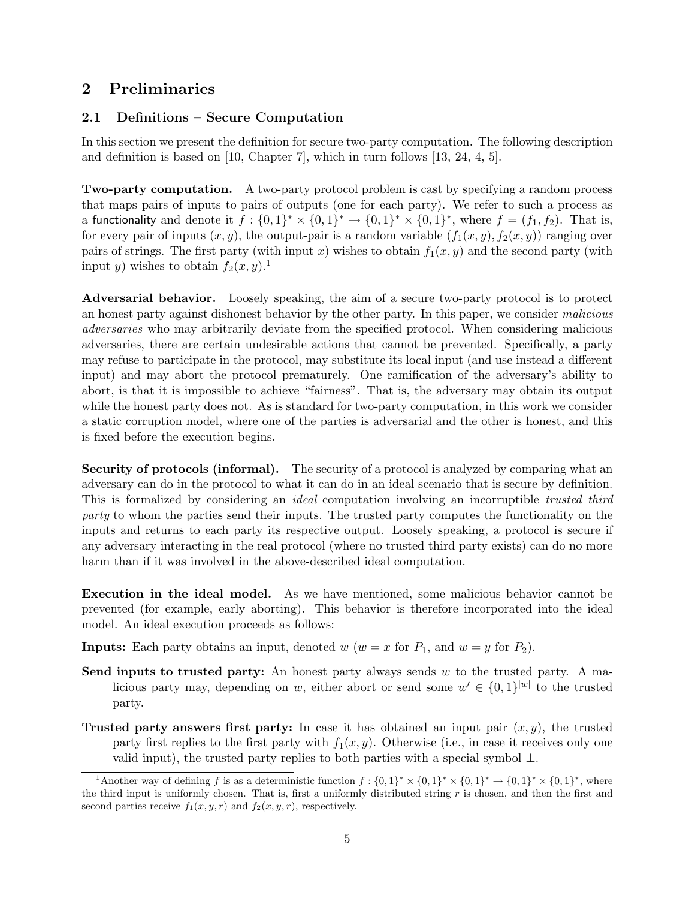## 2 Preliminaries

### 2.1 Definitions – Secure Computation

In this section we present the definition for secure two-party computation. The following description and definition is based on [10, Chapter 7], which in turn follows [13, 24, 4, 5].

**Two-party computation.** A two-party protocol problem is cast by specifying a random process that maps pairs of inputs to pairs of outputs (one for each party). We refer to such a process as a functionality and denote it $f : \{0,1\}^* \times \{0,1\}^* \to \{0,1\}^* \times \{0,1\}^*$, where $f = (f_1, f_2)$. That is, for every pair of inputs $(x, y)$, the output-pair is a random variable $(f_1(x, y), f_2(x, y))$ ranging over pairs of strings. The first party (with input $x$) wishes to obtain $f_1(x, y)$ and the second party (with input $y$) wishes to obtain $f_2(x, y)$.[1]

**Adversarial behavior.** Loosely speaking, the aim of a secure two-party protocol is to protect an honest party against dishonest behavior by the other party. In this paper, we consider *malicious adversaries* who may arbitrarily deviate from the specified protocol. When considering malicious adversaries, there are certain undesirable actions that cannot be prevented. Specifically, a party may refuse to participate in the protocol, may substitute its local input (and use instead a different input) and may abort the protocol prematurely. One ramification of the adversary's ability to abort, is that it is impossible to achieve "fairness". That is, the adversary may obtain its output while the honest party does not. As is standard for two-party computation, in this work we consider a static corruption model, where one of the parties is adversarial and the other is honest, and this is fixed before the execution begins.

**Security of protocols (informal).** The security of a protocol is analyzed by comparing what an adversary can do in the protocol to what it can do in an ideal scenario that is secure by definition. This is formalized by considering an *ideal* computation involving an incorruptible *trusted third party* to whom the parties send their inputs. The trusted party computes the functionality on the inputs and returns to each party its respective output. Loosely speaking, a protocol is secure if any adversary interacting in the real protocol (where no trusted third party exists) can do no more harm than if it was involved in the above-described ideal computation.

**Execution in the ideal model.** As we have mentioned, some malicious behavior cannot be prevented (for example, early aborting). This behavior is therefore incorporated into the ideal model. An ideal execution proceeds as follows:

**Inputs:** Each party obtains an input, denoted $w$ ($w = x$ for $P_1$, and $w = y$ for $P_2$).

**Send inputs to trusted party:** An honest party always sends $w$ to the trusted party. A malicious party may, depending on $w$, either abort or send some $w' \in \{0,1\}^{|w|}$ to the trusted party.

**Trusted party answers first party:** In case it has obtained an input pair $(x, y)$, the trusted party first replies to the first party with $f_1(x, y)$. Otherwise (i.e., in case it receives only one valid input), the trusted party replies to both parties with a special symbol $\perp$.

[1] Another way of defining $f$ is as a deterministic function $f : \{0,1\}^* \times \{0,1\}^* \times \{0,1\}^* \to \{0,1\}^* \times \{0,1\}^*$, where the third input is uniformly chosen. That is, first a uniformly distributed string $r$ is chosen, and then the first and second parties receive $f_1(x, y, r)$ and $f_2(x, y, r)$, respectively.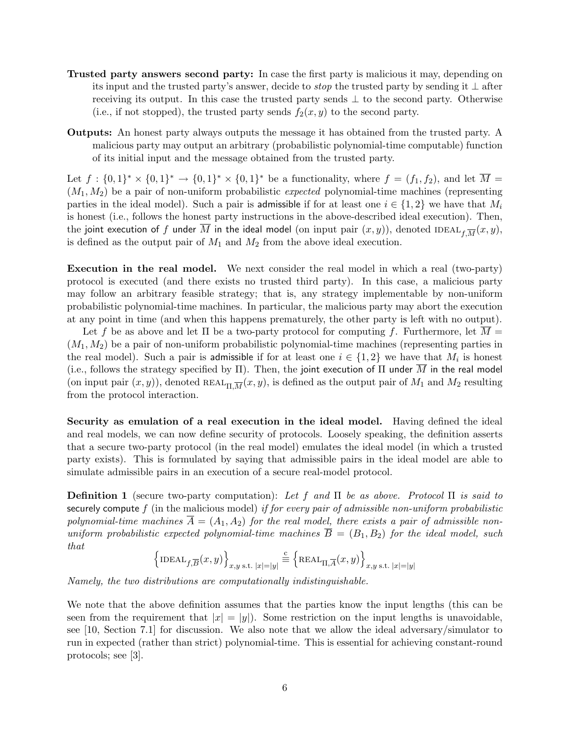**Trusted party answers second party:** In case the first party is malicious it may, depending on its input and the trusted party's answer, decide to *stop* the trusted party by sending it $\perp$ after receiving its output. In this case the trusted party sends $\perp$ to the second party. Otherwise (i.e., if not stopped), the trusted party sends $f_2(x, y)$ to the second party.

**Outputs:** An honest party always outputs the message it has obtained from the trusted party. A malicious party may output an arbitrary (probabilistic polynomial-time computable) function of its initial input and the message obtained from the trusted party.

Let $f : \{0,1\}^* \times \{0,1\}^* \to \{0,1\}^* \times \{0,1\}^*$ be a functionality, where $f = (f_1, f_2)$, and let $\overline{M} = (M_1, M_2)$ be a pair of non-uniform probabilistic *expected* polynomial-time machines (representing parties in the ideal model). Such a pair is admissible if for at least one $i \in \{1, 2\}$ we have that $M_i$ is honest (i.e., follows the honest party instructions in the above-described ideal execution). Then, the joint execution of $f$ under $\overline{M}$ in the ideal model (on input pair $(x, y)$), denoted $\text{IDEAL}_{f,\overline{M}}(x, y)$, is defined as the output pair of $M_1$ and $M_2$ from the above ideal execution.

**Execution in the real model.** We next consider the real model in which a real (two-party) protocol is executed (and there exists no trusted third party). In this case, a malicious party may follow an arbitrary feasible strategy; that is, any strategy implementable by non-uniform probabilistic polynomial-time machines. In particular, the malicious party may abort the execution at any point in time (and when this happens prematurely, the other party is left with no output).

Let $f$ be as above and let $\Pi$ be a two-party protocol for computing $f$. Furthermore, let $\overline{M} = (M_1, M_2)$ be a pair of non-uniform probabilistic polynomial-time machines (representing parties in the real model). Such a pair is admissible if for at least one $i \in \{1, 2\}$ we have that $M_i$ is honest (i.e., follows the strategy specified by $\Pi$). Then, the joint execution of $\Pi$ under $\overline{M}$ in the real model (on input pair $(x, y)$), denoted $\text{REAL}_{\Pi,\overline{M}}(x, y)$, is defined as the output pair of $M_1$ and $M_2$ resulting from the protocol interaction.

**Security as emulation of a real execution in the ideal model.** Having defined the ideal and real models, we can now define security of protocols. Loosely speaking, the definition asserts that a secure two-party protocol (in the real model) emulates the ideal model (in which a trusted party exists). This is formulated by saying that admissible pairs in the ideal model are able to simulate admissible pairs in an execution of a secure real-model protocol.

**Definition 1** (secure two-party computation): *Let $f$ and $\Pi$ be as above. Protocol $\Pi$ is said to* securely compute *$f$ (in the malicious model) if for every pair of admissible non-uniform probabilistic polynomial-time machines $\overline{A} = (A_1, A_2)$ for the real model, there exists a pair of admissible non-uniform probabilistic expected polynomial-time machines $\overline{B} = (B_1, B_2)$ for the ideal model, such that*

$$\left\{\text{IDEAL}_{f,\overline{B}}(x, y)\right\}_{x,y \text{ s.t. } |x|=|y|} \stackrel{c}{\equiv} \left\{\text{REAL}_{\Pi,\overline{A}}(x, y)\right\}_{x,y \text{ s.t. } |x|=|y|}$$

*Namely, the two distributions are computationally indistinguishable.*

We note that the above definition assumes that the parties know the input lengths (this can be seen from the requirement that $|x| = |y|$). Some restriction on the input lengths is unavoidable, see [10, Section 7.1] for discussion. We also note that we allow the ideal adversary/simulator to run in expected (rather than strict) polynomial-time. This is essential for achieving constant-round protocols; see [3].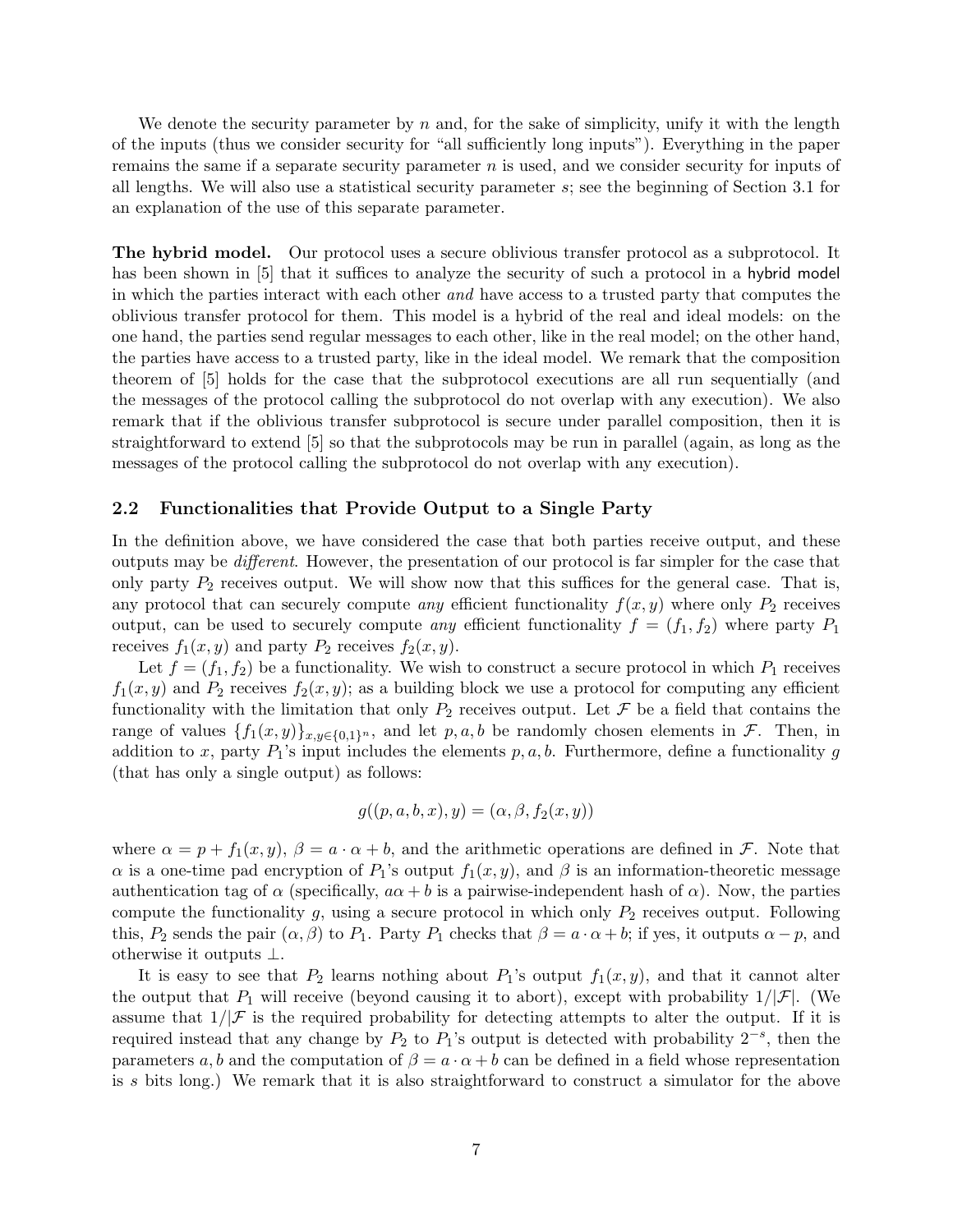We denote the security parameter by $n$ and, for the sake of simplicity, unify it with the length of the inputs (thus we consider security for "all sufficiently long inputs"). Everything in the paper remains the same if a separate security parameter $n$ is used, and we consider security for inputs of all lengths. We will also use a statistical security parameter $s$; see the beginning of Section 3.1 for an explanation of the use of this separate parameter.

**The hybrid model.** Our protocol uses a secure oblivious transfer protocol as a subprotocol. It has been shown in [5] that it suffices to analyze the security of such a protocol in a hybrid model in which the parties interact with each other *and* have access to a trusted party that computes the oblivious transfer protocol for them. This model is a hybrid of the real and ideal models: on the one hand, the parties send regular messages to each other, like in the real model; on the other hand, the parties have access to a trusted party, like in the ideal model. We remark that the composition theorem of [5] holds for the case that the subprotocol executions are all run sequentially (and the messages of the protocol calling the subprotocol do not overlap with any execution). We also remark that if the oblivious transfer subprotocol is secure under parallel composition, then it is straightforward to extend [5] so that the subprotocols may be run in parallel (again, as long as the messages of the protocol calling the subprotocol do not overlap with any execution).

## 2.2 Functionalities that Provide Output to a Single Party

In the definition above, we have considered the case that both parties receive output, and these outputs may be *different*. However, the presentation of our protocol is far simpler for the case that only party $P_2$ receives output. We will show now that this suffices for the general case. That is, any protocol that can securely compute *any* efficient functionality $f(x, y)$ where only $P_2$ receives output, can be used to securely compute *any* efficient functionality $f = (f_1, f_2)$ where party $P_1$ receives $f_1(x, y)$ and party $P_2$ receives $f_2(x, y)$.

Let $f = (f_1, f_2)$ be a functionality. We wish to construct a secure protocol in which $P_1$ receives $f_1(x, y)$ and $P_2$ receives $f_2(x, y)$; as a building block we use a protocol for computing any efficient functionality with the limitation that only $P_2$ receives output. Let $\mathcal{F}$ be a field that contains the range of values $\{f_1(x, y)\}_{x,y \in \{0,1\}^n}$, and let $p, a, b$ be randomly chosen elements in $\mathcal{F}$. Then, in addition to $x$, party $P_1$'s input includes the elements $p, a, b$. Furthermore, define a functionality $g$ (that has only a single output) as follows:

$$g((p, a, b, x), y) = (\alpha, \beta, f_2(x, y))$$

where $\alpha = p + f_1(x, y)$, $\beta = a \cdot \alpha + b$, and the arithmetic operations are defined in $\mathcal{F}$. Note that $\alpha$ is a one-time pad encryption of $P_1$'s output $f_1(x, y)$, and $\beta$ is an information-theoretic message authentication tag of $\alpha$ (specifically, $a\alpha + b$ is a pairwise-independent hash of $\alpha$). Now, the parties compute the functionality $g$, using a secure protocol in which only $P_2$ receives output. Following this, $P_2$ sends the pair $(\alpha, \beta)$ to $P_1$. Party $P_1$ checks that $\beta = a \cdot \alpha + b$; if yes, it outputs $\alpha - p$, and otherwise it outputs $\perp$.

It is easy to see that $P_2$ learns nothing about $P_1$'s output $f_1(x, y)$, and that it cannot alter the output that $P_1$ will receive (beyond causing it to abort), except with probability $1/|\mathcal{F}|$. (We assume that $1/|\mathcal{F}$ is the required probability for detecting attempts to alter the output. If it is required instead that any change by $P_2$ to $P_1$'s output is detected with probability $2^{-s}$, then the parameters $a, b$ and the computation of $\beta = a \cdot \alpha + b$ can be defined in a field whose representation is $s$ bits long.) We remark that it is also straightforward to construct a simulator for the above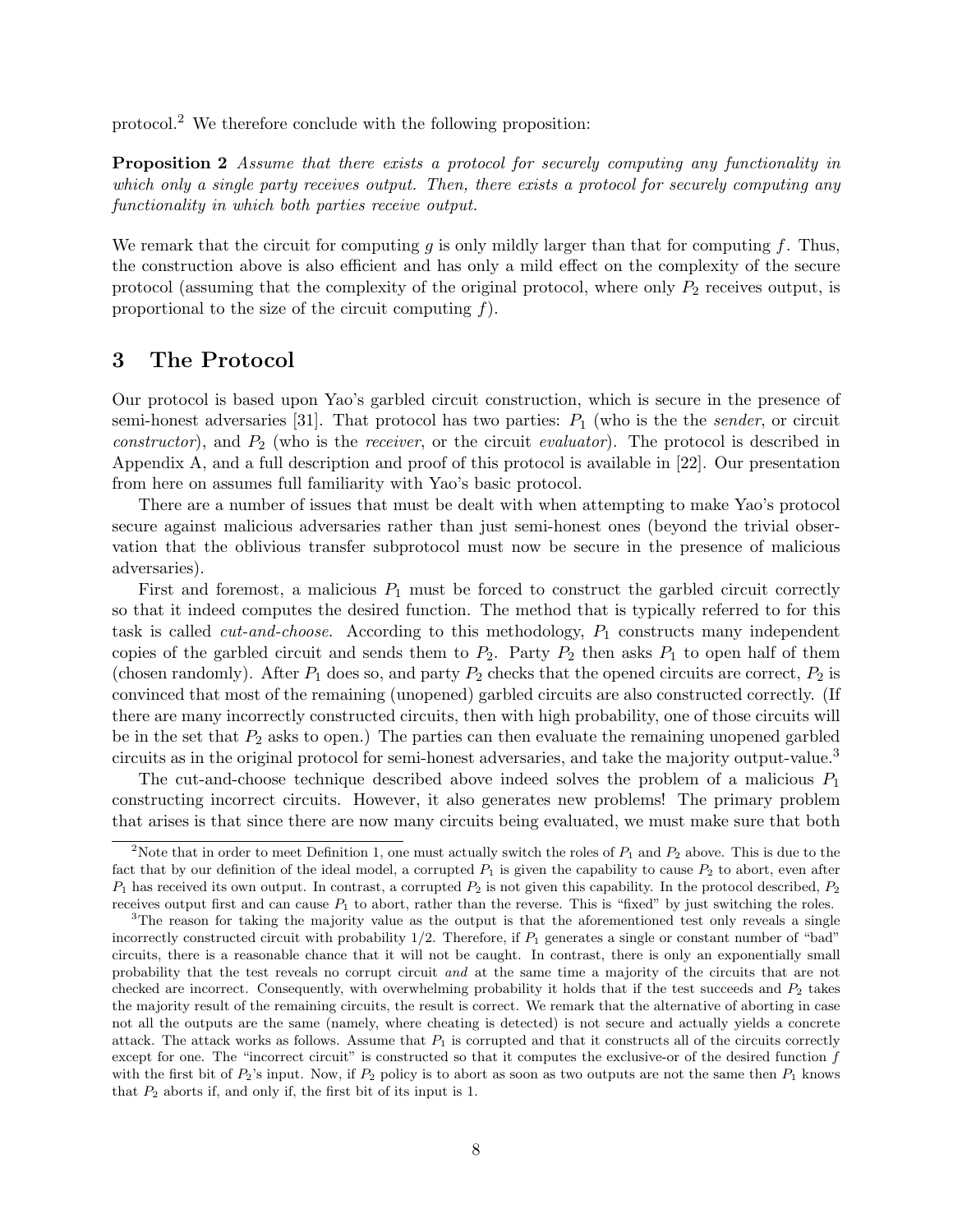protocol.[2] We therefore conclude with the following proposition:

**Proposition 2** *Assume that there exists a protocol for securely computing any functionality in which only a single party receives output. Then, there exists a protocol for securely computing any functionality in which both parties receive output.*

We remark that the circuit for computing $g$ is only mildly larger than that for computing $f$. Thus, the construction above is also efficient and has only a mild effect on the complexity of the secure protocol (assuming that the complexity of the original protocol, where only $P_2$ receives output, is proportional to the size of the circuit computing $f$).

## 3 The Protocol

Our protocol is based upon Yao's garbled circuit construction, which is secure in the presence of semi-honest adversaries [31]. That protocol has two parties: $P_1$ (who is the the *sender*, or circuit *constructor*), and $P_2$ (who is the *receiver*, or the circuit *evaluator*). The protocol is described in Appendix A, and a full description and proof of this protocol is available in [22]. Our presentation from here on assumes full familiarity with Yao's basic protocol.

There are a number of issues that must be dealt with when attempting to make Yao's protocol secure against malicious adversaries rather than just semi-honest ones (beyond the trivial observation that the oblivious transfer subprotocol must now be secure in the presence of malicious adversaries).

First and foremost, a malicious $P_1$ must be forced to construct the garbled circuit correctly so that it indeed computes the desired function. The method that is typically referred to for this task is called *cut-and-choose*. According to this methodology, $P_1$ constructs many independent copies of the garbled circuit and sends them to $P_2$. Party $P_2$ then asks $P_1$ to open half of them (chosen randomly). After $P_1$ does so, and party $P_2$ checks that the opened circuits are correct, $P_2$ is convinced that most of the remaining (unopened) garbled circuits are also constructed correctly. (If there are many incorrectly constructed circuits, then with high probability, one of those circuits will be in the set that $P_2$ asks to open.) The parties can then evaluate the remaining unopened garbled circuits as in the original protocol for semi-honest adversaries, and take the majority output-value.[3]

The cut-and-choose technique described above indeed solves the problem of a malicious $P_1$ constructing incorrect circuits. However, it also generates new problems! The primary problem that arises is that since there are now many circuits being evaluated, we must make sure that both

[2] Note that in order to meet Definition 1, one must actually switch the roles of $P_1$ and $P_2$ above. This is due to the fact that by our definition of the ideal model, a corrupted $P_1$ is given the capability to cause $P_2$ to abort, even after $P_1$ has received its own output. In contrast, a corrupted $P_2$ is not given this capability. In the protocol described, $P_2$ receives output first and can cause $P_1$ to abort, rather than the reverse. This is "fixed" by just switching the roles.

[3] The reason for taking the majority value as the output is that the aforementioned test only reveals a single incorrectly constructed circuit with probability 1/2. Therefore, if $P_1$ generates a single or constant number of "bad" circuits, there is a reasonable chance that it will not be caught. In contrast, there is only an exponentially small probability that the test reveals no corrupt circuit *and* at the same time a majority of the circuits that are not checked are incorrect. Consequently, with overwhelming probability it holds that if the test succeeds and $P_2$ takes the majority result of the remaining circuits, the result is correct. We remark that the alternative of aborting in case not all the outputs are the same (namely, where cheating is detected) is not secure and actually yields a concrete attack. The attack works as follows. Assume that $P_1$ is corrupted and that it constructs all of the circuits correctly except for one. The "incorrect circuit" is constructed so that it computes the exclusive-or of the desired function $f$ with the first bit of $P_2$'s input. Now, if $P_2$ policy is to abort as soon as two outputs are not the same then $P_1$ knows that $P_2$ aborts if, and only if, the first bit of its input is 1.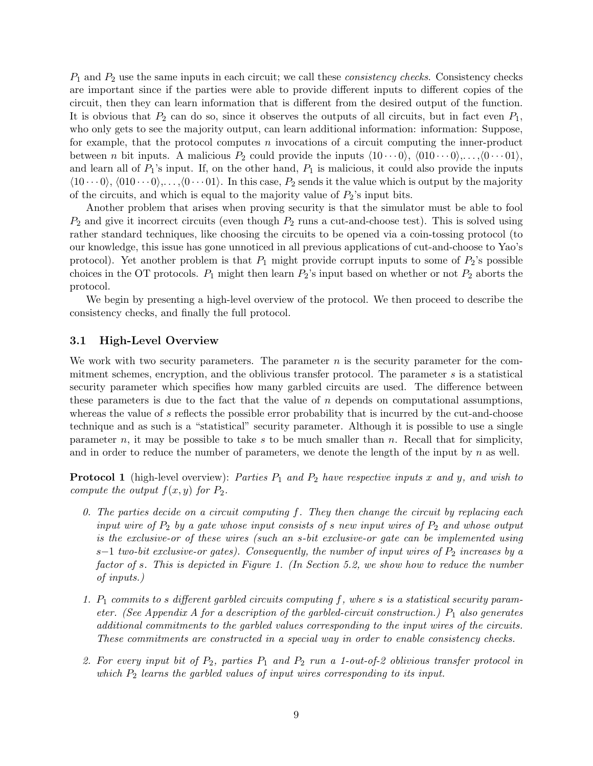$P_1$ and $P_2$ use the same inputs in each circuit; we call these *consistency checks*. Consistency checks are important since if the parties were able to provide different inputs to different copies of the circuit, then they can learn information that is different from the desired output of the function. It is obvious that $P_2$ can do so, since it observes the outputs of all circuits, but in fact even $P_1$, who only gets to see the majority output, can learn additional information: information: Suppose, for example, that the protocol computes $n$ invocations of a circuit computing the inner-product between $n$ bit inputs. A malicious $P_2$ could provide the inputs $\langle 10\cdots0\rangle$, $\langle 010\cdots0\rangle$,$\ldots$,$\langle 0\cdots01\rangle$, and learn all of $P_1$'s input. If, on the other hand, $P_1$ is malicious, it could also provide the inputs $\langle 10\cdots0\rangle$, $\langle 010\cdots0\rangle$,$\ldots$,$\langle 0\cdots01\rangle$. In this case, $P_2$ sends it the value which is output by the majority of the circuits, and which is equal to the majority value of $P_2$'s input bits.

Another problem that arises when proving security is that the simulator must be able to fool $P_2$ and give it incorrect circuits (even though $P_2$ runs a cut-and-choose test). This is solved using rather standard techniques, like choosing the circuits to be opened via a coin-tossing protocol (to our knowledge, this issue has gone unnoticed in all previous applications of cut-and-choose to Yao's protocol). Yet another problem is that $P_1$ might provide corrupt inputs to some of $P_2$'s possible choices in the OT protocols. $P_1$ might then learn $P_2$'s input based on whether or not $P_2$ aborts the protocol.

We begin by presenting a high-level overview of the protocol. We then proceed to describe the consistency checks, and finally the full protocol.

### 3.1 High-Level Overview

We work with two security parameters. The parameter $n$ is the security parameter for the commitment schemes, encryption, and the oblivious transfer protocol. The parameter $s$ is a statistical security parameter which specifies how many garbled circuits are used. The difference between these parameters is due to the fact that the value of $n$ depends on computational assumptions, whereas the value of $s$ reflects the possible error probability that is incurred by the cut-and-choose technique and as such is a "statistical" security parameter. Although it is possible to use a single parameter $n$, it may be possible to take $s$ to be much smaller than $n$. Recall that for simplicity, and in order to reduce the number of parameters, we denote the length of the input by $n$ as well.

**Protocol 1** (high-level overview): *Parties $P_1$ and $P_2$ have respective inputs $x$ and $y$, and wish to compute the output $f(x, y)$ for $P_2$.*

0. *The parties decide on a circuit computing $f$. They then change the circuit by replacing each input wire of $P_2$ by a gate whose input consists of $s$ new input wires of $P_2$ and whose output is the exclusive-or of these wires (such an $s$-bit exclusive-or gate can be implemented using $s-1$ two-bit exclusive-or gates). Consequently, the number of input wires of $P_2$ increases by a factor of $s$. This is depicted in Figure 1. (In Section 5.2, we show how to reduce the number of inputs.)*

1. *$P_1$ commits to $s$ different garbled circuits computing $f$, where $s$ is a statistical security parameter. (See Appendix A for a description of the garbled-circuit construction.) $P_1$ also generates additional commitments to the garbled values corresponding to the input wires of the circuits. These commitments are constructed in a special way in order to enable consistency checks.*

2. *For every input bit of $P_2$, parties $P_1$ and $P_2$ run a 1-out-of-2 oblivious transfer protocol in which $P_2$ learns the garbled values of input wires corresponding to its input.*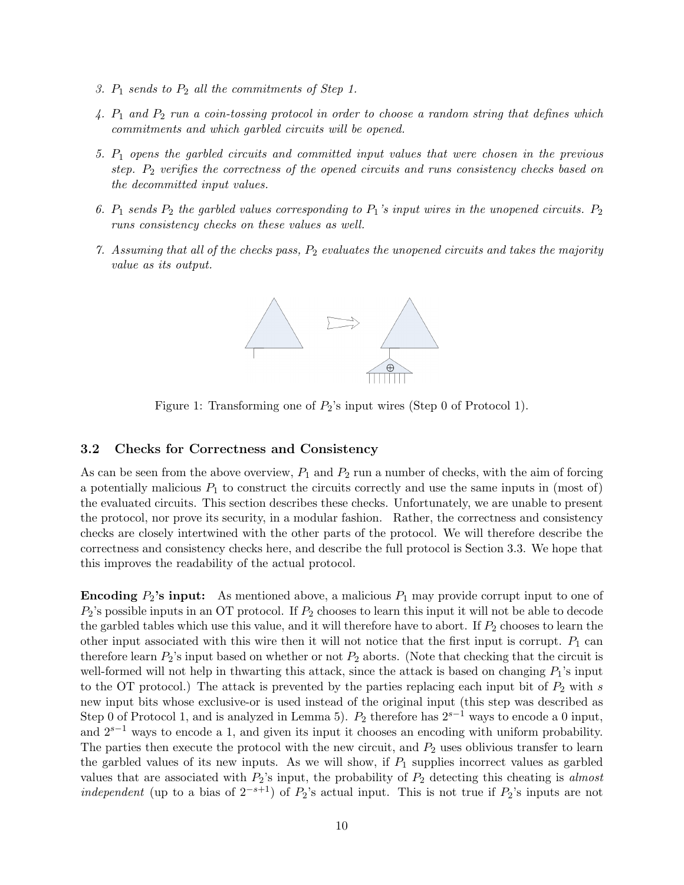3. *$P_1$ sends to $P_2$ all the commitments of Step 1.*

4. *$P_1$ and $P_2$ run a coin-tossing protocol in order to choose a random string that defines which commitments and which garbled circuits will be opened.*

5. *$P_1$ opens the garbled circuits and committed input values that were chosen in the previous step. $P_2$ verifies the correctness of the opened circuits and runs consistency checks based on the decommitted input values.*

6. *$P_1$ sends $P_2$ the garbled values corresponding to $P_1$'s input wires in the unopened circuits. $P_2$ runs consistency checks on these values as well.*

7. *Assuming that all of the checks pass, $P_2$ evaluates the unopened circuits and takes the majority value as its output.*

Figure 1: Transforming one of $P_2$'s input wires (Step 0 of Protocol 1).

### 3.2 Checks for Correctness and Consistency

As can be seen from the above overview, $P_1$ and $P_2$ run a number of checks, with the aim of forcing a potentially malicious $P_1$ to construct the circuits correctly and use the same inputs in (most of) the evaluated circuits. This section describes these checks. Unfortunately, we are unable to present the protocol, nor prove its security, in a modular fashion. Rather, the correctness and consistency checks are closely intertwined with the other parts of the protocol. We will therefore describe the correctness and consistency checks here, and describe the full protocol is Section 3.3. We hope that this improves the readability of the actual protocol.

**Encoding $P_2$'s input:** As mentioned above, a malicious $P_1$ may provide corrupt input to one of $P_2$'s possible inputs in an OT protocol. If $P_2$ chooses to learn this input it will not be able to decode the garbled tables which use this value, and it will therefore have to abort. If $P_2$ chooses to learn the other input associated with this wire then it will not notice that the first input is corrupt. $P_1$ can therefore learn $P_2$'s input based on whether or not $P_2$ aborts. (Note that checking that the circuit is well-formed will not help in thwarting this attack, since the attack is based on changing $P_1$'s input to the OT protocol.) The attack is prevented by the parties replacing each input bit of $P_2$ with $s$ new input bits whose exclusive-or is used instead of the original input (this step was described as Step 0 of Protocol 1, and is analyzed in Lemma 5). $P_2$ therefore has $2^{s-1}$ ways to encode a 0 input, and $2^{s-1}$ ways to encode a 1, and given its input it chooses an encoding with uniform probability. The parties then execute the protocol with the new circuit, and $P_2$ uses oblivious transfer to learn the garbled values of its new inputs. As we will show, if $P_1$ supplies incorrect values as garbled values that are associated with $P_2$'s input, the probability of $P_2$ detecting this cheating is *almost independent* (up to a bias of $2^{-s+1}$) of $P_2$'s actual input. This is not true if $P_2$'s inputs are not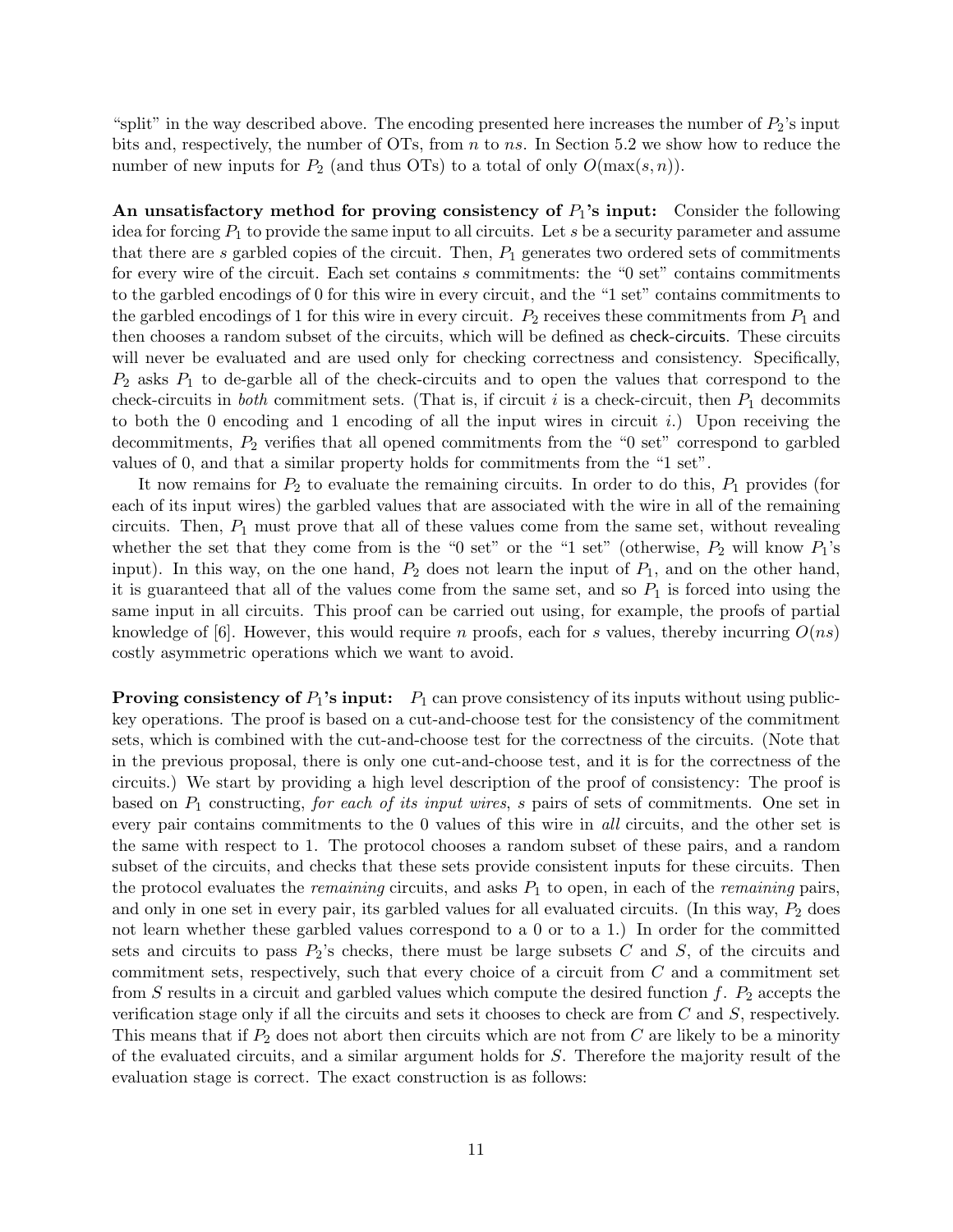"split" in the way described above. The encoding presented here increases the number of $P_2$'s input bits and, respectively, the number of OTs, from $n$ to $ns$. In Section 5.2 we show how to reduce the number of new inputs for $P_2$ (and thus OTs) to a total of only $O(\max(s, n))$.

**An unsatisfactory method for proving consistency of $P_1$'s input:** Consider the following idea for forcing $P_1$ to provide the same input to all circuits. Let $s$ be a security parameter and assume that there are $s$ garbled copies of the circuit. Then, $P_1$ generates two ordered sets of commitments for every wire of the circuit. Each set contains $s$ commitments: the "0 set" contains commitments to the garbled encodings of 0 for this wire in every circuit, and the "1 set" contains commitments to the garbled encodings of 1 for this wire in every circuit. $P_2$ receives these commitments from $P_1$ and then chooses a random subset of the circuits, which will be defined as check-circuits. These circuits will never be evaluated and are used only for checking correctness and consistency. Specifically, $P_2$ asks $P_1$ to de-garble all of the check-circuits and to open the values that correspond to the check-circuits in *both* commitment sets. (That is, if circuit $i$ is a check-circuit, then $P_1$ decommits to both the 0 encoding and 1 encoding of all the input wires in circuit $i$.) Upon receiving the decommitments, $P_2$ verifies that all opened commitments from the "0 set" correspond to garbled values of 0, and that a similar property holds for commitments from the "1 set".

It now remains for $P_2$ to evaluate the remaining circuits. In order to do this, $P_1$ provides (for each of its input wires) the garbled values that are associated with the wire in all of the remaining circuits. Then, $P_1$ must prove that all of these values come from the same set, without revealing whether the set that they come from is the "0 set" or the "1 set" (otherwise, $P_2$ will know $P_1$'s input). In this way, on the one hand, $P_2$ does not learn the input of $P_1$, and on the other hand, it is guaranteed that all of the values come from the same set, and so $P_1$ is forced into using the same input in all circuits. This proof can be carried out using, for example, the proofs of partial knowledge of [6]. However, this would require $n$ proofs, each for $s$ values, thereby incurring $O(ns)$ costly asymmetric operations which we want to avoid.

**Proving consistency of $P_1$'s input:** $P_1$ can prove consistency of its inputs without using public-key operations. The proof is based on a cut-and-choose test for the consistency of the commitment sets, which is combined with the cut-and-choose test for the correctness of the circuits. (Note that in the previous proposal, there is only one cut-and-choose test, and it is for the correctness of the circuits.) We start by providing a high level description of the proof of consistency: The proof is based on $P_1$ constructing, *for each of its input wires*, $s$ pairs of sets of commitments. One set in every pair contains commitments to the 0 values of this wire in *all* circuits, and the other set is the same with respect to 1. The protocol chooses a random subset of these pairs, and a random subset of the circuits, and checks that these sets provide consistent inputs for these circuits. Then the protocol evaluates the *remaining* circuits, and asks $P_1$ to open, in each of the *remaining* pairs, and only in one set in every pair, its garbled values for all evaluated circuits. (In this way, $P_2$ does not learn whether these garbled values correspond to a 0 or to a 1.) In order for the committed sets and circuits to pass $P_2$'s checks, there must be large subsets $C$ and $S$, of the circuits and commitment sets, respectively, such that every choice of a circuit from $C$ and a commitment set from $S$ results in a circuit and garbled values which compute the desired function $f$. $P_2$ accepts the verification stage only if all the circuits and sets it chooses to check are from $C$ and $S$, respectively. This means that if $P_2$ does not abort then circuits which are not from $C$ are likely to be a minority of the evaluated circuits, and a similar argument holds for $S$. Therefore the majority result of the evaluation stage is correct. The exact construction is as follows: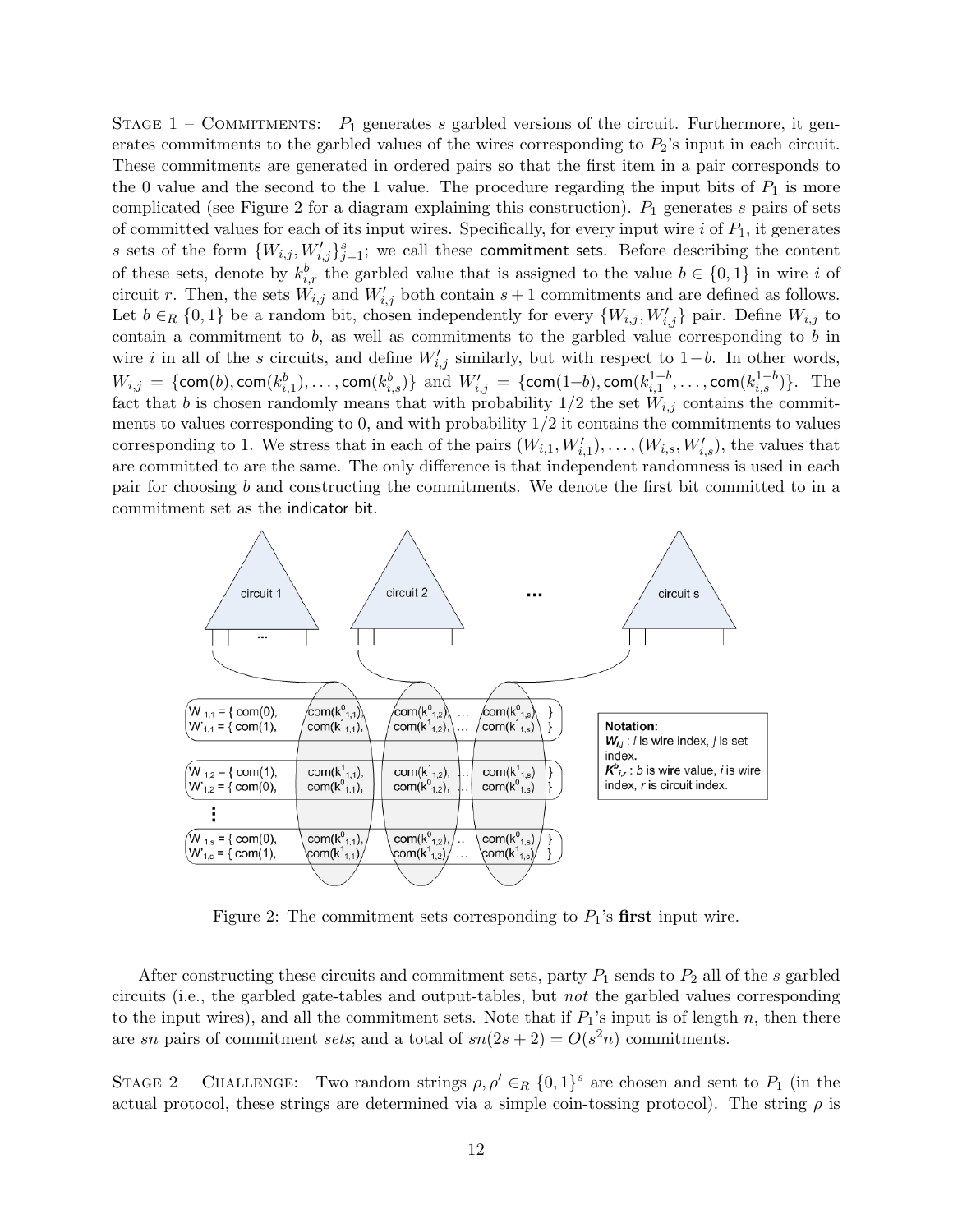Stage 1 – Commitments: $P_1$ generates $s$ garbled versions of the circuit. Furthermore, it generates commitments to the garbled values of the wires corresponding to $P_2$'s input in each circuit. These commitments are generated in ordered pairs so that the first item in a pair corresponds to the 0 value and the second to the 1 value. The procedure regarding the input bits of $P_1$ is more complicated (see Figure 2 for a diagram explaining this construction). $P_1$ generates $s$ pairs of sets of committed values for each of its input wires. Specifically, for every input wire $i$ of $P_1$, it generates $s$ sets of the form $\{W_{i,j}, W'_{i,j}\}_{j=1}^{s}$; we call these commitment sets. Before describing the content of these sets, denote by $k_{i,r}^{b}$ the garbled value that is assigned to the value $b \in \{0,1\}$ in wire $i$ of circuit $r$. Then, the sets $W_{i,j}$ and $W'_{i,j}$ both contain $s+1$ commitments and are defined as follows. Let $b \in_R \{0,1\}$ be a random bit, chosen independently for every $\{W_{i,j}, W'_{i,j}\}$ pair. Define $W_{i,j}$ to contain a commitment to $b$, as well as commitments to the garbled value corresponding to $b$ in wire $i$ in all of the $s$ circuits, and define $W'_{i,j}$ similarly, but with respect to $1-b$. In other words, $W_{i,j} = \{\mathsf{com}(b), \mathsf{com}(k_{i,1}^{b}), \ldots, \mathsf{com}(k_{i,s}^{b})\}$ and $W'_{i,j} = \{\mathsf{com}(1-b), \mathsf{com}(k_{i,1}^{1-b}), \ldots, \mathsf{com}(k_{i,s}^{1-b})\}$. The fact that $b$ is chosen randomly means that with probability 1/2 the set $W_{i,j}$ contains the commitments to values corresponding to 0, and with probability 1/2 it contains the commitments to values corresponding to 1. We stress that in each of the pairs $(W_{i,1}, W'_{i,1}), \ldots, (W_{i,s}, W'_{i,s})$, the values that are committed to are the same. The only difference is that independent randomness is used in each pair for choosing $b$ and constructing the commitments. We denote the first bit committed to in a commitment set as the indicator bit.

Figure 2: The commitment sets corresponding to $P_1$'s **first** input wire.

After constructing these circuits and commitment sets, party $P_1$ sends to $P_2$ all of the $s$ garbled circuits (i.e., the garbled gate-tables and output-tables, but *not* the garbled values corresponding to the input wires), and all the commitment sets. Note that if $P_1$'s input is of length $n$, then there are $sn$ pairs of commitment *sets*; and a total of $sn(2s+2) = O(s^2 n)$ commitments.

Stage 2 – Challenge: Two random strings $\rho, \rho' \in_R \{0,1\}^s$ are chosen and sent to $P_1$ (in the actual protocol, these strings are determined via a simple coin-tossing protocol). The string $\rho$ is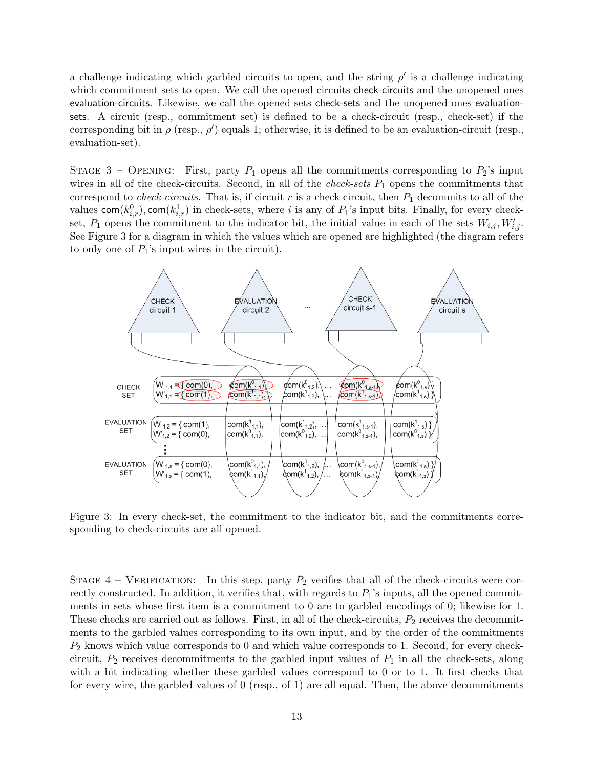a challenge indicating which garbled circuits to open, and the string $\rho'$ is a challenge indicating which commitment sets to open. We call the opened circuits check-circuits and the unopened ones evaluation-circuits. Likewise, we call the opened sets check-sets and the unopened ones evaluation-sets. A circuit (resp., commitment set) is defined to be a check-circuit (resp., check-set) if the corresponding bit in $\rho$ (resp., $\rho'$) equals 1; otherwise, it is defined to be an evaluation-circuit (resp., evaluation-set).

STAGE 3 – OPENING: First, party $P_1$ opens all the commitments corresponding to $P_2$'s input wires in all of the check-circuits. Second, in all of the *check-sets* $P_1$ opens the commitments that correspond to *check-circuits*. That is, if circuit $r$ is a check circuit, then $P_1$ decommits to all of the values $\mathsf{com}(k^0_{i,r}), \mathsf{com}(k^1_{i,r})$ in check-sets, where $i$ is any of $P_1$'s input bits. Finally, for every check-set, $P_1$ opens the commitment to the indicator bit, the initial value in each of the sets $W_{i,j}, W'_{i,j}$. See Figure 3 for a diagram in which the values which are opened are highlighted (the diagram refers to only one of $P_1$'s input wires in the circuit).

Figure 3: In every check-set, the commitment to the indicator bit, and the commitments corresponding to check-circuits are all opened.

STAGE 4 – VERIFICATION: In this step, party $P_2$ verifies that all of the check-circuits were correctly constructed. In addition, it verifies that, with regards to $P_1$'s inputs, all the opened commitments in sets whose first item is a commitment to 0 are to garbled encodings of 0; likewise for 1. These checks are carried out as follows. First, in all of the check-circuits, $P_2$ receives the decommitments to the garbled values corresponding to its own input, and by the order of the commitments $P_2$ knows which value corresponds to 0 and which value corresponds to 1. Second, for every check-circuit, $P_2$ receives decommitments to the garbled input values of $P_1$ in all the check-sets, along with a bit indicating whether these garbled values correspond to 0 or to 1. It first checks that for every wire, the garbled values of 0 (resp., of 1) are all equal. Then, the above decommitments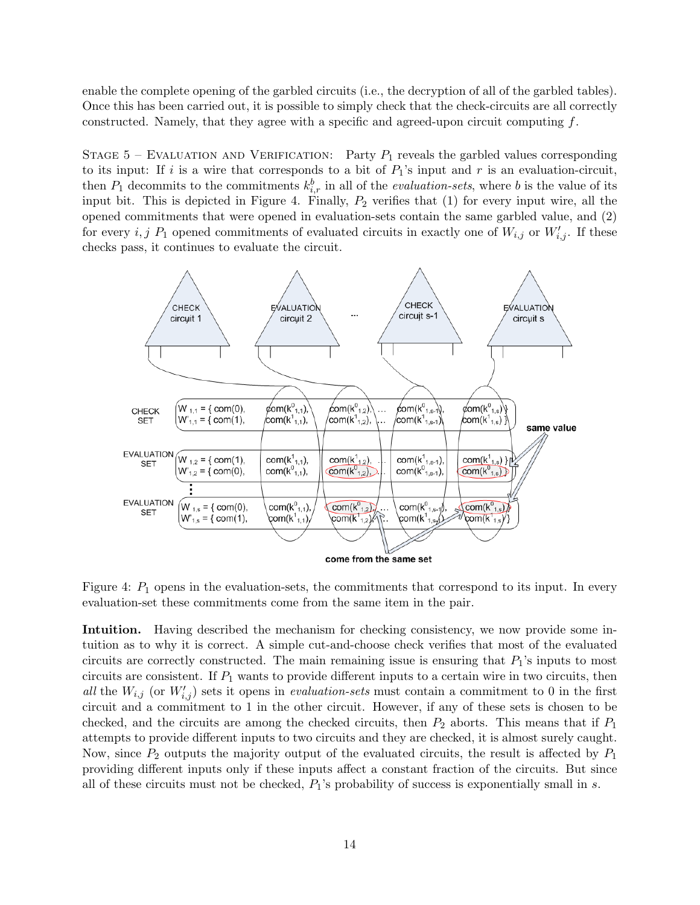enable the complete opening of the garbled circuits (i.e., the decryption of all of the garbled tables). Once this has been carried out, it is possible to simply check that the check-circuits are all correctly constructed. Namely, that they agree with a specific and agreed-upon circuit computing $f$.

Stage 5 – Evaluation and Verification: Party $P_1$ reveals the garbled values corresponding to its input: If $i$ is a wire that corresponds to a bit of $P_1$'s input and $r$ is an evaluation-circuit, then $P_1$ decommits to the commitments $k^b_{i,r}$ in all of the *evaluation-sets*, where $b$ is the value of its input bit. This is depicted in Figure 4. Finally, $P_2$ verifies that (1) for every input wire, all the opened commitments that were opened in evaluation-sets contain the same garbled value, and (2) for every $i, j$ $P_1$ opened commitments of evaluated circuits in exactly one of $W_{i,j}$ or $W'_{i,j}$. If these checks pass, it continues to evaluate the circuit.

Figure 4: $P_1$ opens in the evaluation-sets, the commitments that correspond to its input. In every evaluation-set these commitments come from the same item in the pair.

**Intuition.** Having described the mechanism for checking consistency, we now provide some intuition as to why it is correct. A simple cut-and-choose check verifies that most of the evaluated circuits are correctly constructed. The main remaining issue is ensuring that $P_1$'s inputs to most circuits are consistent. If $P_1$ wants to provide different inputs to a certain wire in two circuits, then *all* the $W_{i,j}$ (or $W'_{i,j}$) sets it opens in *evaluation-sets* must contain a commitment to 0 in the first circuit and a commitment to 1 in the other circuit. However, if any of these sets is chosen to be checked, and the circuits are among the checked circuits, then $P_2$ aborts. This means that if $P_1$ attempts to provide different inputs to two circuits and they are checked, it is almost surely caught. Now, since $P_2$ outputs the majority output of the evaluated circuits, the result is affected by $P_1$ providing different inputs only if these inputs affect a constant fraction of the circuits. But since all of these circuits must not be checked, $P_1$'s probability of success is exponentially small in $s$.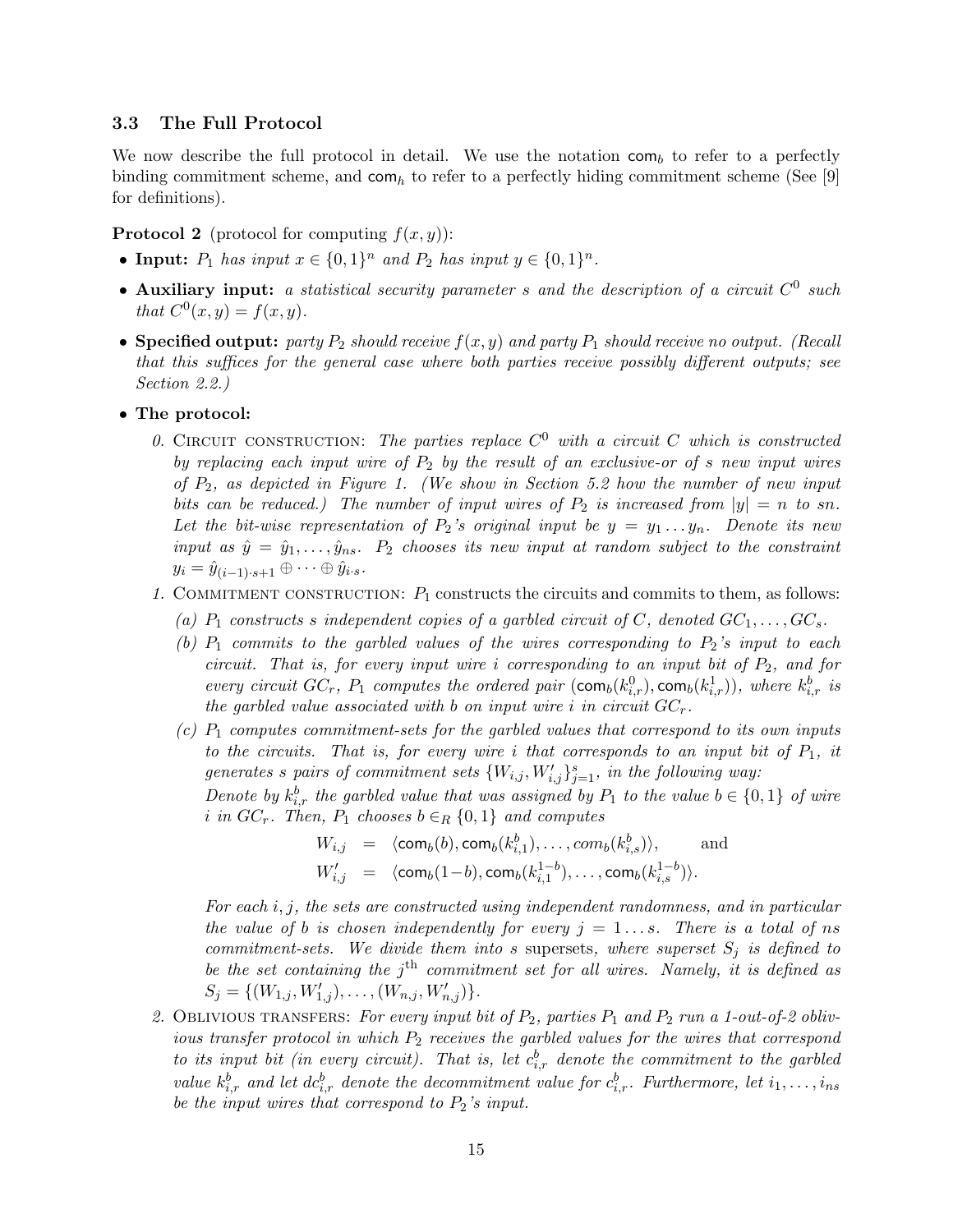### 3.3 The Full Protocol

We now describe the full protocol in detail. We use the notation $\mathsf{com}_b$ to refer to a perfectly binding commitment scheme, and $\mathsf{com}_h$ to refer to a perfectly hiding commitment scheme (See [9] for definitions).

**Protocol 2** (protocol for computing $f(x, y)$):

- **Input:** *$P_1$ has input $x \in \{0,1\}^n$ and $P_2$ has input $y \in \{0,1\}^n$.*
- **Auxiliary input:** *a statistical security parameter $s$ and the description of a circuit $C^0$ such that $C^0(x, y) = f(x, y)$.*
- **Specified output:** *party $P_2$ should receive $f(x, y)$ and party $P_1$ should receive no output. (Recall that this suffices for the general case where both parties receive possibly different outputs; see Section 2.2.)*
- **The protocol:**

  0. Circuit construction: *The parties replace $C^0$ with a circuit $C$ which is constructed by replacing each input wire of $P_2$ by the result of an exclusive-or of $s$ new input wires of $P_2$, as depicted in Figure 1. (We show in Section 5.2 how the number of new input bits can be reduced.) The number of input wires of $P_2$ is increased from $|y| = n$ to $sn$. Let the bit-wise representation of $P_2$'s original input be $y = y_1 \ldots y_n$. Denote its new input as $\hat{y} = \hat{y}_1, \ldots, \hat{y}_{ns}$. $P_2$ chooses its new input at random subject to the constraint $y_i = \hat{y}_{(i-1)\cdot s+1} \oplus \cdots \oplus \hat{y}_{i \cdot s}$.*
  1. Commitment construction: $P_1$ constructs the circuits and commits to them, as follows:
     (a) *$P_1$ constructs $s$ independent copies of a garbled circuit of $C$, denoted $GC_1, \ldots, GC_s$.*
     (b) *$P_1$ commits to the garbled values of the wires corresponding to $P_2$'s input to each circuit. That is, for every input wire $i$ corresponding to an input bit of $P_2$, and for every circuit $GC_r$, $P_1$ computes the ordered pair $(\mathsf{com}_b(k^0_{i,r}), \mathsf{com}_b(k^1_{i,r}))$, where $k^b_{i,r}$ is the garbled value associated with $b$ on input wire $i$ in circuit $GC_r$.*
     (c) *$P_1$ computes commitment-sets for the garbled values that correspond to its own inputs to the circuits. That is, for every wire $i$ that corresponds to an input bit of $P_1$, it generates $s$ pairs of commitment sets $\{W_{i,j}, W'_{i,j}\}_{j=1}^s$, in the following way:*
     *Denote by $k^b_{i,r}$ the garbled value that was assigned by $P_1$ to the value $b \in \{0,1\}$ of wire $i$ in $GC_r$. Then, $P_1$ chooses $b \in_R \{0,1\}$ and computes*
     $$W_{i,j} = \langle \mathsf{com}_b(b), \mathsf{com}_b(k^b_{i,1}), \ldots, com_b(k^b_{i,s}) \rangle, \qquad \text{and}$$
     $$W'_{i,j} = \langle \mathsf{com}_b(1-b), \mathsf{com}_b(k^{1-b}_{i,1}), \ldots, \mathsf{com}_b(k^{1-b}_{i,s}) \rangle.$$
     *For each $i, j$, the sets are constructed using independent randomness, and in particular the value of $b$ is chosen independently for every $j = 1 \ldots s$. There is a total of $ns$ commitment-sets. We divide them into $s$* supersets, *where superset $S_j$ is defined to be the set containing the $j^{\text{th}}$ commitment set for all wires. Namely, it is defined as $S_j = \{(W_{1,j}, W'_{1,j}), \ldots, (W_{n,j}, W'_{n,j})\}$.*
  2. Oblivious transfers: *For every input bit of $P_2$, parties $P_1$ and $P_2$ run a 1-out-of-2 oblivious transfer protocol in which $P_2$ receives the garbled values for the wires that correspond to its input bit (in every circuit). That is, let $c^b_{i,r}$ denote the commitment to the garbled value $k^b_{i,r}$ and let $dc^b_{i,r}$ denote the decommitment value for $c^b_{i,r}$. Furthermore, let $i_1, \ldots, i_{ns}$ be the input wires that correspond to $P_2$'s input.*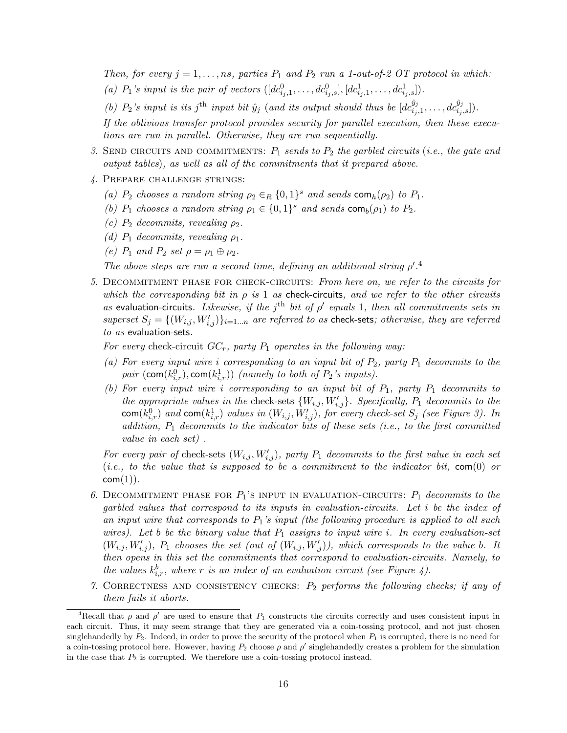*Then, for every $j = 1, \ldots, ns$, parties $P_1$ and $P_2$ run a 1-out-of-2 OT protocol in which:*

*(a) $P_1$'s input is the pair of vectors $([dc^0_{i_j,1}, \ldots, dc^0_{i_j,s}], [dc^1_{i_j,1}, \ldots, dc^1_{i_j,s}])$.*

*(b) $P_2$'s input is its $j^{\text{th}}$ input bit $\hat{y}_j$ (and its output should thus be $[dc^{\hat{y}_j}_{i_j,1}, \ldots, dc^{\hat{y}_j}_{i_j,s}]$).*

*If the oblivious transfer protocol provides security for parallel execution, then these executions are run in parallel. Otherwise, they are run sequentially.*

3. Send circuits and commitments: *$P_1$ sends to $P_2$ the garbled circuits (i.e., the gate and output tables), as well as all of the commitments that it prepared above.*

4. Prepare challenge strings:

   *(a) $P_2$ chooses a random string $\rho_2 \in_R \{0,1\}^s$ and sends $\mathsf{com}_h(\rho_2)$ to $P_1$.*

   *(b) $P_1$ chooses a random string $\rho_1 \in \{0,1\}^s$ and sends $\mathsf{com}_b(\rho_1)$ to $P_2$.*

   *(c) $P_2$ decommits, revealing $\rho_2$.*

   *(d) $P_1$ decommits, revealing $\rho_1$.*

   *(e) $P_1$ and $P_2$ set $\rho = \rho_1 \oplus \rho_2$.*

   *The above steps are run a second time, defining an additional string $\rho'$.*[4]

5. Decommitment phase for check-circuits: *From here on, we refer to the circuits for which the corresponding bit in $\rho$ is 1 as* check-circuits*, and we refer to the other circuits as* evaluation-circuits*. Likewise, if the $j^{\text{th}}$ bit of $\rho'$ equals 1, then all commitments sets in superset $S_j = \{(W_{i,j}, W'_{i,j})\}_{i=1\ldots n}$ are referred to as* check-sets*; otherwise, they are referred to as* evaluation-sets*.*

   *For every* check-circuit *$GC_r$, party $P_1$ operates in the following way:*

   *(a) For every input wire $i$ corresponding to an input bit of $P_2$, party $P_1$ decommits to the pair $(\mathsf{com}(k^0_{i,r}), \mathsf{com}(k^1_{i,r}))$ (namely to both of $P_2$'s inputs).*

   *(b) For every input wire $i$ corresponding to an input bit of $P_1$, party $P_1$ decommits to the appropriate values in the* check-sets *$\{W_{i,j}, W'_{i,j}\}$. Specifically, $P_1$ decommits to the $\mathsf{com}(k^0_{i,r})$ and $\mathsf{com}(k^1_{i,r})$ values in $(W_{i,j}, W'_{i,j})$, for every check-set $S_j$ (see Figure 3). In addition, $P_1$ decommits to the indicator bits of these sets (i.e., to the first committed value in each set) .*

   *For every pair of* check-sets *$(W_{i,j}, W'_{i,j})$, party $P_1$ decommits to the first value in each set (i.e., to the value that is supposed to be a commitment to the indicator bit, $\mathsf{com}(0)$ or $\mathsf{com}(1)$).*

6. Decommitment phase for $P_1$'s input in evaluation-circuits: *$P_1$ decommits to the garbled values that correspond to its inputs in evaluation-circuits. Let $i$ be the index of an input wire that corresponds to $P_1$'s input (the following procedure is applied to all such wires). Let $b$ be the binary value that $P_1$ assigns to input wire $i$. In every evaluation-set $(W_{i,j}, W'_{i,j})$, $P_1$ chooses the set (out of $(W_{i,j}, W'_{,j})$), which corresponds to the value $b$. It then opens in this set the commitments that correspond to evaluation-circuits. Namely, to the values $k^b_{i,r}$, where $r$ is an index of an evaluation circuit (see Figure 4).*

7. Correctness and consistency checks: *$P_2$ performs the following checks; if any of them fails it aborts.*

---

[4] Recall that $\rho$ and $\rho'$ are used to ensure that $P_1$ constructs the circuits correctly and uses consistent input in each circuit. Thus, it may seem strange that they are generated via a coin-tossing protocol, and not just chosen singlehandedly by $P_2$. Indeed, in order to prove the security of the protocol when $P_1$ is corrupted, there is no need for a coin-tossing protocol here. However, having $P_2$ choose $\rho$ and $\rho'$ singlehandedly creates a problem for the simulation in the case that $P_2$ is corrupted. We therefore use a coin-tossing protocol instead.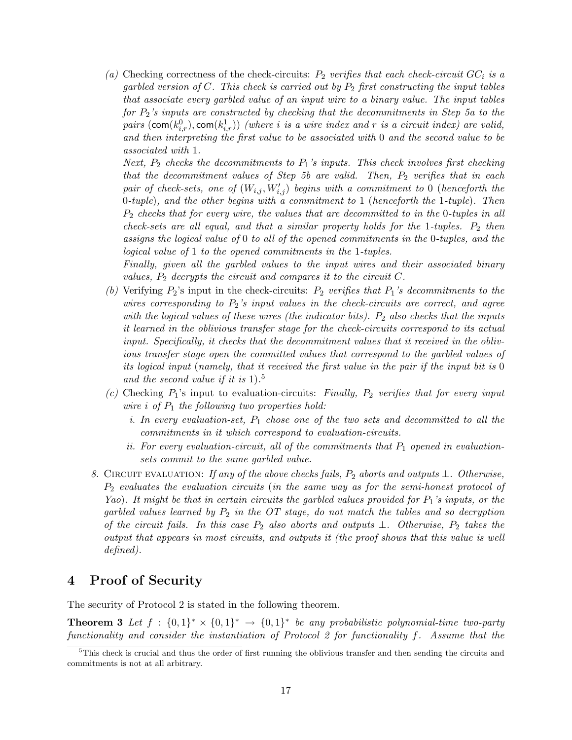(a) Checking correctness of the check-circuits: *$P_2$ verifies that each check-circuit $GC_i$ is a garbled version of $C$. This check is carried out by $P_2$ first constructing the input tables that associate every garbled value of an input wire to a binary value. The input tables for $P_2$'s inputs are constructed by checking that the decommitments in Step 5a to the pairs $(\mathsf{com}(k^0_{i,r}), \mathsf{com}(k^1_{i,r}))$ (where $i$ is a wire index and $r$ is a circuit index) are valid, and then interpreting the first value to be associated with 0 and the second value to be associated with 1.*

*Next, $P_2$ checks the decommitments to $P_1$'s inputs. This check involves first checking that the decommitment values of Step 5b are valid. Then, $P_2$ verifies that in each pair of check-sets, one of $(W_{i,j}, W'_{i,j})$ begins with a commitment to 0 (henceforth the 0-tuple), and the other begins with a commitment to 1 (henceforth the 1-tuple). Then $P_2$ checks that for every wire, the values that are decommitted to in the 0-tuples in all check-sets are all equal, and that a similar property holds for the 1-tuples. $P_2$ then assigns the logical value of 0 to all of the opened commitments in the 0-tuples, and the logical value of 1 to the opened commitments in the 1-tuples.*

*Finally, given all the garbled values to the input wires and their associated binary values, $P_2$ decrypts the circuit and compares it to the circuit $C$.*

(b) Verifying $P_2$'s input in the check-circuits: *$P_2$ verifies that $P_1$'s decommitments to the wires corresponding to $P_2$'s input values in the check-circuits are correct, and agree with the logical values of these wires (the indicator bits). $P_2$ also checks that the inputs it learned in the oblivious transfer stage for the check-circuits correspond to its actual input. Specifically, it checks that the decommitment values that it received in the oblivious transfer stage open the committed values that correspond to the garbled values of its logical input (namely, that it received the first value in the pair if the input bit is 0 and the second value if it is 1).*[5]

(c) Checking $P_1$'s input to evaluation-circuits: *Finally, $P_2$ verifies that for every input wire $i$ of $P_1$ the following two properties hold:*

   *i. In every evaluation-set, $P_1$ chose one of the two sets and decommitted to all the commitments in it which correspond to evaluation-circuits.*

   *ii. For every evaluation-circuit, all of the commitments that $P_1$ opened in evaluation-sets commit to the same garbled value.*

8. Circuit evaluation: *If any of the above checks fails, $P_2$ aborts and outputs $\perp$. Otherwise, $P_2$ evaluates the evaluation circuits (in the same way as for the semi-honest protocol of Yao). It might be that in certain circuits the garbled values provided for $P_1$'s inputs, or the garbled values learned by $P_2$ in the OT stage, do not match the tables and so decryption of the circuit fails. In this case $P_2$ also aborts and outputs $\perp$. Otherwise, $P_2$ takes the output that appears in most circuits, and outputs it (the proof shows that this value is well defined).*

# 4 Proof of Security

The security of Protocol 2 is stated in the following theorem.

**Theorem 3** *Let $f : \{0,1\}^* \times \{0,1\}^* \rightarrow \{0,1\}^*$ be any probabilistic polynomial-time two-party functionality and consider the instantiation of Protocol 2 for functionality $f$. Assume that the*

[5] This check is crucial and thus the order of first running the oblivious transfer and then sending the circuits and commitments is not at all arbitrary.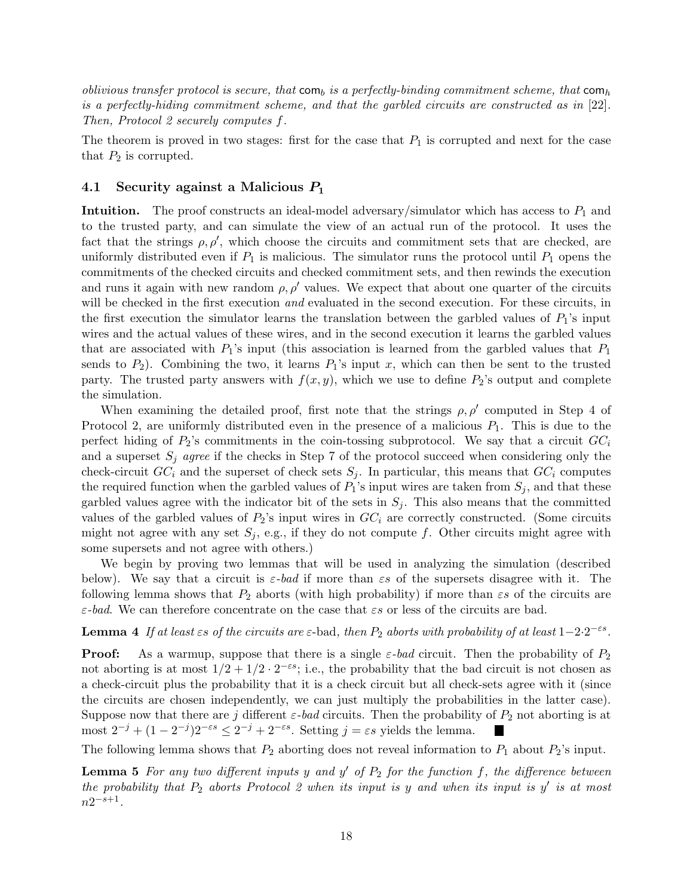*oblivious transfer protocol is secure, that* $\mathsf{com}_b$ *is a perfectly-binding commitment scheme, that* $\mathsf{com}_h$ *is a perfectly-hiding commitment scheme, and that the garbled circuits are constructed as in* [22]*. Then, Protocol 2 securely computes* $f$*.*

The theorem is proved in two stages: first for the case that $P_1$ is corrupted and next for the case that $P_2$ is corrupted.

### 4.1 Security against a Malicious $P_1$

**Intuition.** The proof constructs an ideal-model adversary/simulator which has access to $P_1$ and to the trusted party, and can simulate the view of an actual run of the protocol. It uses the fact that the strings $\rho, \rho'$, which choose the circuits and commitment sets that are checked, are uniformly distributed even if $P_1$ is malicious. The simulator runs the protocol until $P_1$ opens the commitments of the checked circuits and checked commitment sets, and then rewinds the execution and runs it again with new random $\rho, \rho'$ values. We expect that about one quarter of the circuits will be checked in the first execution *and* evaluated in the second execution. For these circuits, in the first execution the simulator learns the translation between the garbled values of $P_1$'s input wires and the actual values of these wires, and in the second execution it learns the garbled values that are associated with $P_1$'s input (this association is learned from the garbled values that $P_1$ sends to $P_2$). Combining the two, it learns $P_1$'s input $x$, which can then be sent to the trusted party. The trusted party answers with $f(x, y)$, which we use to define $P_2$'s output and complete the simulation.

When examining the detailed proof, first note that the strings $\rho, \rho'$ computed in Step 4 of Protocol 2, are uniformly distributed even in the presence of a malicious $P_1$. This is due to the perfect hiding of $P_2$'s commitments in the coin-tossing subprotocol. We say that a circuit $GC_i$ and a superset $S_j$ *agree* if the checks in Step 7 of the protocol succeed when considering only the check-circuit $GC_i$ and the superset of check sets $S_j$. In particular, this means that $GC_i$ computes the required function when the garbled values of $P_1$'s input wires are taken from $S_j$, and that these garbled values agree with the indicator bit of the sets in $S_j$. This also means that the committed values of the garbled values of $P_2$'s input wires in $GC_i$ are correctly constructed. (Some circuits might not agree with any set $S_j$, e.g., if they do not compute $f$. Other circuits might agree with some supersets and not agree with others.)

We begin by proving two lemmas that will be used in analyzing the simulation (described below). We say that a circuit is *$\varepsilon$-bad* if more than $\varepsilon s$ of the supersets disagree with it. The following lemma shows that $P_2$ aborts (with high probability) if more than $\varepsilon s$ of the circuits are *$\varepsilon$-bad*. We can therefore concentrate on the case that $\varepsilon s$ or less of the circuits are bad.

**Lemma 4** *If at least* $\varepsilon s$ *of the circuits are* $\varepsilon$-bad*, then* $P_2$ *aborts with probability of at least* $1 - 2 \cdot 2^{-\varepsilon s}$*.*

**Proof:** As a warmup, suppose that there is a single *$\varepsilon$-bad* circuit. Then the probability of $P_2$ not aborting is at most $1/2 + 1/2 \cdot 2^{-\varepsilon s}$; i.e., the probability that the bad circuit is not chosen as a check-circuit plus the probability that it is a check circuit but all check-sets agree with it (since the circuits are chosen independently, we can just multiply the probabilities in the latter case). Suppose now that there are $j$ different *$\varepsilon$-bad* circuits. Then the probability of $P_2$ not aborting is at most $2^{-j} + (1 - 2^{-j})2^{-\varepsilon s} \leq 2^{-j} + 2^{-\varepsilon s}$. Setting $j = \varepsilon s$ yields the lemma. ∎

The following lemma shows that $P_2$ aborting does not reveal information to $P_1$ about $P_2$'s input.

**Lemma 5** *For any two different inputs* $y$ *and* $y'$ *of* $P_2$ *for the function* $f$*, the difference between the probability that* $P_2$ *aborts Protocol 2 when its input is* $y$ *and when its input is* $y'$ *is at most* $n2^{-s+1}$*.*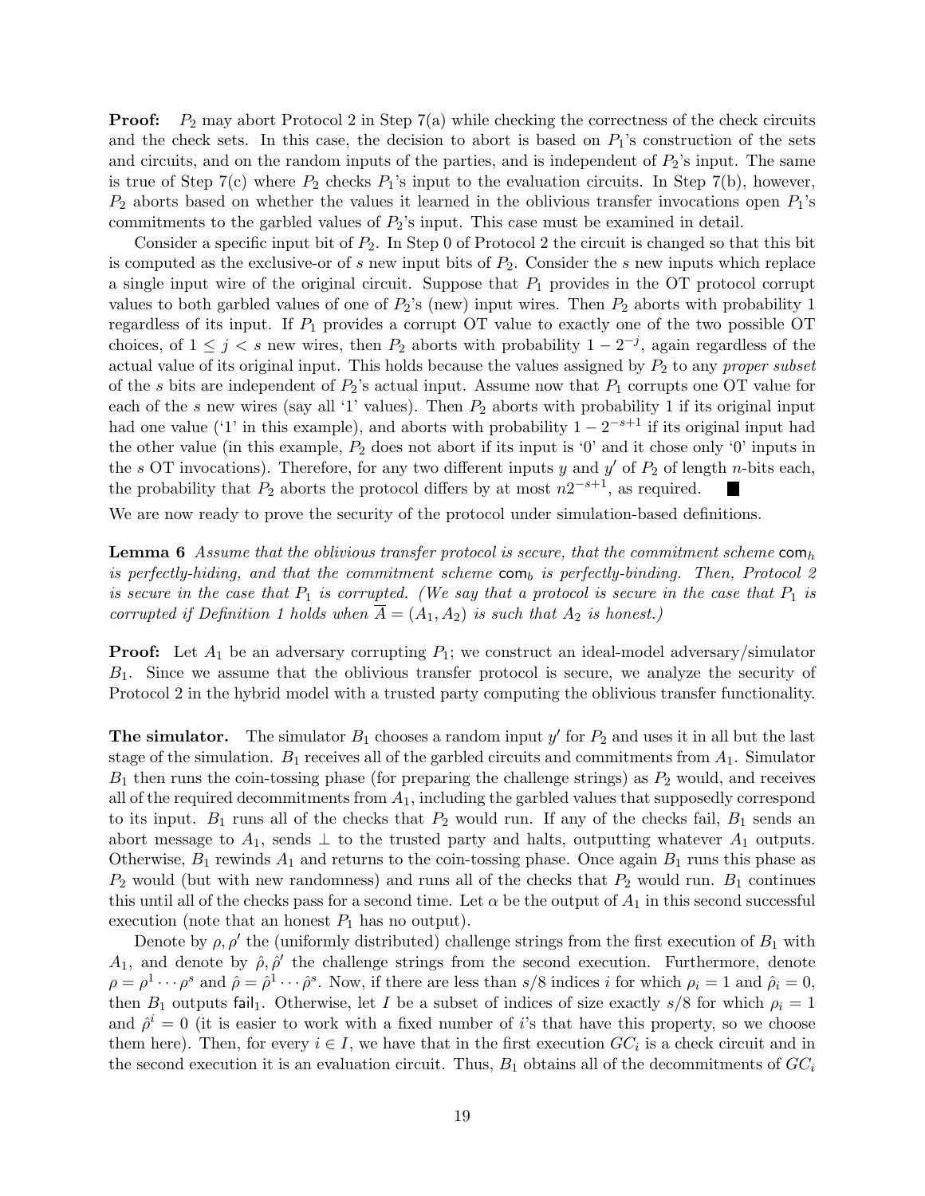**Proof:** $P_2$ may abort Protocol 2 in Step 7(a) while checking the correctness of the check circuits and the check sets. In this case, the decision to abort is based on $P_1$'s construction of the sets and circuits, and on the random inputs of the parties, and is independent of $P_2$'s input. The same is true of Step 7(c) where $P_2$ checks $P_1$'s input to the evaluation circuits. In Step 7(b), however, $P_2$ aborts based on whether the values it learned in the oblivious transfer invocations open $P_1$'s commitments to the garbled values of $P_2$'s input. This case must be examined in detail.

Consider a specific input bit of $P_2$. In Step 0 of Protocol 2 the circuit is changed so that this bit is computed as the exclusive-or of $s$ new input bits of $P_2$. Consider the $s$ new inputs which replace a single input wire of the original circuit. Suppose that $P_1$ provides in the OT protocol corrupt values to both garbled values of one of $P_2$'s (new) input wires. Then $P_2$ aborts with probability 1 regardless of its input. If $P_1$ provides a corrupt OT value to exactly one of the two possible OT choices, of $1 \leq j < s$ new wires, then $P_2$ aborts with probability $1 - 2^{-j}$, again regardless of the actual value of its original input. This holds because the values assigned by $P_2$ to any *proper subset* of the $s$ bits are independent of $P_2$'s actual input. Assume now that $P_1$ corrupts one OT value for each of the $s$ new wires (say all '1' values). Then $P_2$ aborts with probability 1 if its original input had one value ('1' in this example), and aborts with probability $1 - 2^{-s+1}$ if its original input had the other value (in this example, $P_2$ does not abort if its input is '0' and it chose only '0' inputs in the $s$ OT invocations). Therefore, for any two different inputs $y$ and $y'$ of $P_2$ of length $n$-bits each, the probability that $P_2$ aborts the protocol differs by at most $n2^{-s+1}$, as required. ■

We are now ready to prove the security of the protocol under simulation-based definitions.

**Lemma 6** *Assume that the oblivious transfer protocol is secure, that the commitment scheme* $\mathsf{com}_h$ *is perfectly-hiding, and that the commitment scheme* $\mathsf{com}_b$ *is perfectly-binding. Then, Protocol 2 is secure in the case that* $P_1$ *is corrupted. (We say that a protocol is secure in the case that* $P_1$ *is corrupted if Definition 1 holds when* $\overline{A} = (A_1, A_2)$ *is such that* $A_2$ *is honest.)*

**Proof:** Let $A_1$ be an adversary corrupting $P_1$; we construct an ideal-model adversary/simulator $B_1$. Since we assume that the oblivious transfer protocol is secure, we analyze the security of Protocol 2 in the hybrid model with a trusted party computing the oblivious transfer functionality.

**The simulator.** The simulator $B_1$ chooses a random input $y'$ for $P_2$ and uses it in all but the last stage of the simulation. $B_1$ receives all of the garbled circuits and commitments from $A_1$. Simulator $B_1$ then runs the coin-tossing phase (for preparing the challenge strings) as $P_2$ would, and receives all of the required decommitments from $A_1$, including the garbled values that supposedly correspond to its input. $B_1$ runs all of the checks that $P_2$ would run. If any of the checks fail, $B_1$ sends an abort message to $A_1$, sends $\perp$ to the trusted party and halts, outputting whatever $A_1$ outputs. Otherwise, $B_1$ rewinds $A_1$ and returns to the coin-tossing phase. Once again $B_1$ runs this phase as $P_2$ would (but with new randomness) and runs all of the checks that $P_2$ would run. $B_1$ continues this until all of the checks pass for a second time. Let $\alpha$ be the output of $A_1$ in this second successful execution (note that an honest $P_1$ has no output).

Denote by $\rho, \rho'$ the (uniformly distributed) challenge strings from the first execution of $B_1$ with $A_1$, and denote by $\hat{\rho}, \hat{\rho}'$ the challenge strings from the second execution. Furthermore, denote $\rho = \rho^1 \cdots \rho^s$ and $\hat{\rho} = \hat{\rho}^1 \cdots \hat{\rho}^s$. Now, if there are less than $s/8$ indices $i$ for which $\rho_i = 1$ and $\hat{\rho}_i = 0$, then $B_1$ outputs $\mathsf{fail}_1$. Otherwise, let $I$ be a subset of indices of size exactly $s/8$ for which $\rho_i = 1$ and $\hat{\rho}^i = 0$ (it is easier to work with a fixed number of $i$'s that have this property, so we choose them here). Then, for every $i \in I$, we have that in the first execution $GC_i$ is a check circuit and in the second execution it is an evaluation circuit. Thus, $B_1$ obtains all of the decommitments of $GC_i$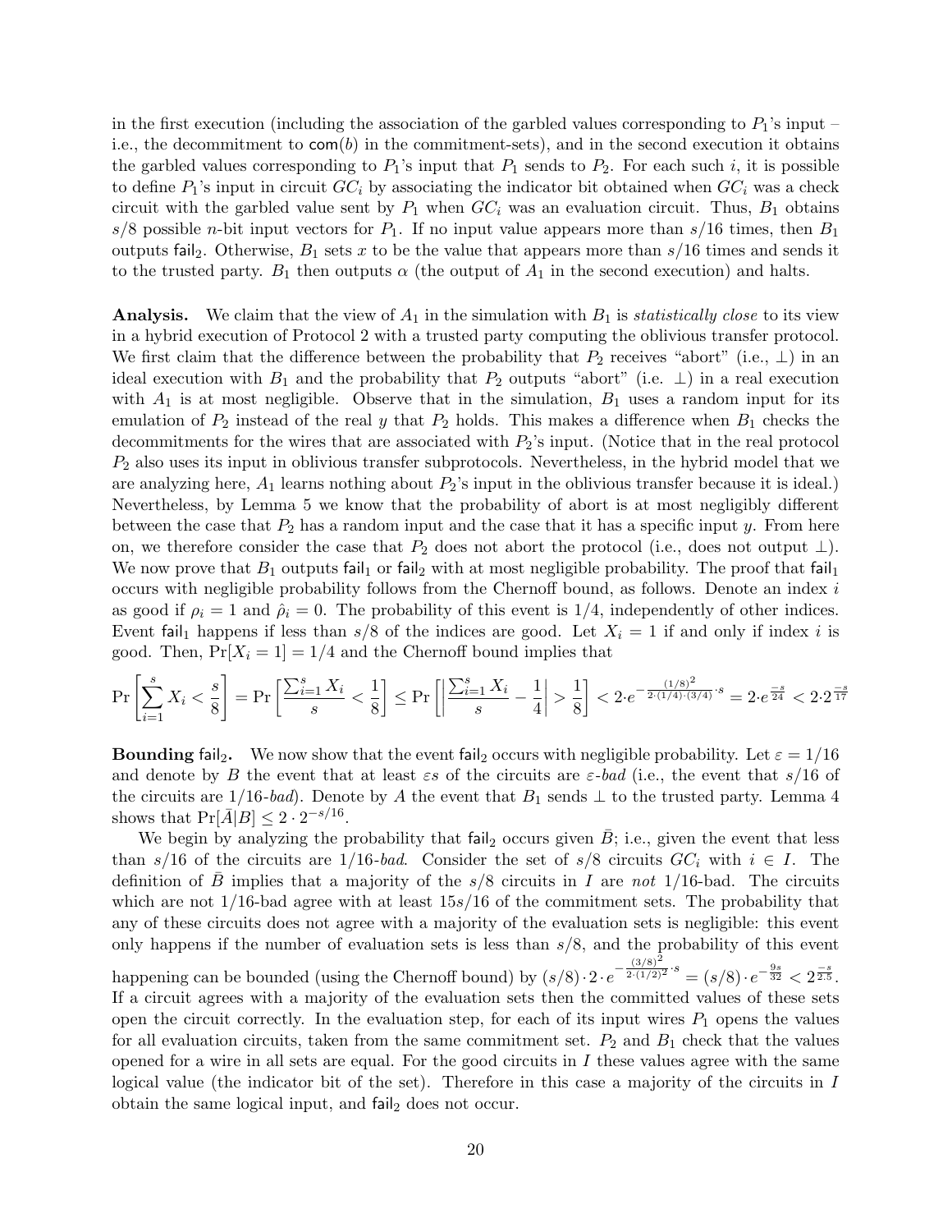in the first execution (including the association of the garbled values corresponding to $P_1$'s input – i.e., the decommitment to $\mathsf{com}(b)$ in the commitment-sets), and in the second execution it obtains the garbled values corresponding to $P_1$'s input that $P_1$ sends to $P_2$. For each such $i$, it is possible to define $P_1$'s input in circuit $GC_i$ by associating the indicator bit obtained when $GC_i$ was a check circuit with the garbled value sent by $P_1$ when $GC_i$ was an evaluation circuit. Thus, $B_1$ obtains $s/8$ possible $n$-bit input vectors for $P_1$. If no input value appears more than $s/16$ times, then $B_1$ outputs $\mathsf{fail}_2$. Otherwise, $B_1$ sets $x$ to be the value that appears more than $s/16$ times and sends it to the trusted party. $B_1$ then outputs $\alpha$ (the output of $A_1$ in the second execution) and halts.

**Analysis.** We claim that the view of $A_1$ in the simulation with $B_1$ is *statistically close* to its view in a hybrid execution of Protocol 2 with a trusted party computing the oblivious transfer protocol. We first claim that the difference between the probability that $P_2$ receives "abort" (i.e., $\perp$) in an ideal execution with $B_1$ and the probability that $P_2$ outputs "abort" (i.e. $\perp$) in a real execution with $A_1$ is at most negligible. Observe that in the simulation, $B_1$ uses a random input for its emulation of $P_2$ instead of the real $y$ that $P_2$ holds. This makes a difference when $B_1$ checks the decommitments for the wires that are associated with $P_2$'s input. (Notice that in the real protocol $P_2$ also uses its input in oblivious transfer subprotocols. Nevertheless, in the hybrid model that we are analyzing here, $A_1$ learns nothing about $P_2$'s input in the oblivious transfer because it is ideal.) Nevertheless, by Lemma 5 we know that the probability of abort is at most negligibly different between the case that $P_2$ has a random input and the case that it has a specific input $y$. From here on, we therefore consider the case that $P_2$ does not abort the protocol (i.e., does not output $\perp$). We now prove that $B_1$ outputs $\mathsf{fail}_1$ or $\mathsf{fail}_2$ with at most negligible probability. The proof that $\mathsf{fail}_1$ occurs with negligible probability follows from the Chernoff bound, as follows. Denote an index $i$ as good if $\rho_i = 1$ and $\hat{\rho}_i = 0$. The probability of this event is $1/4$, independently of other indices. Event $\mathsf{fail}_1$ happens if less than $s/8$ of the indices are good. Let $X_i = 1$ if and only if index $i$ is good. Then, $\Pr[X_i = 1] = 1/4$ and the Chernoff bound implies that

$$\Pr\left[\sum_{i=1}^{s} X_i < \frac{s}{8}\right] = \Pr\left[\frac{\sum_{i=1}^{s} X_i}{s} < \frac{1}{8}\right] \leq \Pr\left[\left|\frac{\sum_{i=1}^{s} X_i}{s} - \frac{1}{4}\right| > \frac{1}{8}\right] < 2 \cdot e^{-\frac{(1/8)^2}{2\cdot(1/4)\cdot(3/4)}\cdot s} = 2 \cdot e^{\frac{-s}{24}} < 2 \cdot 2^{\frac{-s}{17}}$$

**Bounding $\mathsf{fail}_2$.** We now show that the event $\mathsf{fail}_2$ occurs with negligible probability. Let $\varepsilon = 1/16$ and denote by $B$ the event that at least $\varepsilon s$ of the circuits are $\varepsilon$-*bad* (i.e., the event that $s/16$ of the circuits are $1/16$-*bad*). Denote by $A$ the event that $B_1$ sends $\perp$ to the trusted party. Lemma 4 shows that $\Pr[\bar{A}|B] \leq 2 \cdot 2^{-s/16}$.

We begin by analyzing the probability that $\mathsf{fail}_2$ occurs given $\bar{B}$; i.e., given the event that less than $s/16$ of the circuits are $1/16$-*bad*. Consider the set of $s/8$ circuits $GC_i$ with $i \in I$. The definition of $\bar{B}$ implies that a majority of the $s/8$ circuits in $I$ are *not* $1/16$-bad. The circuits which are not $1/16$-bad agree with at least $15s/16$ of the commitment sets. The probability that any of these circuits does not agree with a majority of the evaluation sets is negligible: this event only happens if the number of evaluation sets is less than $s/8$, and the probability of this event happening can be bounded (using the Chernoff bound) by $(s/8) \cdot 2 \cdot e^{-\frac{(3/8)^2}{2\cdot(1/2)^2}\cdot s} = (s/8) \cdot e^{-\frac{9s}{32}} < 2^{\frac{-s}{2.5}}$. If a circuit agrees with a majority of the evaluation sets then the committed values of these sets open the circuit correctly. In the evaluation step, for each of its input wires $P_1$ opens the values for all evaluation circuits, taken from the same commitment set. $P_2$ and $B_1$ check that the values opened for a wire in all sets are equal. For the good circuits in $I$ these values agree with the same logical value (the indicator bit of the set). Therefore in this case a majority of the circuits in $I$ obtain the same logical input, and $\mathsf{fail}_2$ does not occur.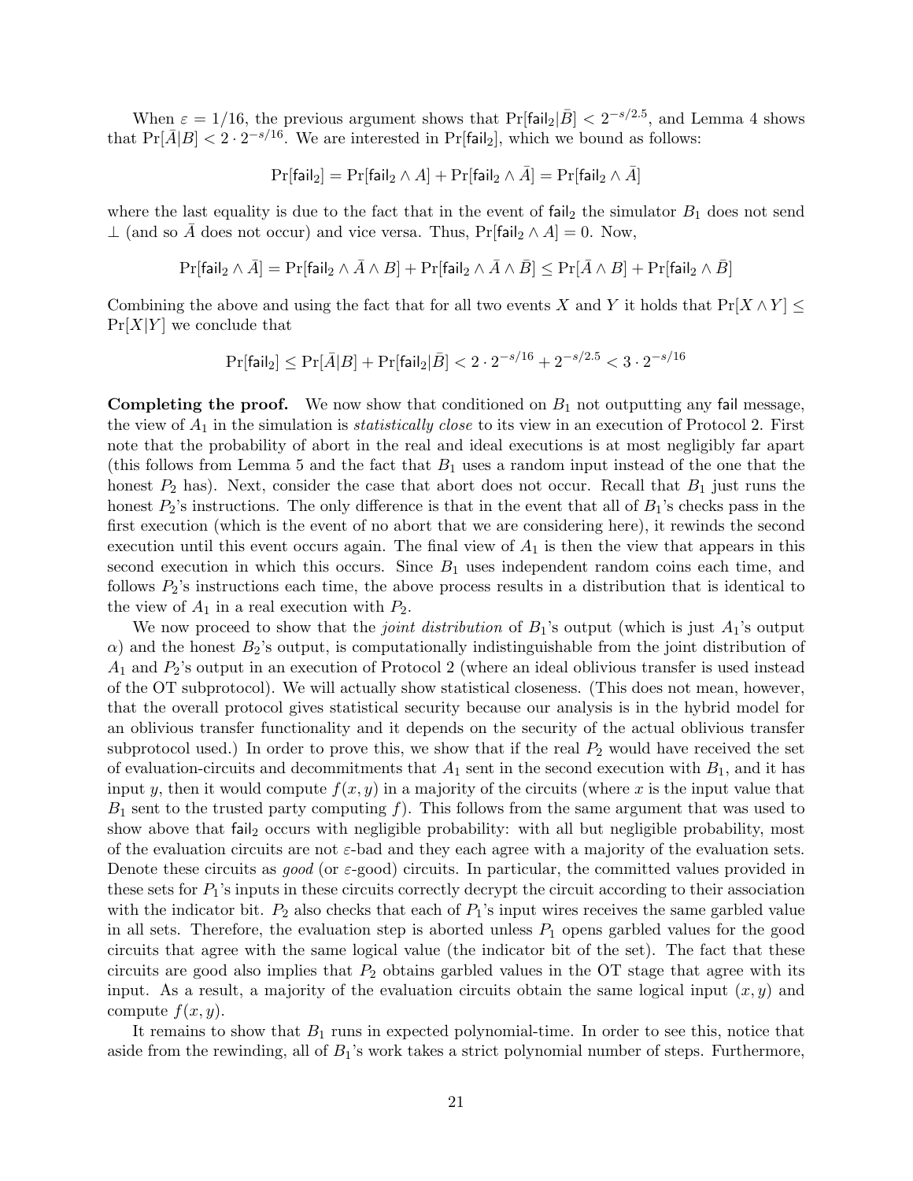When $\varepsilon = 1/16$, the previous argument shows that $\Pr[\mathsf{fail}_2|\bar{B}] < 2^{-s/2.5}$, and Lemma 4 shows that $\Pr[\bar{A}|B] < 2 \cdot 2^{-s/16}$. We are interested in $\Pr[\mathsf{fail}_2]$, which we bound as follows:

$$\Pr[\mathsf{fail}_2] = \Pr[\mathsf{fail}_2 \wedge A] + \Pr[\mathsf{fail}_2 \wedge \bar{A}] = \Pr[\mathsf{fail}_2 \wedge \bar{A}]$$

where the last equality is due to the fact that in the event of $\mathsf{fail}_2$ the simulator $B_1$ does not send $\perp$ (and so $\bar{A}$ does not occur) and vice versa. Thus, $\Pr[\mathsf{fail}_2 \wedge A] = 0$. Now,

$$\Pr[\mathsf{fail}_2 \wedge \bar{A}] = \Pr[\mathsf{fail}_2 \wedge \bar{A} \wedge B] + \Pr[\mathsf{fail}_2 \wedge \bar{A} \wedge \bar{B}] \leq \Pr[\bar{A} \wedge B] + \Pr[\mathsf{fail}_2 \wedge \bar{B}]$$

Combining the above and using the fact that for all two events $X$ and $Y$ it holds that $\Pr[X \wedge Y] \leq \Pr[X|Y]$ we conclude that

$$\Pr[\mathsf{fail}_2] \leq \Pr[\bar{A}|B] + \Pr[\mathsf{fail}_2|\bar{B}] < 2 \cdot 2^{-s/16} + 2^{-s/2.5} < 3 \cdot 2^{-s/16}$$

**Completing the proof.** We now show that conditioned on $B_1$ not outputting any $\mathsf{fail}$ message, the view of $A_1$ in the simulation is *statistically close* to its view in an execution of Protocol 2. First note that the probability of abort in the real and ideal executions is at most negligibly far apart (this follows from Lemma 5 and the fact that $B_1$ uses a random input instead of the one that the honest $P_2$ has). Next, consider the case that abort does not occur. Recall that $B_1$ just runs the honest $P_2$'s instructions. The only difference is that in the event that all of $B_1$'s checks pass in the first execution (which is the event of no abort that we are considering here), it rewinds the second execution until this event occurs again. The final view of $A_1$ is then the view that appears in this second execution in which this occurs. Since $B_1$ uses independent random coins each time, and follows $P_2$'s instructions each time, the above process results in a distribution that is identical to the view of $A_1$ in a real execution with $P_2$.

We now proceed to show that the *joint distribution* of $B_1$'s output (which is just $A_1$'s output $\alpha$) and the honest $B_2$'s output, is computationally indistinguishable from the joint distribution of $A_1$ and $P_2$'s output in an execution of Protocol 2 (where an ideal oblivious transfer is used instead of the OT subprotocol). We will actually show statistical closeness. (This does not mean, however, that the overall protocol gives statistical security because our analysis is in the hybrid model for an oblivious transfer functionality and it depends on the security of the actual oblivious transfer subprotocol used.) In order to prove this, we show that if the real $P_2$ would have received the set of evaluation-circuits and decommitments that $A_1$ sent in the second execution with $B_1$, and it has input $y$, then it would compute $f(x, y)$ in a majority of the circuits (where $x$ is the input value that $B_1$ sent to the trusted party computing $f$). This follows from the same argument that was used to show above that $\mathsf{fail}_2$ occurs with negligible probability: with all but negligible probability, most of the evaluation circuits are not $\varepsilon$-bad and they each agree with a majority of the evaluation sets. Denote these circuits as *good* (or $\varepsilon$-good) circuits. In particular, the committed values provided in these sets for $P_1$'s inputs in these circuits correctly decrypt the circuit according to their association with the indicator bit. $P_2$ also checks that each of $P_1$'s input wires receives the same garbled value in all sets. Therefore, the evaluation step is aborted unless $P_1$ opens garbled values for the good circuits that agree with the same logical value (the indicator bit of the set). The fact that these circuits are good also implies that $P_2$ obtains garbled values in the OT stage that agree with its input. As a result, a majority of the evaluation circuits obtain the same logical input $(x, y)$ and compute $f(x, y)$.

It remains to show that $B_1$ runs in expected polynomial-time. In order to see this, notice that aside from the rewinding, all of $B_1$'s work takes a strict polynomial number of steps. Furthermore,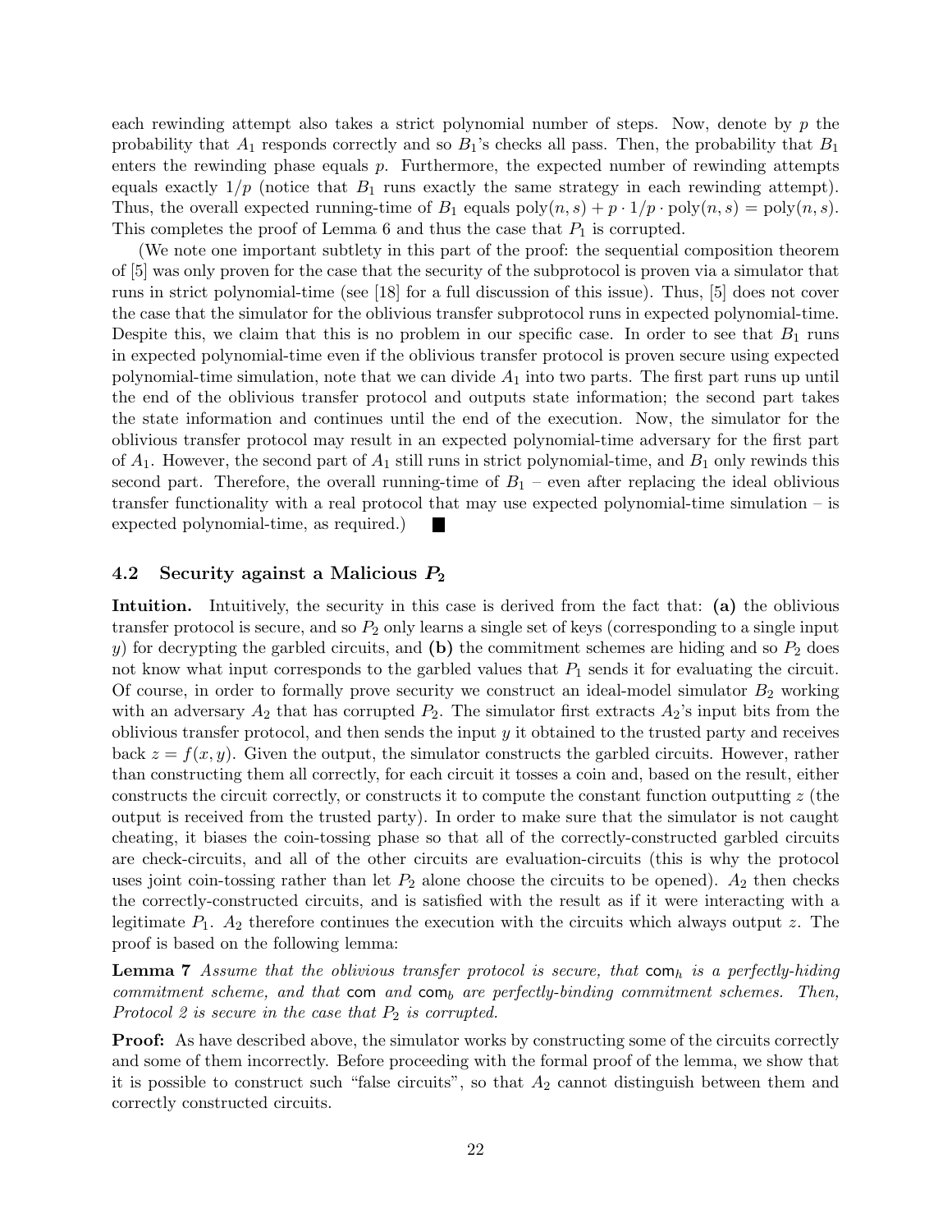each rewinding attempt also takes a strict polynomial number of steps. Now, denote by $p$ the probability that $A_1$ responds correctly and so $B_1$'s checks all pass. Then, the probability that $B_1$ enters the rewinding phase equals $p$. Furthermore, the expected number of rewinding attempts equals exactly $1/p$ (notice that $B_1$ runs exactly the same strategy in each rewinding attempt). Thus, the overall expected running-time of $B_1$ equals $\text{poly}(n, s) + p \cdot 1/p \cdot \text{poly}(n, s) = \text{poly}(n, s)$. This completes the proof of Lemma 6 and thus the case that $P_1$ is corrupted.

(We note one important subtlety in this part of the proof: the sequential composition theorem of [5] was only proven for the case that the security of the subprotocol is proven via a simulator that runs in strict polynomial-time (see [18] for a full discussion of this issue). Thus, [5] does not cover the case that the simulator for the oblivious transfer subprotocol runs in expected polynomial-time. Despite this, we claim that this is no problem in our specific case. In order to see that $B_1$ runs in expected polynomial-time even if the oblivious transfer protocol is proven secure using expected polynomial-time simulation, note that we can divide $A_1$ into two parts. The first part runs up until the end of the oblivious transfer protocol and outputs state information; the second part takes the state information and continues until the end of the execution. Now, the simulator for the oblivious transfer protocol may result in an expected polynomial-time adversary for the first part of $A_1$. However, the second part of $A_1$ still runs in strict polynomial-time, and $B_1$ only rewinds this second part. Therefore, the overall running-time of $B_1$ – even after replacing the ideal oblivious transfer functionality with a real protocol that may use expected polynomial-time simulation – is expected polynomial-time, as required.) ■

### 4.2 Security against a Malicious $P_2$

**Intuition.** Intuitively, the security in this case is derived from the fact that: **(a)** the oblivious transfer protocol is secure, and so $P_2$ only learns a single set of keys (corresponding to a single input $y$) for decrypting the garbled circuits, and **(b)** the commitment schemes are hiding and so $P_2$ does not know what input corresponds to the garbled values that $P_1$ sends it for evaluating the circuit. Of course, in order to formally prove security we construct an ideal-model simulator $B_2$ working with an adversary $A_2$ that has corrupted $P_2$. The simulator first extracts $A_2$'s input bits from the oblivious transfer protocol, and then sends the input $y$ it obtained to the trusted party and receives back $z = f(x, y)$. Given the output, the simulator constructs the garbled circuits. However, rather than constructing them all correctly, for each circuit it tosses a coin and, based on the result, either constructs the circuit correctly, or constructs it to compute the constant function outputting $z$ (the output is received from the trusted party). In order to make sure that the simulator is not caught cheating, it biases the coin-tossing phase so that all of the correctly-constructed garbled circuits are check-circuits, and all of the other circuits are evaluation-circuits (this is why the protocol uses joint coin-tossing rather than let $P_2$ alone choose the circuits to be opened). $A_2$ then checks the correctly-constructed circuits, and is satisfied with the result as if it were interacting with a legitimate $P_1$. $A_2$ therefore continues the execution with the circuits which always output $z$. The proof is based on the following lemma:

**Lemma 7** *Assume that the oblivious transfer protocol is secure, that* $\mathsf{com}_h$ *is a perfectly-hiding commitment scheme, and that* $\mathsf{com}$ *and* $\mathsf{com}_b$ *are perfectly-binding commitment schemes. Then, Protocol 2 is secure in the case that* $P_2$ *is corrupted.*

**Proof:** As have described above, the simulator works by constructing some of the circuits correctly and some of them incorrectly. Before proceeding with the formal proof of the lemma, we show that it is possible to construct such "false circuits", so that $A_2$ cannot distinguish between them and correctly constructed circuits.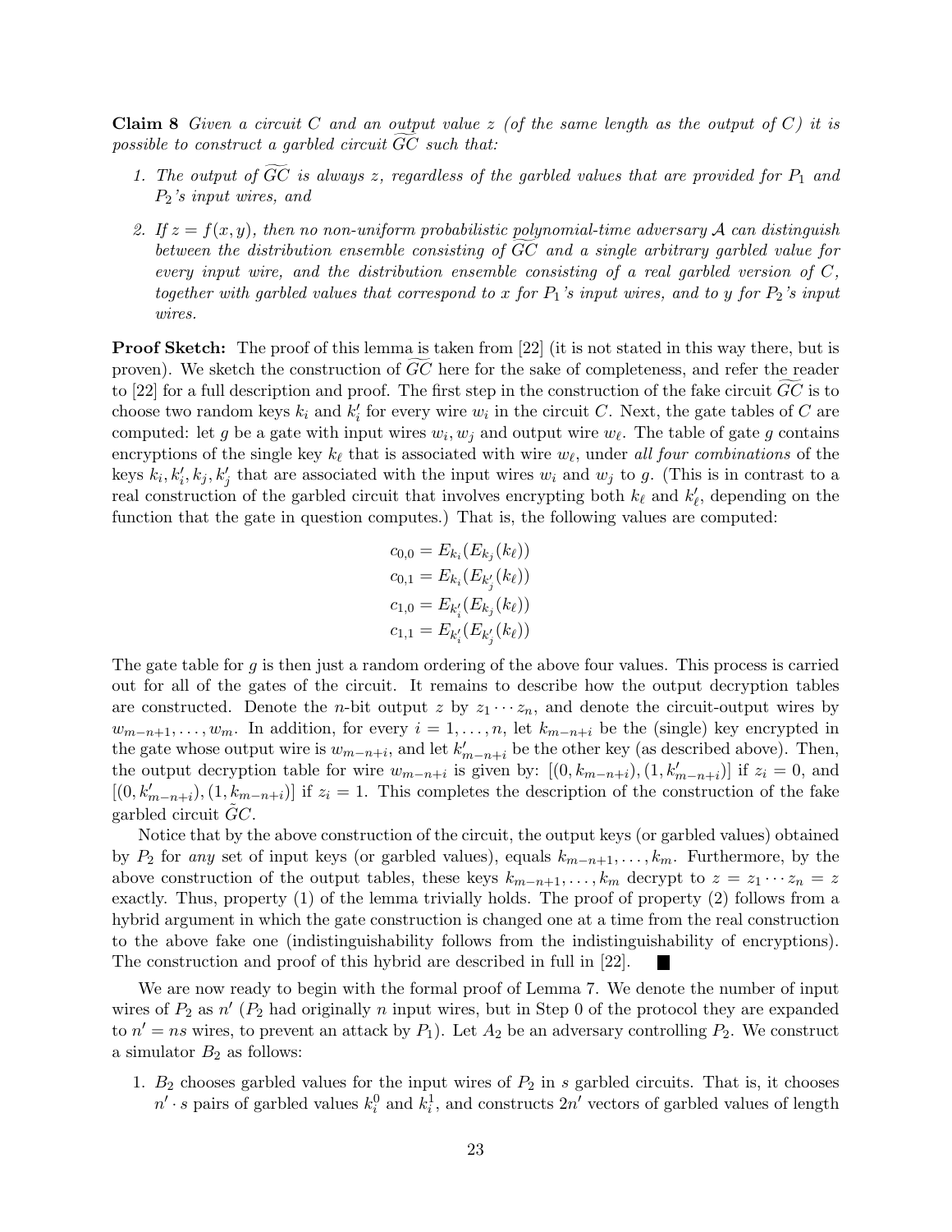**Claim 8** *Given a circuit $C$ and an output value $z$ (of the same length as the output of $C$) it is possible to construct a garbled circuit $\widetilde{GC}$ such that:*

1. *The output of $\widetilde{GC}$ is always $z$, regardless of the garbled values that are provided for $P_1$ and $P_2$'s input wires, and*
2. *If $z = f(x, y)$, then no non-uniform probabilistic polynomial-time adversary $\mathcal{A}$ can distinguish between the distribution ensemble consisting of $\widetilde{GC}$ and a single arbitrary garbled value for every input wire, and the distribution ensemble consisting of a real garbled version of $C$, together with garbled values that correspond to $x$ for $P_1$'s input wires, and to $y$ for $P_2$'s input wires.*

**Proof Sketch:** The proof of this lemma is taken from [22] (it is not stated in this way there, but is proven). We sketch the construction of $\widetilde{GC}$ here for the sake of completeness, and refer the reader to [22] for a full description and proof. The first step in the construction of the fake circuit $\widetilde{GC}$ is to choose two random keys $k_i$ and $k'_i$ for every wire $w_i$ in the circuit $C$. Next, the gate tables of $C$ are computed: let $g$ be a gate with input wires $w_i, w_j$ and output wire $w_\ell$. The table of gate $g$ contains encryptions of the single key $k_\ell$ that is associated with wire $w_\ell$, under *all four combinations* of the keys $k_i, k'_i, k_j, k'_j$ that are associated with the input wires $w_i$ and $w_j$ to $g$. (This is in contrast to a real construction of the garbled circuit that involves encrypting both $k_\ell$ and $k'_\ell$, depending on the function that the gate in question computes.) That is, the following values are computed:

$$
\begin{aligned}
c_{0,0} &= E_{k_i}(E_{k_j}(k_\ell)) \\
c_{0,1} &= E_{k_i}(E_{k'_j}(k_\ell)) \\
c_{1,0} &= E_{k'_i}(E_{k_j}(k_\ell)) \\
c_{1,1} &= E_{k'_i}(E_{k'_j}(k_\ell))
\end{aligned}
$$

The gate table for $g$ is then just a random ordering of the above four values. This process is carried out for all of the gates of the circuit. It remains to describe how the output decryption tables are constructed. Denote the $n$-bit output $z$ by $z_1 \cdots z_n$, and denote the circuit-output wires by $w_{m-n+1}, \ldots, w_m$. In addition, for every $i = 1, \ldots, n$, let $k_{m-n+i}$ be the (single) key encrypted in the gate whose output wire is $w_{m-n+i}$, and let $k'_{m-n+i}$ be the other key (as described above). Then, the output decryption table for wire $w_{m-n+i}$ is given by: $[(0, k_{m-n+i}), (1, k'_{m-n+i})]$ if $z_i = 0$, and $[(0, k'_{m-n+i}), (1, k_{m-n+i})]$ if $z_i = 1$. This completes the description of the construction of the fake garbled circuit $\tilde{G}C$.

Notice that by the above construction of the circuit, the output keys (or garbled values) obtained by $P_2$ for *any* set of input keys (or garbled values), equals $k_{m-n+1}, \ldots, k_m$. Furthermore, by the above construction of the output tables, these keys $k_{m-n+1}, \ldots, k_m$ decrypt to $z = z_1 \cdots z_n = z$ exactly. Thus, property (1) of the lemma trivially holds. The proof of property (2) follows from a hybrid argument in which the gate construction is changed one at a time from the real construction to the above fake one (indistinguishability follows from the indistinguishability of encryptions). The construction and proof of this hybrid are described in full in [22]. ■

We are now ready to begin with the formal proof of Lemma 7. We denote the number of input wires of $P_2$ as $n'$ ($P_2$ had originally $n$ input wires, but in Step 0 of the protocol they are expanded to $n' = ns$ wires, to prevent an attack by $P_1$). Let $A_2$ be an adversary controlling $P_2$. We construct a simulator $B_2$ as follows:

1. $B_2$ chooses garbled values for the input wires of $P_2$ in $s$ garbled circuits. That is, it chooses $n' \cdot s$ pairs of garbled values $k_i^0$ and $k_i^1$, and constructs $2n'$ vectors of garbled values of length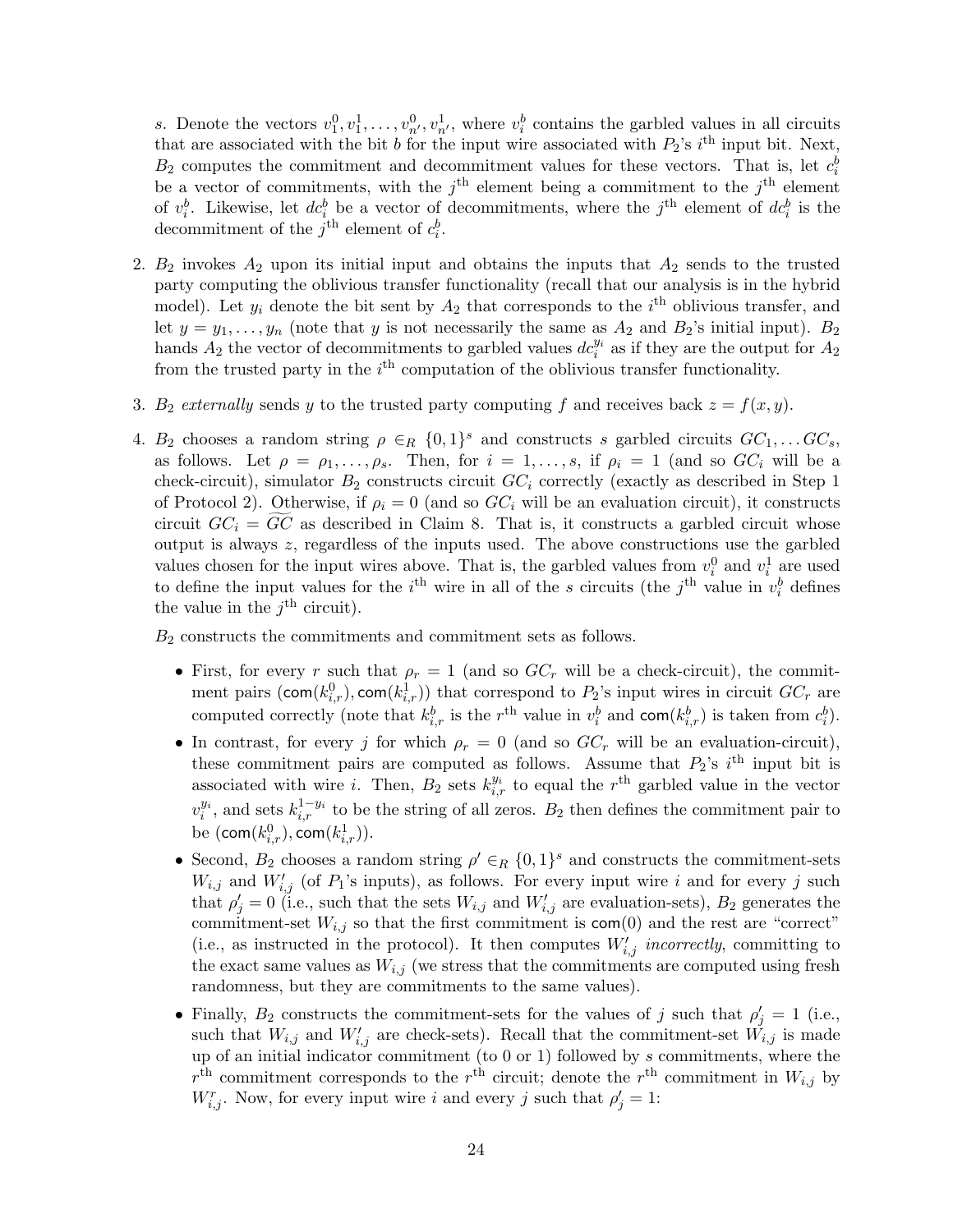$s$. Denote the vectors $v_1^0, v_1^1, \ldots, v_{n'}^0, v_{n'}^1$, where $v_i^b$ contains the garbled values in all circuits that are associated with the bit $b$ for the input wire associated with $P_2$'s $i^{\text{th}}$ input bit. Next, $B_2$ computes the commitment and decommitment values for these vectors. That is, let $c_i^b$ be a vector of commitments, with the $j^{\text{th}}$ element being a commitment to the $j^{\text{th}}$ element of $v_i^b$. Likewise, let $dc_i^b$ be a vector of decommitments, where the $j^{\text{th}}$ element of $dc_i^b$ is the decommitment of the $j^{\text{th}}$ element of $c_i^b$.

2. $B_2$ invokes $A_2$ upon its initial input and obtains the inputs that $A_2$ sends to the trusted party computing the oblivious transfer functionality (recall that our analysis is in the hybrid model). Let $y_i$ denote the bit sent by $A_2$ that corresponds to the $i^{\text{th}}$ oblivious transfer, and let $y = y_1, \ldots, y_n$ (note that $y$ is not necessarily the same as $A_2$ and $B_2$'s initial input). $B_2$ hands $A_2$ the vector of decommitments to garbled values $dc_i^{y_i}$ as if they are the output for $A_2$ from the trusted party in the $i^{\text{th}}$ computation of the oblivious transfer functionality.

3. $B_2$ *externally* sends $y$ to the trusted party computing $f$ and receives back $z = f(x, y)$.

4. $B_2$ chooses a random string $\rho \in_R \{0,1\}^s$ and constructs $s$ garbled circuits $GC_1, \ldots GC_s$, as follows. Let $\rho = \rho_1, \ldots, \rho_s$. Then, for $i = 1, \ldots, s$, if $\rho_i = 1$ (and so $GC_i$ will be a check-circuit), simulator $B_2$ constructs circuit $GC_i$ correctly (exactly as described in Step 1 of Protocol 2). Otherwise, if $\rho_i = 0$ (and so $GC_i$ will be an evaluation circuit), it constructs circuit $GC_i = \widetilde{GC}$ as described in Claim 8. That is, it constructs a garbled circuit whose output is always $z$, regardless of the inputs used. The above constructions use the garbled values chosen for the input wires above. That is, the garbled values from $v_i^0$ and $v_i^1$ are used to define the input values for the $i^{\text{th}}$ wire in all of the $s$ circuits (the $j^{\text{th}}$ value in $v_i^b$ defines the value in the $j^{\text{th}}$ circuit).

   $B_2$ constructs the commitments and commitment sets as follows.

   - First, for every $r$ such that $\rho_r = 1$ (and so $GC_r$ will be a check-circuit), the commitment pairs $(\mathsf{com}(k_{i,r}^0), \mathsf{com}(k_{i,r}^1))$ that correspond to $P_2$'s input wires in circuit $GC_r$ are computed correctly (note that $k_{i,r}^b$ is the $r^{\text{th}}$ value in $v_i^b$ and $\mathsf{com}(k_{i,r}^b)$ is taken from $c_i^b$).
   - In contrast, for every $j$ for which $\rho_r = 0$ (and so $GC_r$ will be an evaluation-circuit), these commitment pairs are computed as follows. Assume that $P_2$'s $i^{\text{th}}$ input bit is associated with wire $i$. Then, $B_2$ sets $k_{i,r}^{y_i}$ to equal the $r^{\text{th}}$ garbled value in the vector $v_i^{y_i}$, and sets $k_{i,r}^{1-y_i}$ to be the string of all zeros. $B_2$ then defines the commitment pair to be $(\mathsf{com}(k_{i,r}^0), \mathsf{com}(k_{i,r}^1))$.
   - Second, $B_2$ chooses a random string $\rho' \in_R \{0,1\}^s$ and constructs the commitment-sets $W_{i,j}$ and $W'_{i,j}$ (of $P_1$'s inputs), as follows. For every input wire $i$ and for every $j$ such that $\rho'_j = 0$ (i.e., such that the sets $W_{i,j}$ and $W'_{i,j}$ are evaluation-sets), $B_2$ generates the commitment-set $W_{i,j}$ so that the first commitment is $\mathsf{com}(0)$ and the rest are "correct" (i.e., as instructed in the protocol). It then computes $W'_{i,j}$ *incorrectly*, committing to the exact same values as $W_{i,j}$ (we stress that the commitments are computed using fresh randomness, but they are commitments to the same values).
   - Finally, $B_2$ constructs the commitment-sets for the values of $j$ such that $\rho'_j = 1$ (i.e., such that $W_{i,j}$ and $W'_{i,j}$ are check-sets). Recall that the commitment-set $W_{i,j}$ is made up of an initial indicator commitment (to 0 or 1) followed by $s$ commitments, where the $r^{\text{th}}$ commitment corresponds to the $r^{\text{th}}$ circuit; denote the $r^{\text{th}}$ commitment in $W_{i,j}$ by $W_{i,j}^r$. Now, for every input wire $i$ and every $j$ such that $\rho'_j = 1$: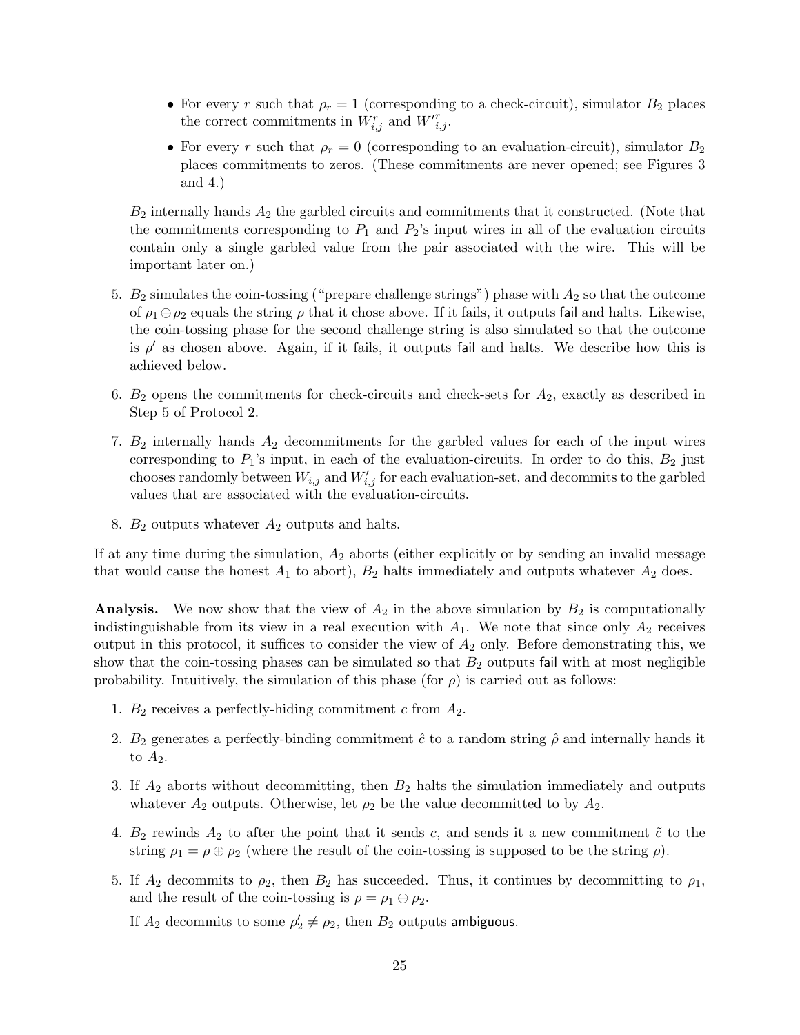- For every $r$ such that $\rho_r = 1$ (corresponding to a check-circuit), simulator $B_2$ places the correct commitments in $W^r_{i,j}$ and $W'^r_{i,j}$.
- For every $r$ such that $\rho_r = 0$ (corresponding to an evaluation-circuit), simulator $B_2$ places commitments to zeros. (These commitments are never opened; see Figures 3 and 4.)

$B_2$ internally hands $A_2$ the garbled circuits and commitments that it constructed. (Note that the commitments corresponding to $P_1$ and $P_2$'s input wires in all of the evaluation circuits contain only a single garbled value from the pair associated with the wire. This will be important later on.)

5. $B_2$ simulates the coin-tossing ("prepare challenge strings") phase with $A_2$ so that the outcome of $\rho_1 \oplus \rho_2$ equals the string $\rho$ that it chose above. If it fails, it outputs fail and halts. Likewise, the coin-tossing phase for the second challenge string is also simulated so that the outcome is $\rho'$ as chosen above. Again, if it fails, it outputs fail and halts. We describe how this is achieved below.

6. $B_2$ opens the commitments for check-circuits and check-sets for $A_2$, exactly as described in Step 5 of Protocol 2.

7. $B_2$ internally hands $A_2$ decommitments for the garbled values for each of the input wires corresponding to $P_1$'s input, in each of the evaluation-circuits. In order to do this, $B_2$ just chooses randomly between $W_{i,j}$ and $W'_{i,j}$ for each evaluation-set, and decommits to the garbled values that are associated with the evaluation-circuits.

8. $B_2$ outputs whatever $A_2$ outputs and halts.

If at any time during the simulation, $A_2$ aborts (either explicitly or by sending an invalid message that would cause the honest $A_1$ to abort), $B_2$ halts immediately and outputs whatever $A_2$ does.

**Analysis.** We now show that the view of $A_2$ in the above simulation by $B_2$ is computationally indistinguishable from its view in a real execution with $A_1$. We note that since only $A_2$ receives output in this protocol, it suffices to consider the view of $A_2$ only. Before demonstrating this, we show that the coin-tossing phases can be simulated so that $B_2$ outputs fail with at most negligible probability. Intuitively, the simulation of this phase (for $\rho$) is carried out as follows:

1. $B_2$ receives a perfectly-hiding commitment $c$ from $A_2$.

2. $B_2$ generates a perfectly-binding commitment $\hat{c}$ to a random string $\hat{\rho}$ and internally hands it to $A_2$.

3. If $A_2$ aborts without decommitting, then $B_2$ halts the simulation immediately and outputs whatever $A_2$ outputs. Otherwise, let $\rho_2$ be the value decommitted to by $A_2$.

4. $B_2$ rewinds $A_2$ to after the point that it sends $c$, and sends it a new commitment $\tilde{c}$ to the string $\rho_1 = \rho \oplus \rho_2$ (where the result of the coin-tossing is supposed to be the string $\rho$).

5. If $A_2$ decommits to $\rho_2$, then $B_2$ has succeeded. Thus, it continues by decommitting to $\rho_1$, and the result of the coin-tossing is $\rho = \rho_1 \oplus \rho_2$.

   If $A_2$ decommits to some $\rho'_2 \neq \rho_2$, then $B_2$ outputs ambiguous.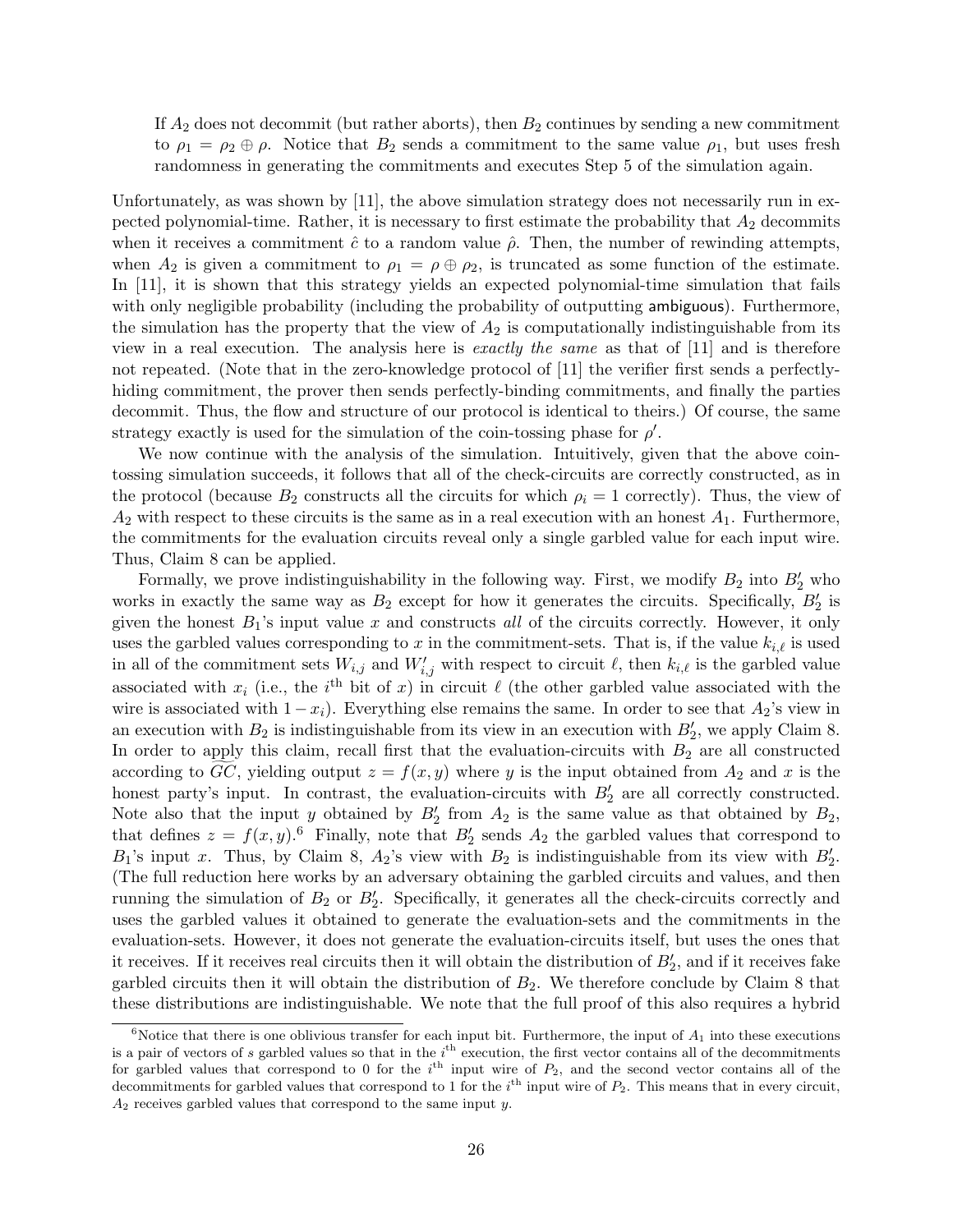If $A_2$ does not decommit (but rather aborts), then $B_2$ continues by sending a new commitment to $\rho_1 = \rho_2 \oplus \rho$. Notice that $B_2$ sends a commitment to the same value $\rho_1$, but uses fresh randomness in generating the commitments and executes Step 5 of the simulation again.

Unfortunately, as was shown by [11], the above simulation strategy does not necessarily run in expected polynomial-time. Rather, it is necessary to first estimate the probability that $A_2$ decommits when it receives a commitment $\hat{c}$ to a random value $\hat{\rho}$. Then, the number of rewinding attempts, when $A_2$ is given a commitment to $\rho_1 = \rho \oplus \rho_2$, is truncated as some function of the estimate. In [11], it is shown that this strategy yields an expected polynomial-time simulation that fails with only negligible probability (including the probability of outputting ambiguous). Furthermore, the simulation has the property that the view of $A_2$ is computationally indistinguishable from its view in a real execution. The analysis here is *exactly the same* as that of [11] and is therefore not repeated. (Note that in the zero-knowledge protocol of [11] the verifier first sends a perfectly-hiding commitment, the prover then sends perfectly-binding commitments, and finally the parties decommit. Thus, the flow and structure of our protocol is identical to theirs.) Of course, the same strategy exactly is used for the simulation of the coin-tossing phase for $\rho'$.

We now continue with the analysis of the simulation. Intuitively, given that the above coin-tossing simulation succeeds, it follows that all of the check-circuits are correctly constructed, as in the protocol (because $B_2$ constructs all the circuits for which $\rho_i = 1$ correctly). Thus, the view of $A_2$ with respect to these circuits is the same as in a real execution with an honest $A_1$. Furthermore, the commitments for the evaluation circuits reveal only a single garbled value for each input wire. Thus, Claim 8 can be applied.

Formally, we prove indistinguishability in the following way. First, we modify $B_2$ into $B_2'$ who works in exactly the same way as $B_2$ except for how it generates the circuits. Specifically, $B_2'$ is given the honest $B_1$'s input value $x$ and constructs *all* of the circuits correctly. However, it only uses the garbled values corresponding to $x$ in the commitment-sets. That is, if the value $k_{i,\ell}$ is used in all of the commitment sets $W_{i,j}$ and $W'_{i,j}$ with respect to circuit $\ell$, then $k_{i,\ell}$ is the garbled value associated with $x_i$ (i.e., the $i^{\text{th}}$ bit of $x$) in circuit $\ell$ (the other garbled value associated with the wire is associated with $1 - x_i$). Everything else remains the same. In order to see that $A_2$'s view in an execution with $B_2$ is indistinguishable from its view in an execution with $B_2'$, we apply Claim 8. In order to apply this claim, recall first that the evaluation-circuits with $B_2$ are all constructed according to $\widetilde{GC}$, yielding output $z = f(x, y)$ where $y$ is the input obtained from $A_2$ and $x$ is the honest party's input. In contrast, the evaluation-circuits with $B_2'$ are all correctly constructed. Note also that the input $y$ obtained by $B_2'$ from $A_2$ is the same value as that obtained by $B_2$, that defines $z = f(x, y)$.[6] Finally, note that $B_2'$ sends $A_2$ the garbled values that correspond to $B_1$'s input $x$. Thus, by Claim 8, $A_2$'s view with $B_2$ is indistinguishable from its view with $B_2'$. (The full reduction here works by an adversary obtaining the garbled circuits and values, and then running the simulation of $B_2$ or $B_2'$. Specifically, it generates all the check-circuits correctly and uses the garbled values it obtained to generate the evaluation-sets and the commitments in the evaluation-sets. However, it does not generate the evaluation-circuits itself, but uses the ones that it receives. If it receives real circuits then it will obtain the distribution of $B_2'$, and if it receives fake garbled circuits then it will obtain the distribution of $B_2$. We therefore conclude by Claim 8 that these distributions are indistinguishable. We note that the full proof of this also requires a hybrid

[6] Notice that there is one oblivious transfer for each input bit. Furthermore, the input of $A_1$ into these executions is a pair of vectors of $s$ garbled values so that in the $i^{\text{th}}$ execution, the first vector contains all of the decommitments for garbled values that correspond to 0 for the $i^{\text{th}}$ input wire of $P_2$, and the second vector contains all of the decommitments for garbled values that correspond to 1 for the $i^{\text{th}}$ input wire of $P_2$. This means that in every circuit, $A_2$ receives garbled values that correspond to the same input $y$.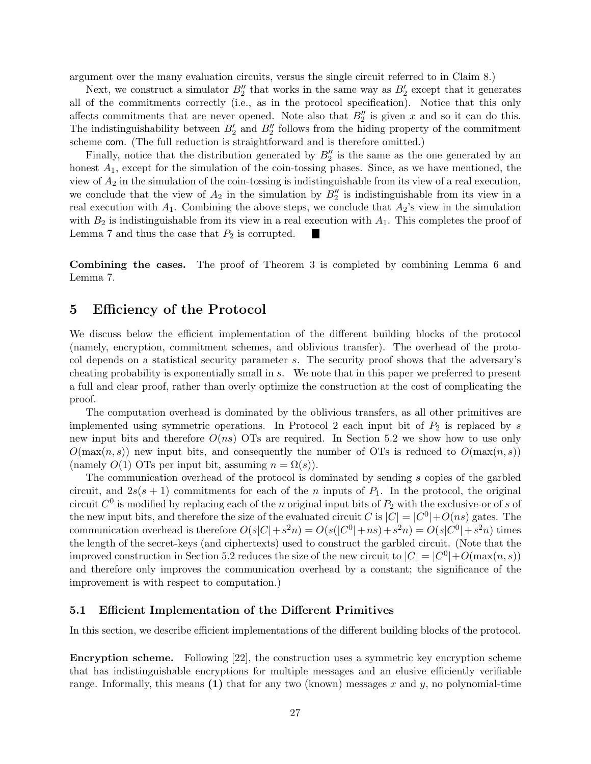argument over the many evaluation circuits, versus the single circuit referred to in Claim 8.)

Next, we construct a simulator $B_2''$ that works in the same way as $B_2'$ except that it generates all of the commitments correctly (i.e., as in the protocol specification). Notice that this only affects commitments that are never opened. Note also that $B_2''$ is given $x$ and so it can do this. The indistinguishability between $B_2'$ and $B_2''$ follows from the hiding property of the commitment scheme com. (The full reduction is straightforward and is therefore omitted.)

Finally, notice that the distribution generated by $B_2''$ is the same as the one generated by an honest $A_1$, except for the simulation of the coin-tossing phases. Since, as we have mentioned, the view of $A_2$ in the simulation of the coin-tossing is indistinguishable from its view of a real execution, we conclude that the view of $A_2$ in the simulation by $B_2''$ is indistinguishable from its view in a real execution with $A_1$. Combining the above steps, we conclude that $A_2$'s view in the simulation with $B_2$ is indistinguishable from its view in a real execution with $A_1$. This completes the proof of Lemma 7 and thus the case that $P_2$ is corrupted. ■

**Combining the cases.** The proof of Theorem 3 is completed by combining Lemma 6 and Lemma 7.

# 5 Efficiency of the Protocol

We discuss below the efficient implementation of the different building blocks of the protocol (namely, encryption, commitment schemes, and oblivious transfer). The overhead of the protocol depends on a statistical security parameter $s$. The security proof shows that the adversary's cheating probability is exponentially small in $s$. We note that in this paper we preferred to present a full and clear proof, rather than overly optimize the construction at the cost of complicating the proof.

The computation overhead is dominated by the oblivious transfers, as all other primitives are implemented using symmetric operations. In Protocol 2 each input bit of $P_2$ is replaced by $s$ new input bits and therefore $O(ns)$ OTs are required. In Section 5.2 we show how to use only $O(\max(n,s))$ new input bits, and consequently the number of OTs is reduced to $O(\max(n,s))$ (namely $O(1)$ OTs per input bit, assuming $n = \Omega(s)$).

The communication overhead of the protocol is dominated by sending $s$ copies of the garbled circuit, and $2s(s+1)$ commitments for each of the $n$ inputs of $P_1$. In the protocol, the original circuit $C^0$ is modified by replacing each of the $n$ original input bits of $P_2$ with the exclusive-or of $s$ of the new input bits, and therefore the size of the evaluated circuit $C$ is $|C| = |C^0| + O(ns)$ gates. The communication overhead is therefore $O(s|C| + s^2 n) = O(s(|C^0| + ns) + s^2 n) = O(s|C^0| + s^2 n)$ times the length of the secret-keys (and ciphertexts) used to construct the garbled circuit. (Note that the improved construction in Section 5.2 reduces the size of the new circuit to $|C| = |C^0| + O(\max(n,s))$ and therefore only improves the communication overhead by a constant; the significance of the improvement is with respect to computation.)

## 5.1 Efficient Implementation of the Different Primitives

In this section, we describe efficient implementations of the different building blocks of the protocol.

**Encryption scheme.** Following [22], the construction uses a symmetric key encryption scheme that has indistinguishable encryptions for multiple messages and an elusive efficiently verifiable range. Informally, this means **(1)** that for any two (known) messages $x$ and $y$, no polynomial-time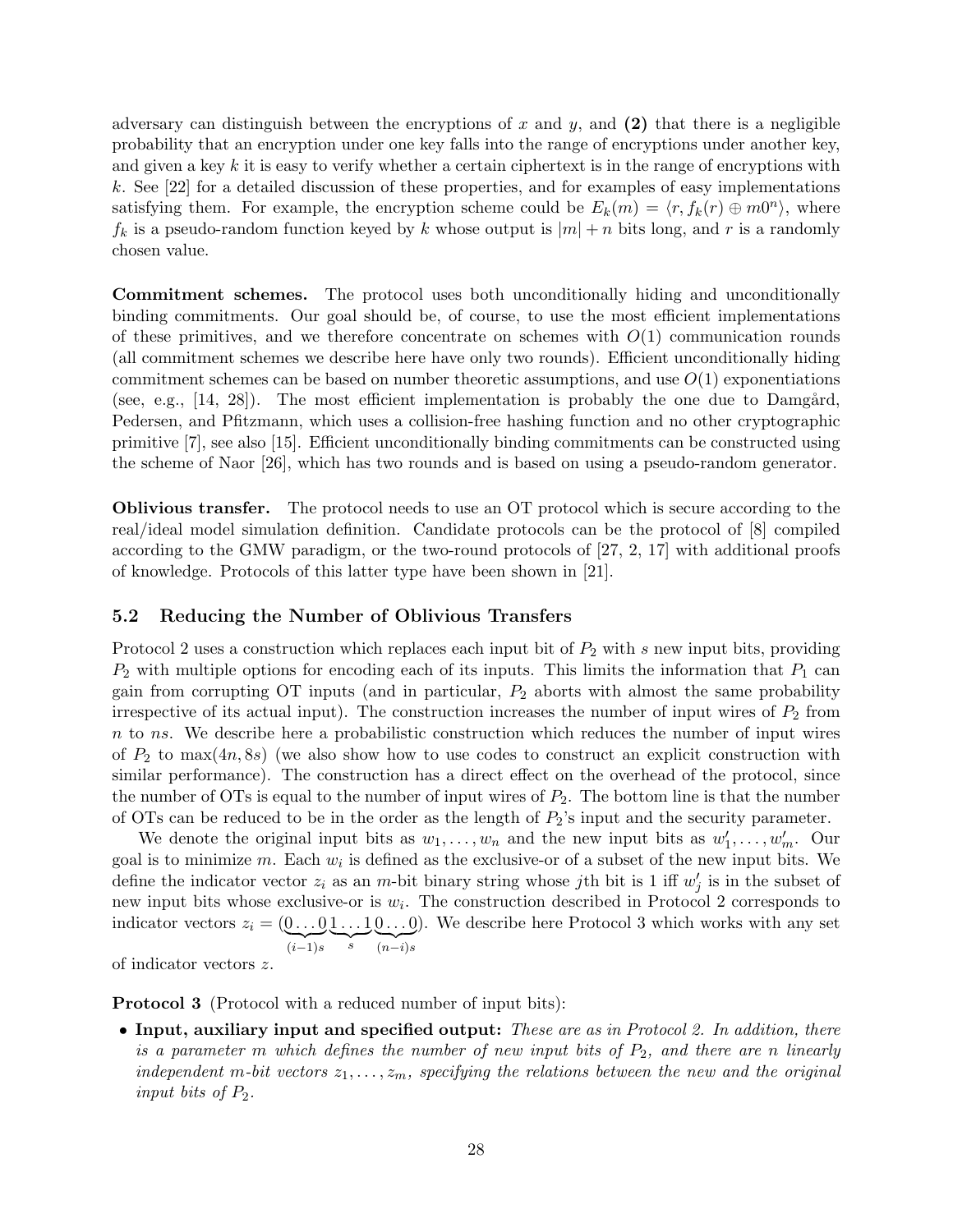adversary can distinguish between the encryptions of $x$ and $y$, and **(2)** that there is a negligible probability that an encryption under one key falls into the range of encryptions under another key, and given a key $k$ it is easy to verify whether a certain ciphertext is in the range of encryptions with $k$. See [22] for a detailed discussion of these properties, and for examples of easy implementations satisfying them. For example, the encryption scheme could be $E_k(m) = \langle r, f_k(r) \oplus m0^n \rangle$, where $f_k$ is a pseudo-random function keyed by $k$ whose output is $|m| + n$ bits long, and $r$ is a randomly chosen value.

**Commitment schemes.** The protocol uses both unconditionally hiding and unconditionally binding commitments. Our goal should be, of course, to use the most efficient implementations of these primitives, and we therefore concentrate on schemes with $O(1)$ communication rounds (all commitment schemes we describe here have only two rounds). Efficient unconditionally hiding commitment schemes can be based on number theoretic assumptions, and use $O(1)$ exponentiations (see, e.g., [14, 28]). The most efficient implementation is probably the one due to Damgård, Pedersen, and Pfitzmann, which uses a collision-free hashing function and no other cryptographic primitive [7], see also [15]. Efficient unconditionally binding commitments can be constructed using the scheme of Naor [26], which has two rounds and is based on using a pseudo-random generator.

**Oblivious transfer.** The protocol needs to use an OT protocol which is secure according to the real/ideal model simulation definition. Candidate protocols can be the protocol of [8] compiled according to the GMW paradigm, or the two-round protocols of [27, 2, 17] with additional proofs of knowledge. Protocols of this latter type have been shown in [21].

### 5.2 Reducing the Number of Oblivious Transfers

Protocol 2 uses a construction which replaces each input bit of $P_2$ with $s$ new input bits, providing $P_2$ with multiple options for encoding each of its inputs. This limits the information that $P_1$ can gain from corrupting OT inputs (and in particular, $P_2$ aborts with almost the same probability irrespective of its actual input). The construction increases the number of input wires of $P_2$ from $n$ to $ns$. We describe here a probabilistic construction which reduces the number of input wires of $P_2$ to $\max(4n, 8s)$ (we also show how to use codes to construct an explicit construction with similar performance). The construction has a direct effect on the overhead of the protocol, since the number of OTs is equal to the number of input wires of $P_2$. The bottom line is that the number of OTs can be reduced to be in the order as the length of $P_2$'s input and the security parameter.

We denote the original input bits as $w_1, \ldots, w_n$ and the new input bits as $w'_1, \ldots, w'_m$. Our goal is to minimize $m$. Each $w_i$ is defined as the exclusive-or of a subset of the new input bits. We define the indicator vector $z_i$ as an $m$-bit binary string whose $j$th bit is 1 iff $w'_j$ is in the subset of new input bits whose exclusive-or is $w_i$. The construction described in Protocol 2 corresponds to indicator vectors $z_i = (\underbrace{0\ldots0}_{(i-1)s}\underbrace{1\ldots1}_{s}\underbrace{0\ldots0}_{(n-i)s})$. We describe here Protocol 3 which works with any set of indicator vectors $z$.

**Protocol 3** (Protocol with a reduced number of input bits):

- **Input, auxiliary input and specified output:** *These are as in Protocol 2. In addition, there is a parameter $m$ which defines the number of new input bits of $P_2$, and there are $n$ linearly independent $m$-bit vectors $z_1, \ldots, z_m$, specifying the relations between the new and the original input bits of $P_2$.*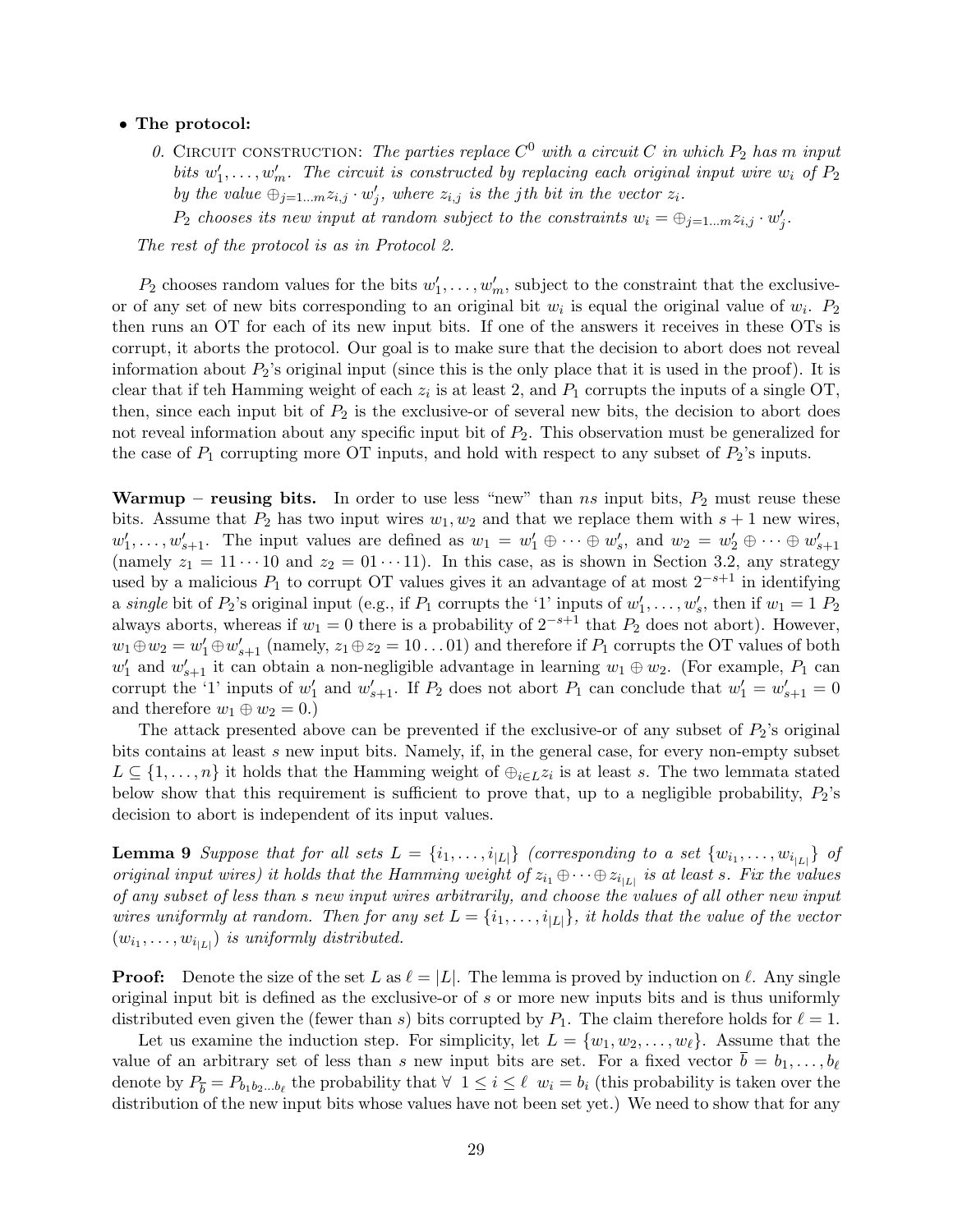- **The protocol:**

  0. Circuit construction: *The parties replace $C^0$ with a circuit $C$ in which $P_2$ has $m$ input bits $w'_1, \ldots, w'_m$. The circuit is constructed by replacing each original input wire $w_i$ of $P_2$ by the value $\oplus_{j=1\ldots m} z_{i,j} \cdot w'_j$, where $z_{i,j}$ is the $j$th bit in the vector $z_i$.*

     *$P_2$ chooses its new input at random subject to the constraints $w_i = \oplus_{j=1\ldots m} z_{i,j} \cdot w'_j$.*

  *The rest of the protocol is as in Protocol 2.*

$P_2$ chooses random values for the bits $w'_1, \ldots, w'_m$, subject to the constraint that the exclusive-or of any set of new bits corresponding to an original bit $w_i$ is equal the original value of $w_i$. $P_2$ then runs an OT for each of its new input bits. If one of the answers it receives in these OTs is corrupt, it aborts the protocol. Our goal is to make sure that the decision to abort does not reveal information about $P_2$'s original input (since this is the only place that it is used in the proof). It is clear that if teh Hamming weight of each $z_i$ is at least 2, and $P_1$ corrupts the inputs of a single OT, then, since each input bit of $P_2$ is the exclusive-or of several new bits, the decision to abort does not reveal information about any specific input bit of $P_2$. This observation must be generalized for the case of $P_1$ corrupting more OT inputs, and hold with respect to any subset of $P_2$'s inputs.

**Warmup – reusing bits.** In order to use less "new" than $ns$ input bits, $P_2$ must reuse these bits. Assume that $P_2$ has two input wires $w_1, w_2$ and that we replace them with $s+1$ new wires, $w'_1, \ldots, w'_{s+1}$. The input values are defined as $w_1 = w'_1 \oplus \cdots \oplus w'_s$, and $w_2 = w'_2 \oplus \cdots \oplus w'_{s+1}$ (namely $z_1 = 11\cdots10$ and $z_2 = 01\cdots11$). In this case, as is shown in Section 3.2, any strategy used by a malicious $P_1$ to corrupt OT values gives it an advantage of at most $2^{-s+1}$ in identifying a *single* bit of $P_2$'s original input (e.g., if $P_1$ corrupts the '1' inputs of $w'_1, \ldots, w'_s$, then if $w_1 = 1$ $P_2$ always aborts, whereas if $w_1 = 0$ there is a probability of $2^{-s+1}$ that $P_2$ does not abort). However, $w_1 \oplus w_2 = w'_1 \oplus w'_{s+1}$ (namely, $z_1 \oplus z_2 = 10\ldots01$) and therefore if $P_1$ corrupts the OT values of both $w'_1$ and $w'_{s+1}$ it can obtain a non-negligible advantage in learning $w_1 \oplus w_2$. (For example, $P_1$ can corrupt the '1' inputs of $w'_1$ and $w'_{s+1}$. If $P_2$ does not abort $P_1$ can conclude that $w'_1 = w'_{s+1} = 0$ and therefore $w_1 \oplus w_2 = 0$.)

The attack presented above can be prevented if the exclusive-or of any subset of $P_2$'s original bits contains at least $s$ new input bits. Namely, if, in the general case, for every non-empty subset $L \subseteq \{1, \ldots, n\}$ it holds that the Hamming weight of $\oplus_{i \in L} z_i$ is at least $s$. The two lemmata stated below show that this requirement is sufficient to prove that, up to a negligible probability, $P_2$'s decision to abort is independent of its input values.

**Lemma 9** *Suppose that for all sets $L = \{i_1, \ldots, i_{|L|}\}$ (corresponding to a set $\{w_{i_1}, \ldots, w_{i_{|L|}}\}$ of original input wires) it holds that the Hamming weight of $z_{i_1} \oplus \cdots \oplus z_{i_{|L|}}$ is at least $s$. Fix the values of any subset of less than $s$ new input wires arbitrarily, and choose the values of all other new input wires uniformly at random. Then for any set $L = \{i_1, \ldots, i_{|L|}\}$, it holds that the value of the vector $(w_{i_1}, \ldots, w_{i_{|L|}})$ is uniformly distributed.*

**Proof:** Denote the size of the set $L$ as $\ell = |L|$. The lemma is proved by induction on $\ell$. Any single original input bit is defined as the exclusive-or of $s$ or more new inputs bits and is thus uniformly distributed even given the (fewer than $s$) bits corrupted by $P_1$. The claim therefore holds for $\ell = 1$.

Let us examine the induction step. For simplicity, let $L = \{w_1, w_2, \ldots, w_\ell\}$. Assume that the value of an arbitrary set of less than $s$ new input bits are set. For a fixed vector $\overline{b} = b_1, \ldots, b_\ell$ denote by $P_{\overline{b}} = P_{b_1 b_2 \ldots b_\ell}$ the probability that $\forall\ 1 \le i \le \ell\ \ w_i = b_i$ (this probability is taken over the distribution of the new input bits whose values have not been set yet.) We need to show that for any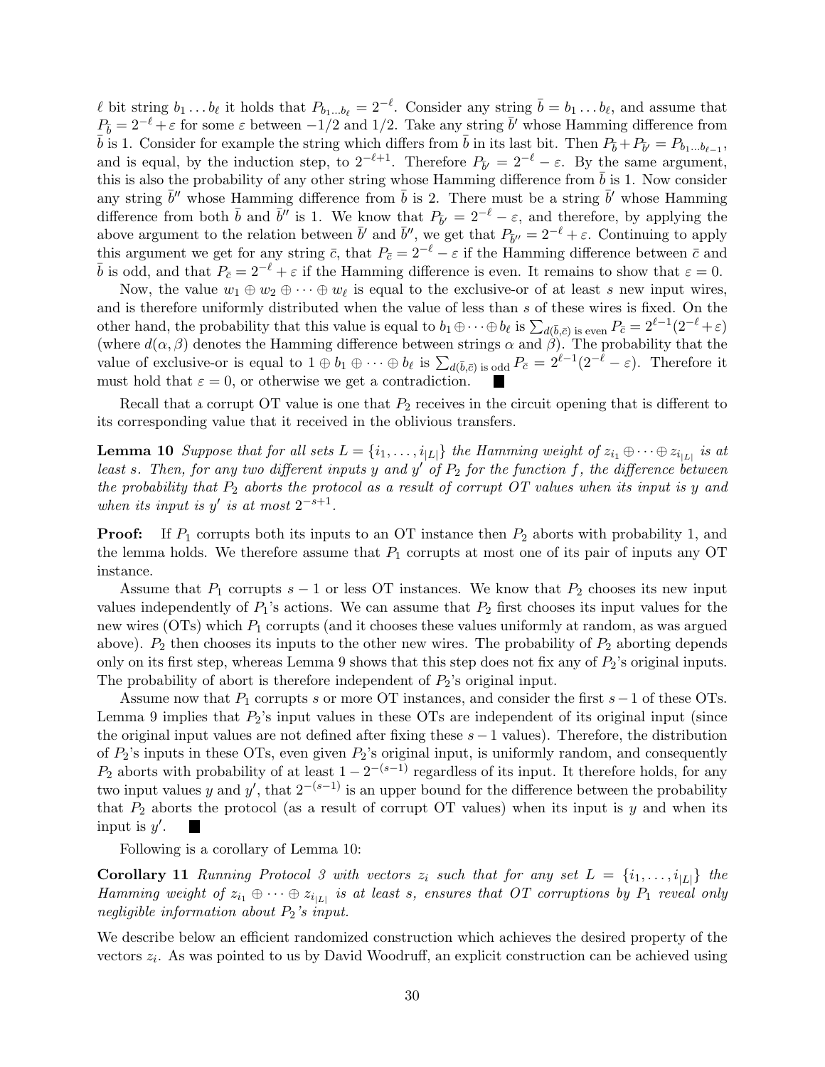$\ell$ bit string $b_1 \dots b_\ell$ it holds that $P_{b_1 \dots b_\ell} = 2^{-\ell}$. Consider any string $\bar{b} = b_1 \dots b_\ell$, and assume that $P_{\bar{b}} = 2^{-\ell} + \varepsilon$ for some $\varepsilon$ between $-1/2$ and $1/2$. Take any string $\bar{b}'$ whose Hamming difference from $\bar{b}$ is 1. Consider for example the string which differs from $\bar{b}$ in its last bit. Then $P_{\bar{b}} + P_{\bar{b}'} = P_{b_1 \dots b_{\ell-1}}$, and is equal, by the induction step, to $2^{-\ell+1}$. Therefore $P_{\bar{b}'} = 2^{-\ell} - \varepsilon$. By the same argument, this is also the probability of any other string whose Hamming difference from $\bar{b}$ is 1. Now consider any string $\bar{b}''$ whose Hamming difference from $\bar{b}$ is 2. There must be a string $\bar{b}'$ whose Hamming difference from both $\bar{b}$ and $\bar{b}''$ is 1. We know that $P_{\bar{b}'} = 2^{-\ell} - \varepsilon$, and therefore, by applying the above argument to the relation between $\bar{b}'$ and $\bar{b}''$, we get that $P_{\bar{b}''} = 2^{-\ell} + \varepsilon$. Continuing to apply this argument we get for any string $\bar{c}$, that $P_{\bar{c}} = 2^{-\ell} - \varepsilon$ if the Hamming difference between $\bar{c}$ and $\bar{b}$ is odd, and that $P_{\bar{c}} = 2^{-\ell} + \varepsilon$ if the Hamming difference is even. It remains to show that $\varepsilon = 0$.

Now, the value $w_1 \oplus w_2 \oplus \cdots \oplus w_\ell$ is equal to the exclusive-or of at least $s$ new input wires, and is therefore uniformly distributed when the value of less than $s$ of these wires is fixed. On the other hand, the probability that this value is equal to $b_1 \oplus \cdots \oplus b_\ell$ is $\sum_{d(\bar{b},\bar{c}) \text{ is even}} P_{\bar{c}} = 2^{\ell-1}(2^{-\ell} + \varepsilon)$ (where $d(\alpha, \beta)$ denotes the Hamming difference between strings $\alpha$ and $\beta$). The probability that the value of exclusive-or is equal to $1 \oplus b_1 \oplus \cdots \oplus b_\ell$ is $\sum_{d(\bar{b},\bar{c}) \text{ is odd}} P_{\bar{c}} = 2^{\ell-1}(2^{-\ell} - \varepsilon)$. Therefore it must hold that $\varepsilon = 0$, or otherwise we get a contradiction. ■

Recall that a corrupt OT value is one that $P_2$ receives in the circuit opening that is different to its corresponding value that it received in the oblivious transfers.

**Lemma 10** *Suppose that for all sets $L = \{i_1, \dots, i_{|L|}\}$ the Hamming weight of $z_{i_1} \oplus \cdots \oplus z_{i_{|L|}}$ is at least $s$. Then, for any two different inputs $y$ and $y'$ of $P_2$ for the function $f$, the difference between the probability that $P_2$ aborts the protocol as a result of corrupt OT values when its input is $y$ and when its input is $y'$ is at most $2^{-s+1}$.*

**Proof:** If $P_1$ corrupts both its inputs to an OT instance then $P_2$ aborts with probability 1, and the lemma holds. We therefore assume that $P_1$ corrupts at most one of its pair of inputs any OT instance.

Assume that $P_1$ corrupts $s-1$ or less OT instances. We know that $P_2$ chooses its new input values independently of $P_1$'s actions. We can assume that $P_2$ first chooses its input values for the new wires (OTs) which $P_1$ corrupts (and it chooses these values uniformly at random, as was argued above). $P_2$ then chooses its inputs to the other new wires. The probability of $P_2$ aborting depends only on its first step, whereas Lemma 9 shows that this step does not fix any of $P_2$'s original inputs. The probability of abort is therefore independent of $P_2$'s original input.

Assume now that $P_1$ corrupts $s$ or more OT instances, and consider the first $s-1$ of these OTs. Lemma 9 implies that $P_2$'s input values in these OTs are independent of its original input (since the original input values are not defined after fixing these $s-1$ values). Therefore, the distribution of $P_2$'s inputs in these OTs, even given $P_2$'s original input, is uniformly random, and consequently $P_2$ aborts with probability of at least $1 - 2^{-(s-1)}$ regardless of its input. It therefore holds, for any two input values $y$ and $y'$, that $2^{-(s-1)}$ is an upper bound for the difference between the probability that $P_2$ aborts the protocol (as a result of corrupt OT values) when its input is $y$ and when its input is $y'$. ■

Following is a corollary of Lemma 10:

**Corollary 11** *Running Protocol 3 with vectors $z_i$ such that for any set $L = \{i_1, \dots, i_{|L|}\}$ the Hamming weight of $z_{i_1} \oplus \cdots \oplus z_{i_{|L|}}$ is at least $s$, ensures that OT corruptions by $P_1$ reveal only negligible information about $P_2$'s input.*

We describe below an efficient randomized construction which achieves the desired property of the vectors $z_i$. As was pointed to us by David Woodruff, an explicit construction can be achieved using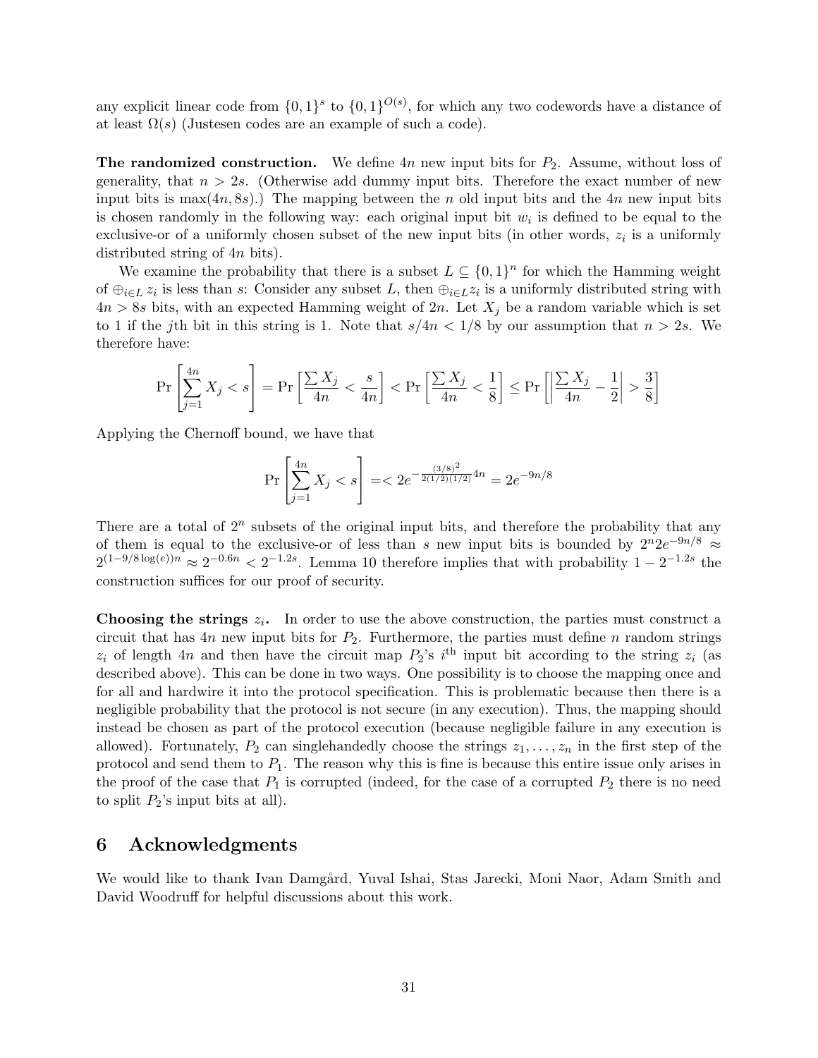any explicit linear code from $\{0,1\}^s$ to $\{0,1\}^{O(s)}$, for which any two codewords have a distance of at least $\Omega(s)$ (Justesen codes are an example of such a code).

**The randomized construction.** We define $4n$ new input bits for $P_2$. Assume, without loss of generality, that $n > 2s$. (Otherwise add dummy input bits. Therefore the exact number of new input bits is $\max(4n, 8s)$.) The mapping between the $n$ old input bits and the $4n$ new input bits is chosen randomly in the following way: each original input bit $w_i$ is defined to be equal to the exclusive-or of a uniformly chosen subset of the new input bits (in other words, $z_i$ is a uniformly distributed string of $4n$ bits).

We examine the probability that there is a subset $L \subseteq \{0,1\}^n$ for which the Hamming weight of $\oplus_{i\in L} z_i$ is less than $s$: Consider any subset $L$, then $\oplus_{i\in L} z_i$ is a uniformly distributed string with $4n > 8s$ bits, with an expected Hamming weight of $2n$. Let $X_j$ be a random variable which is set to 1 if the $j$th bit in this string is 1. Note that $s/4n < 1/8$ by our assumption that $n > 2s$. We therefore have:

$$\Pr\left[\sum_{j=1}^{4n} X_j < s\right] = \Pr\left[\frac{\sum X_j}{4n} < \frac{s}{4n}\right] < \Pr\left[\frac{\sum X_j}{4n} < \frac{1}{8}\right] \leq \Pr\left[\left|\frac{\sum X_j}{4n} - \frac{1}{2}\right| > \frac{3}{8}\right]$$

Applying the Chernoff bound, we have that

$$\Pr\left[\sum_{j=1}^{4n} X_j < s\right] =< 2e^{-\frac{(3/8)^2}{2(1/2)(1/2)}4n} = 2e^{-9n/8}$$

There are a total of $2^n$ subsets of the original input bits, and therefore the probability that any of them is equal to the exclusive-or of less than $s$ new input bits is bounded by $2^n 2e^{-9n/8} \approx 2^{(1-9/8\log(e))n} \approx 2^{-0.6n} < 2^{-1.2s}$. Lemma 10 therefore implies that with probability $1 - 2^{-1.2s}$ the construction suffices for our proof of security.

**Choosing the strings $z_i$.** In order to use the above construction, the parties must construct a circuit that has $4n$ new input bits for $P_2$. Furthermore, the parties must define $n$ random strings $z_i$ of length $4n$ and then have the circuit map $P_2$'s $i^{\text{th}}$ input bit according to the string $z_i$ (as described above). This can be done in two ways. One possibility is to choose the mapping once and for all and hardwire it into the protocol specification. This is problematic because then there is a negligible probability that the protocol is not secure (in any execution). Thus, the mapping should instead be chosen as part of the protocol execution (because negligible failure in any execution is allowed). Fortunately, $P_2$ can singlehandedly choose the strings $z_1, \ldots, z_n$ in the first step of the protocol and send them to $P_1$. The reason why this is fine is because this entire issue only arises in the proof of the case that $P_1$ is corrupted (indeed, for the case of a corrupted $P_2$ there is no need to split $P_2$'s input bits at all).

## 6 Acknowledgments

We would like to thank Ivan Damgård, Yuval Ishai, Stas Jarecki, Moni Naor, Adam Smith and David Woodruff for helpful discussions about this work.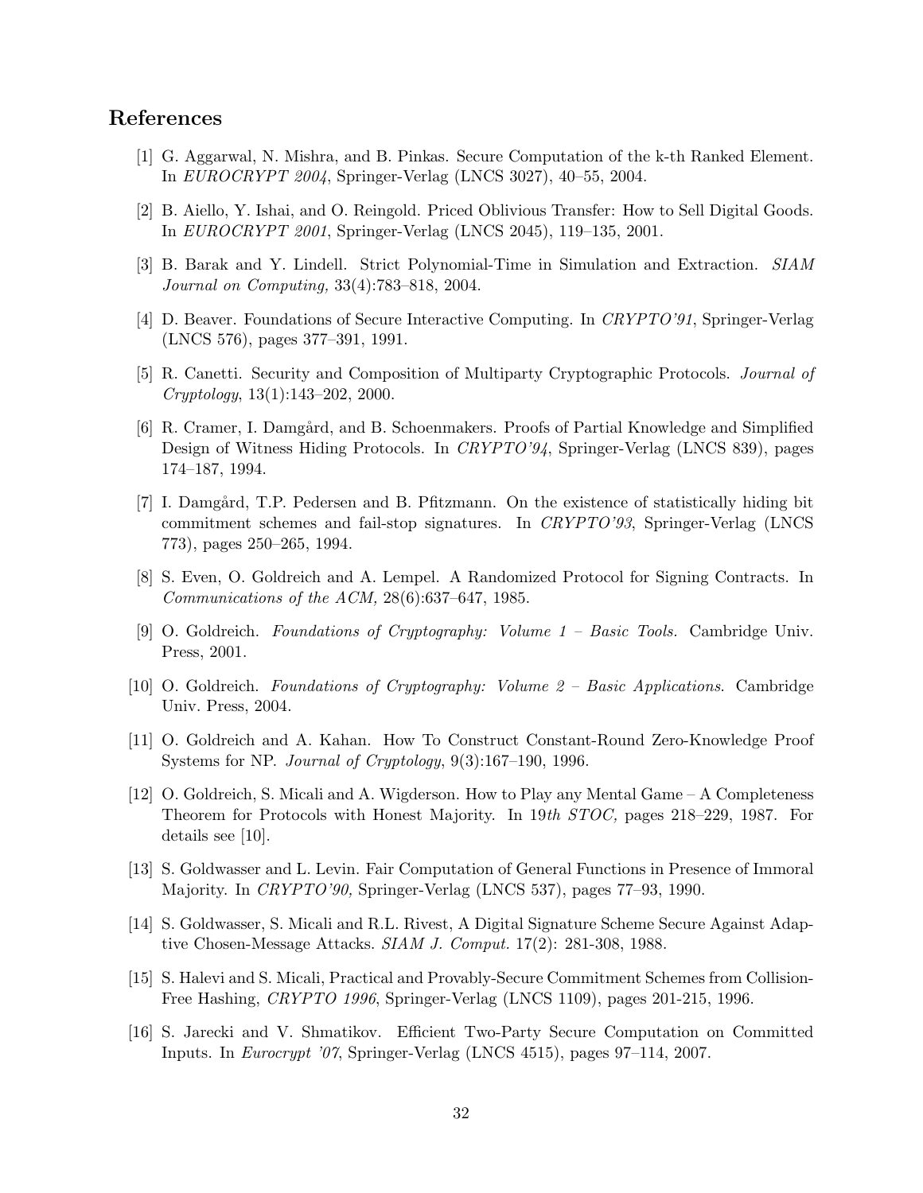## References

[1] G. Aggarwal, N. Mishra, and B. Pinkas. Secure Computation of the k-th Ranked Element. In *EUROCRYPT 2004*, Springer-Verlag (LNCS 3027), 40–55, 2004.

[2] B. Aiello, Y. Ishai, and O. Reingold. Priced Oblivious Transfer: How to Sell Digital Goods. In *EUROCRYPT 2001*, Springer-Verlag (LNCS 2045), 119–135, 2001.

[3] B. Barak and Y. Lindell. Strict Polynomial-Time in Simulation and Extraction. *SIAM Journal on Computing,* 33(4):783–818, 2004.

[4] D. Beaver. Foundations of Secure Interactive Computing. In *CRYPTO'91*, Springer-Verlag (LNCS 576), pages 377–391, 1991.

[5] R. Canetti. Security and Composition of Multiparty Cryptographic Protocols. *Journal of Cryptology*, 13(1):143–202, 2000.

[6] R. Cramer, I. Damgård, and B. Schoenmakers. Proofs of Partial Knowledge and Simplified Design of Witness Hiding Protocols. In *CRYPTO'94*, Springer-Verlag (LNCS 839), pages 174–187, 1994.

[7] I. Damgård, T.P. Pedersen and B. Pfitzmann. On the existence of statistically hiding bit commitment schemes and fail-stop signatures. In *CRYPTO'93*, Springer-Verlag (LNCS 773), pages 250–265, 1994.

[8] S. Even, O. Goldreich and A. Lempel. A Randomized Protocol for Signing Contracts. In *Communications of the ACM,* 28(6):637–647, 1985.

[9] O. Goldreich. *Foundations of Cryptography: Volume 1 – Basic Tools.* Cambridge Univ. Press, 2001.

[10] O. Goldreich. *Foundations of Cryptography: Volume 2 – Basic Applications*. Cambridge Univ. Press, 2004.

[11] O. Goldreich and A. Kahan. How To Construct Constant-Round Zero-Knowledge Proof Systems for NP. *Journal of Cryptology*, 9(3):167–190, 1996.

[12] O. Goldreich, S. Micali and A. Wigderson. How to Play any Mental Game – A Completeness Theorem for Protocols with Honest Majority. In 19*th STOC,* pages 218–229, 1987. For details see [10].

[13] S. Goldwasser and L. Levin. Fair Computation of General Functions in Presence of Immoral Majority. In *CRYPTO'90,* Springer-Verlag (LNCS 537), pages 77–93, 1990.

[14] S. Goldwasser, S. Micali and R.L. Rivest, A Digital Signature Scheme Secure Against Adaptive Chosen-Message Attacks. *SIAM J. Comput.* 17(2): 281-308, 1988.

[15] S. Halevi and S. Micali, Practical and Provably-Secure Commitment Schemes from Collision-Free Hashing, *CRYPTO 1996*, Springer-Verlag (LNCS 1109), pages 201-215, 1996.

[16] S. Jarecki and V. Shmatikov. Efficient Two-Party Secure Computation on Committed Inputs. In *Eurocrypt '07*, Springer-Verlag (LNCS 4515), pages 97–114, 2007.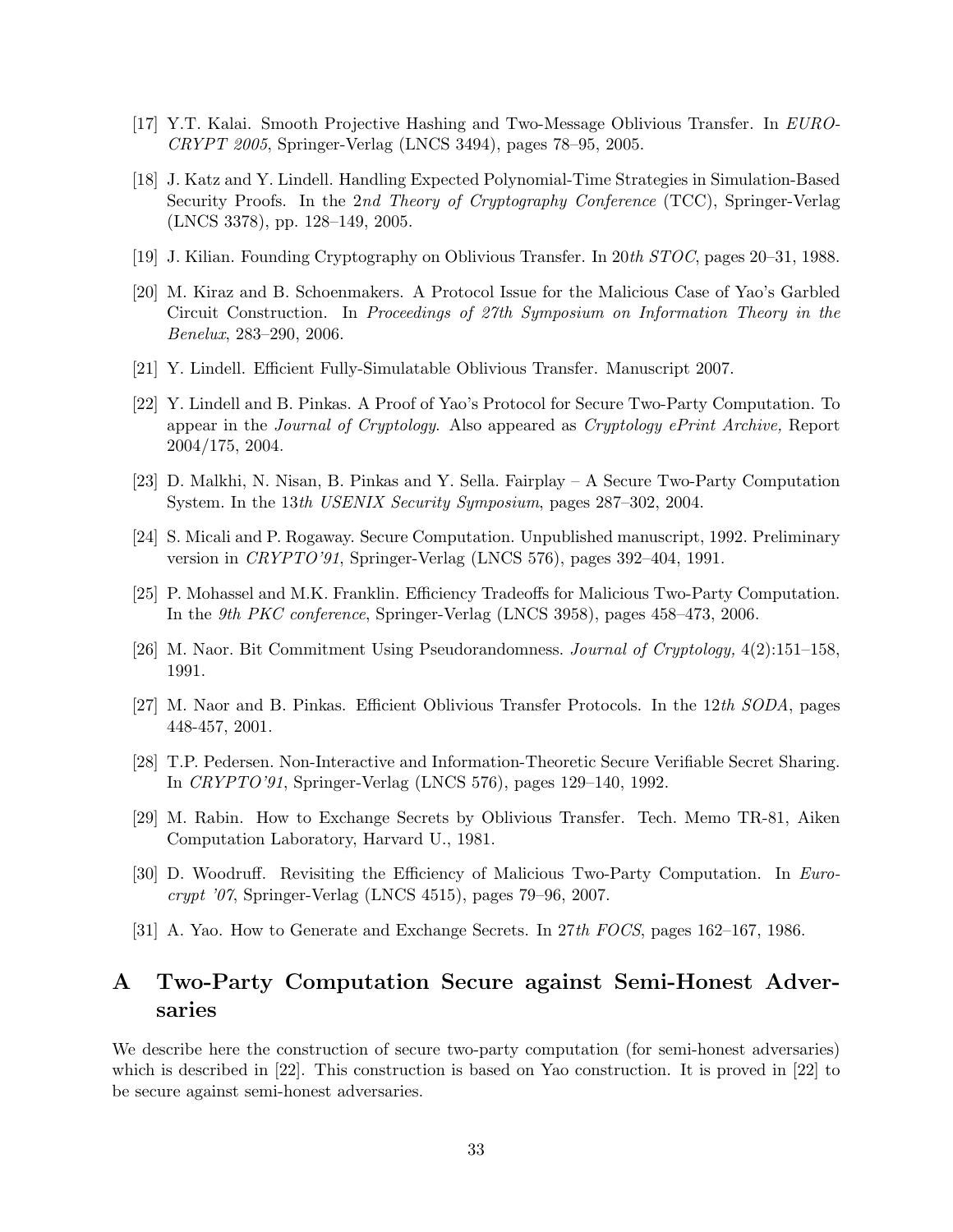[17] Y.T. Kalai. Smooth Projective Hashing and Two-Message Oblivious Transfer. In *EUROCRYPT 2005*, Springer-Verlag (LNCS 3494), pages 78–95, 2005.

[18] J. Katz and Y. Lindell. Handling Expected Polynomial-Time Strategies in Simulation-Based Security Proofs. In the 2*nd Theory of Cryptography Conference* (TCC), Springer-Verlag (LNCS 3378), pp. 128–149, 2005.

[19] J. Kilian. Founding Cryptography on Oblivious Transfer. In 20*th STOC*, pages 20–31, 1988.

[20] M. Kiraz and B. Schoenmakers. A Protocol Issue for the Malicious Case of Yao's Garbled Circuit Construction. In *Proceedings of 27th Symposium on Information Theory in the Benelux*, 283–290, 2006.

[21] Y. Lindell. Efficient Fully-Simulatable Oblivious Transfer. Manuscript 2007.

[22] Y. Lindell and B. Pinkas. A Proof of Yao's Protocol for Secure Two-Party Computation. To appear in the *Journal of Cryptology*. Also appeared as *Cryptology ePrint Archive,* Report 2004/175, 2004.

[23] D. Malkhi, N. Nisan, B. Pinkas and Y. Sella. Fairplay – A Secure Two-Party Computation System. In the 13*th USENIX Security Symposium*, pages 287–302, 2004.

[24] S. Micali and P. Rogaway. Secure Computation. Unpublished manuscript, 1992. Preliminary version in *CRYPTO'91*, Springer-Verlag (LNCS 576), pages 392–404, 1991.

[25] P. Mohassel and M.K. Franklin. Efficiency Tradeoffs for Malicious Two-Party Computation. In the *9th PKC conference*, Springer-Verlag (LNCS 3958), pages 458–473, 2006.

[26] M. Naor. Bit Commitment Using Pseudorandomness. *Journal of Cryptology,* 4(2):151–158, 1991.

[27] M. Naor and B. Pinkas. Efficient Oblivious Transfer Protocols. In the 12*th SODA*, pages 448-457, 2001.

[28] T.P. Pedersen. Non-Interactive and Information-Theoretic Secure Verifiable Secret Sharing. In *CRYPTO'91*, Springer-Verlag (LNCS 576), pages 129–140, 1992.

[29] M. Rabin. How to Exchange Secrets by Oblivious Transfer. Tech. Memo TR-81, Aiken Computation Laboratory, Harvard U., 1981.

[30] D. Woodruff. Revisiting the Efficiency of Malicious Two-Party Computation. In *Eurocrypt '07*, Springer-Verlag (LNCS 4515), pages 79–96, 2007.

[31] A. Yao. How to Generate and Exchange Secrets. In 27*th FOCS*, pages 162–167, 1986.

# A Two-Party Computation Secure against Semi-Honest Adversaries

We describe here the construction of secure two-party computation (for semi-honest adversaries) which is described in [22]. This construction is based on Yao construction. It is proved in [22] to be secure against semi-honest adversaries.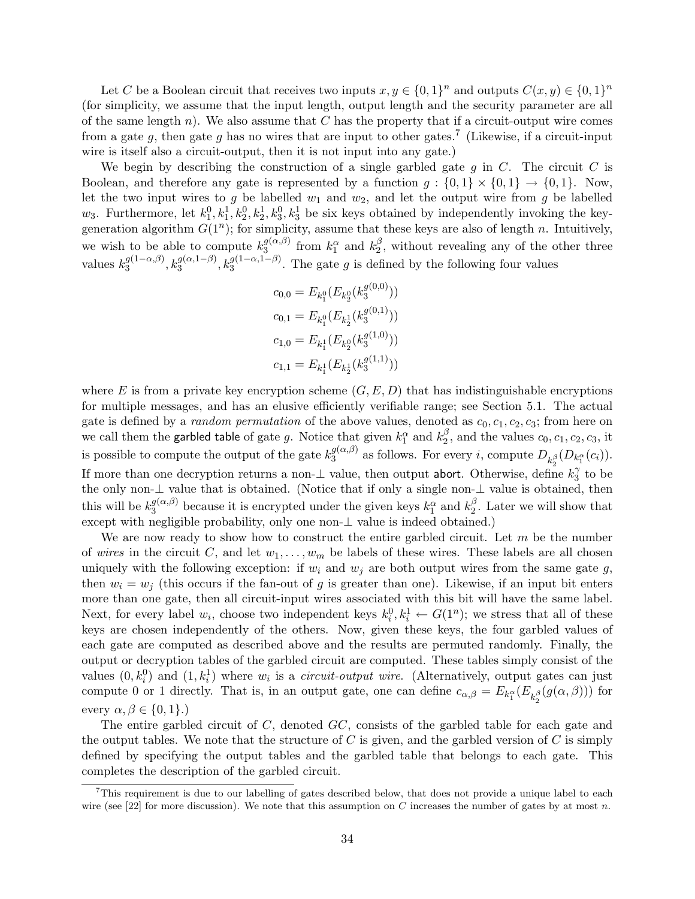Let $C$ be a Boolean circuit that receives two inputs $x, y \in \{0,1\}^n$ and outputs $C(x,y) \in \{0,1\}^n$ (for simplicity, we assume that the input length, output length and the security parameter are all of the same length $n$). We also assume that $C$ has the property that if a circuit-output wire comes from a gate $g$, then gate $g$ has no wires that are input to other gates.[7] (Likewise, if a circuit-input wire is itself also a circuit-output, then it is not input into any gate.)

We begin by describing the construction of a single garbled gate $g$ in $C$. The circuit $C$ is Boolean, and therefore any gate is represented by a function $g : \{0,1\} \times \{0,1\} \to \{0,1\}$. Now, let the two input wires to $g$ be labelled $w_1$ and $w_2$, and let the output wire from $g$ be labelled $w_3$. Furthermore, let $k_1^0, k_1^1, k_2^0, k_2^1, k_3^0, k_3^1$ be six keys obtained by independently invoking the key-generation algorithm $G(1^n)$; for simplicity, assume that these keys are also of length $n$. Intuitively, we wish to be able to compute $k_3^{g(\alpha,\beta)}$ from $k_1^\alpha$ and $k_2^\beta$, without revealing any of the other three values $k_3^{g(1-\alpha,\beta)}, k_3^{g(\alpha,1-\beta)}, k_3^{g(1-\alpha,1-\beta)}$. The gate $g$ is defined by the following four values

$$
\begin{aligned}
c_{0,0} &= E_{k_1^0}(E_{k_2^0}(k_3^{g(0,0)})) \\
c_{0,1} &= E_{k_1^0}(E_{k_2^1}(k_3^{g(0,1)})) \\
c_{1,0} &= E_{k_1^1}(E_{k_2^0}(k_3^{g(1,0)})) \\
c_{1,1} &= E_{k_1^1}(E_{k_2^1}(k_3^{g(1,1)}))
\end{aligned}
$$

where $E$ is from a private key encryption scheme $(G, E, D)$ that has indistinguishable encryptions for multiple messages, and has an elusive efficiently verifiable range; see Section 5.1. The actual gate is defined by a *random permutation* of the above values, denoted as $c_0, c_1, c_2, c_3$; from here on we call them the garbled table of gate $g$. Notice that given $k_1^\alpha$ and $k_2^\beta$, and the values $c_0, c_1, c_2, c_3$, it is possible to compute the output of the gate $k_3^{g(\alpha,\beta)}$ as follows. For every $i$, compute $D_{k_2^\beta}(D_{k_1^\alpha}(c_i))$. If more than one decryption returns a non-$\perp$ value, then output abort. Otherwise, define $k_3^\gamma$ to be the only non-$\perp$ value that is obtained. (Notice that if only a single non-$\perp$ value is obtained, then this will be $k_3^{g(\alpha,\beta)}$ because it is encrypted under the given keys $k_1^\alpha$ and $k_2^\beta$. Later we will show that except with negligible probability, only one non-$\perp$ value is indeed obtained.)

We are now ready to show how to construct the entire garbled circuit. Let $m$ be the number of *wires* in the circuit $C$, and let $w_1, \ldots, w_m$ be labels of these wires. These labels are all chosen uniquely with the following exception: if $w_i$ and $w_j$ are both output wires from the same gate $g$, then $w_i = w_j$ (this occurs if the fan-out of $g$ is greater than one). Likewise, if an input bit enters more than one gate, then all circuit-input wires associated with this bit will have the same label. Next, for every label $w_i$, choose two independent keys $k_i^0, k_i^1 \leftarrow G(1^n)$; we stress that all of these keys are chosen independently of the others. Now, given these keys, the four garbled values of each gate are computed as described above and the results are permuted randomly. Finally, the output or decryption tables of the garbled circuit are computed. These tables simply consist of the values $(0, k_i^0)$ and $(1, k_i^1)$ where $w_i$ is a *circuit-output wire*. (Alternatively, output gates can just compute 0 or 1 directly. That is, in an output gate, one can define $c_{\alpha,\beta} = E_{k_1^\alpha}(E_{k_2^\beta}(g(\alpha,\beta)))$ for every $\alpha, \beta \in \{0,1\}$.)

The entire garbled circuit of $C$, denoted $GC$, consists of the garbled table for each gate and the output tables. We note that the structure of $C$ is given, and the garbled version of $C$ is simply defined by specifying the output tables and the garbled table that belongs to each gate. This completes the description of the garbled circuit.

[7] This requirement is due to our labelling of gates described below, that does not provide a unique label to each wire (see [22] for more discussion). We note that this assumption on $C$ increases the number of gates by at most $n$.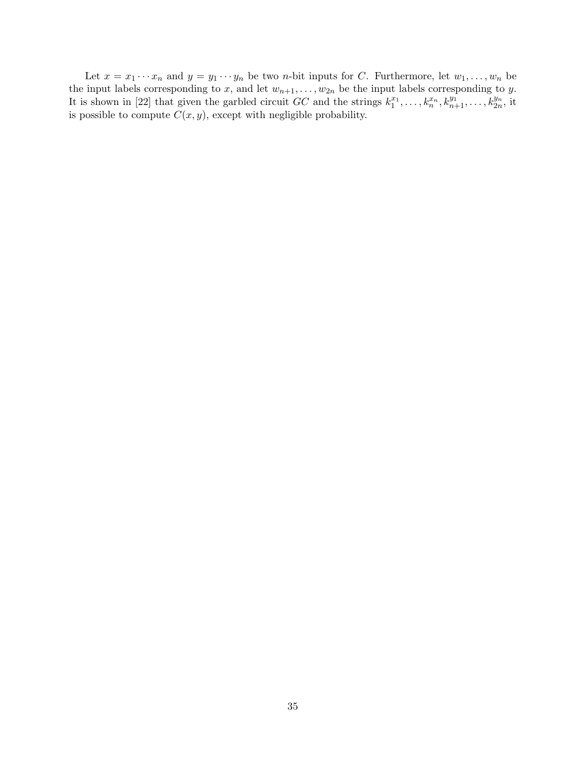Let $x = x_1 \cdots x_n$ and $y = y_1 \cdots y_n$ be two $n$-bit inputs for $C$. Furthermore, let $w_1, \ldots, w_n$ be the input labels corresponding to $x$, and let $w_{n+1}, \ldots, w_{2n}$ be the input labels corresponding to $y$. It is shown in [22] that given the garbled circuit $GC$ and the strings $k_1^{x_1}, \ldots, k_n^{x_n}, k_{n+1}^{y_1}, \ldots, k_{2n}^{y_n}$, it is possible to compute $C(x, y)$, except with negligible probability.